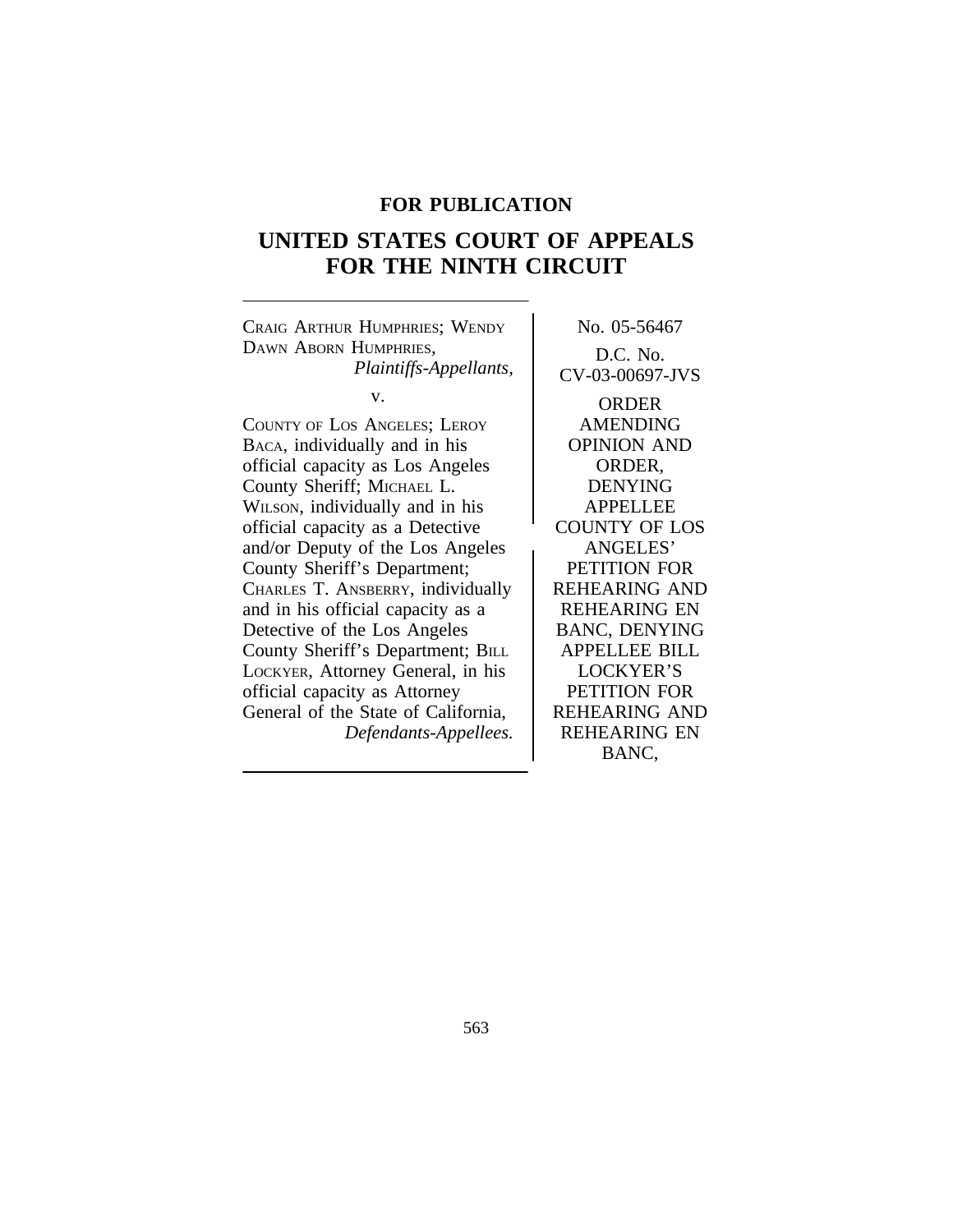**FOR PUBLICATION**

# UNITED STATES COURT OF APPEALS
# FOR THE NINTH CIRCUIT

CRAIG ARTHUR HUMPHRIES; WENDY DAWN ABORN HUMPHRIES,
*Plaintiffs-Appellants,*

v.

COUNTY OF LOS ANGELES; LEROY BACA, individually and in his official capacity as Los Angeles County Sheriff; MICHAEL L. WILSON, individually and in his official capacity as a Detective and/or Deputy of the Los Angeles County Sheriff's Department; CHARLES T. ANSBERRY, individually and in his official capacity as a Detective of the Los Angeles County Sheriff's Department; BILL LOCKYER, Attorney General, in his official capacity as Attorney General of the State of California,
*Defendants-Appellees.*

No. 05-56467

D.C. No.
CV-03-00697-JVS

ORDER AMENDING OPINION AND ORDER, DENYING APPELLEE COUNTY OF LOS ANGELES' PETITION FOR REHEARING AND REHEARING EN BANC, DENYING APPELLEE BILL LOCKYER'S PETITION FOR REHEARING AND REHEARING EN BANC,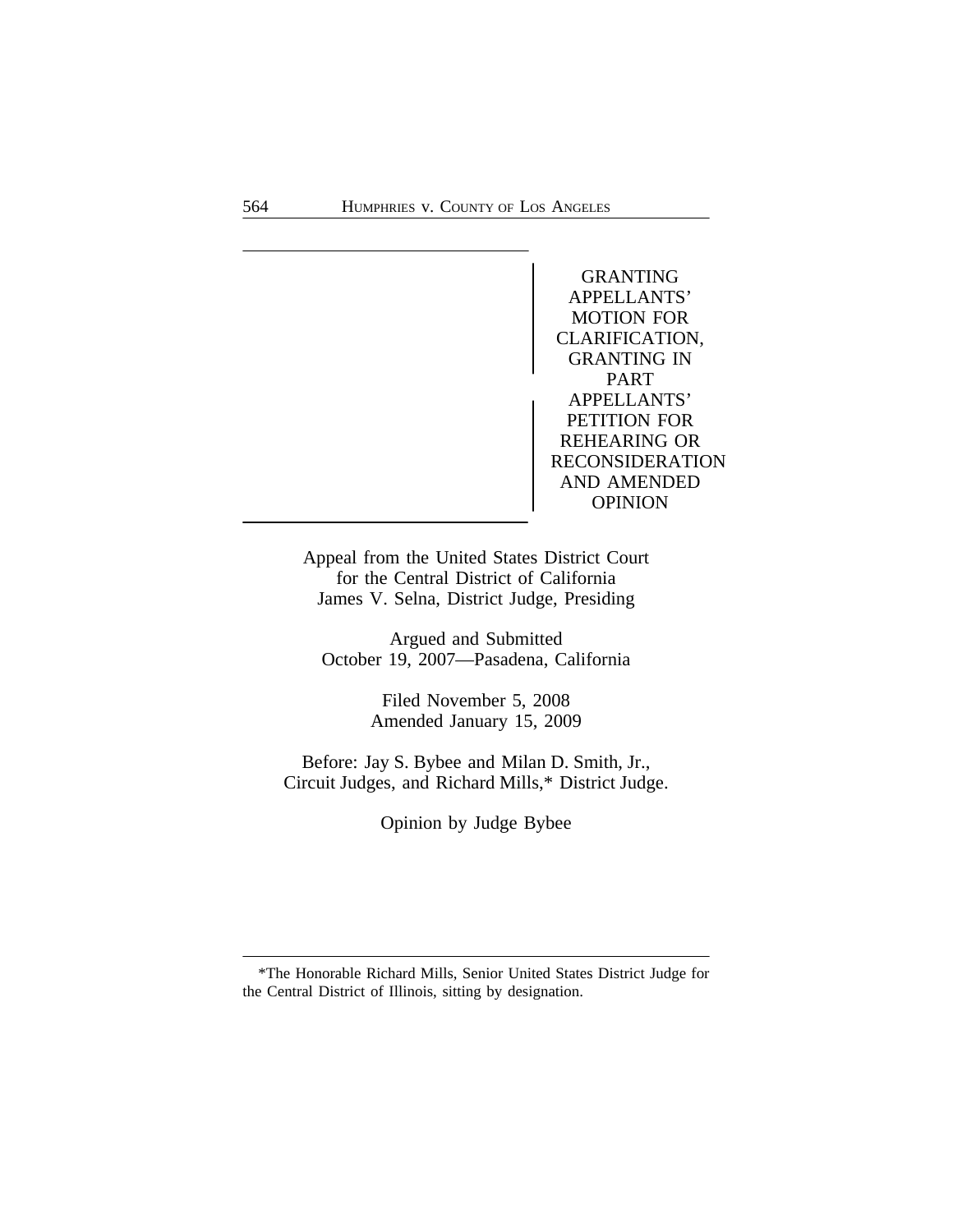GRANTING APPELLANTS' MOTION FOR CLARIFICATION, GRANTING IN PART APPELLANTS' PETITION FOR REHEARING OR RECONSIDERATION AND AMENDED OPINION

Appeal from the United States District Court
for the Central District of California
James V. Selna, District Judge, Presiding

Argued and Submitted
October 19, 2007—Pasadena, California

Filed November 5, 2008
Amended January 15, 2009

Before: Jay S. Bybee and Milan D. Smith, Jr.,
Circuit Judges, and Richard Mills,* District Judge.

Opinion by Judge Bybee

---

*The Honorable Richard Mills, Senior United States District Judge for the Central District of Illinois, sitting by designation.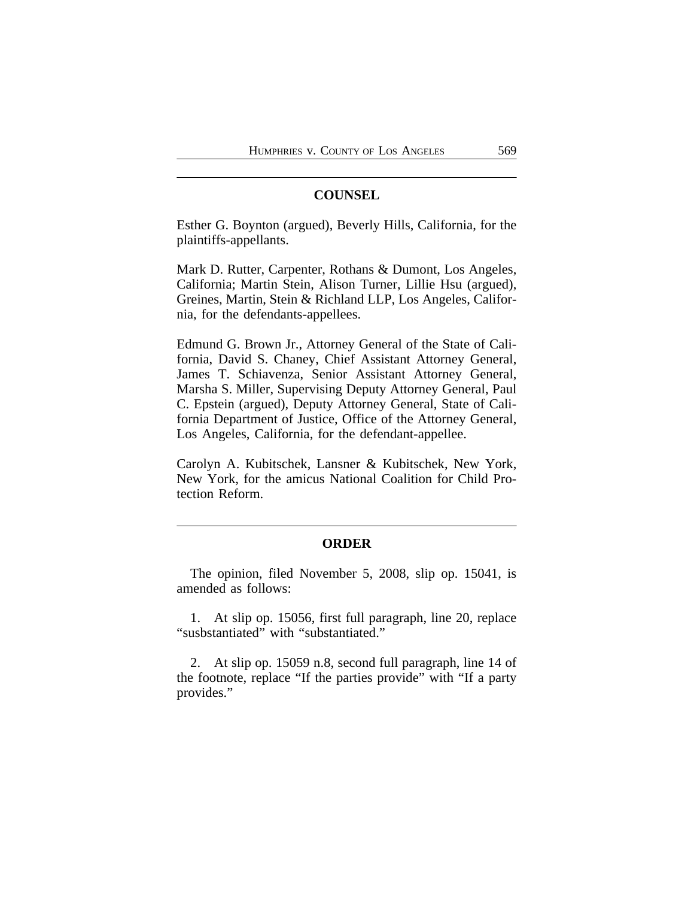## COUNSEL

Esther G. Boynton (argued), Beverly Hills, California, for the plaintiffs-appellants.

Mark D. Rutter, Carpenter, Rothans & Dumont, Los Angeles, California; Martin Stein, Alison Turner, Lillie Hsu (argued), Greines, Martin, Stein & Richland LLP, Los Angeles, California, for the defendants-appellees.

Edmund G. Brown Jr., Attorney General of the State of California, David S. Chaney, Chief Assistant Attorney General, James T. Schiavenza, Senior Assistant Attorney General, Marsha S. Miller, Supervising Deputy Attorney General, Paul C. Epstein (argued), Deputy Attorney General, State of California Department of Justice, Office of the Attorney General, Los Angeles, California, for the defendant-appellee.

Carolyn A. Kubitschek, Lansner & Kubitschek, New York, New York, for the amicus National Coalition for Child Protection Reform.

## ORDER

The opinion, filed November 5, 2008, slip op. 15041, is amended as follows:

1. At slip op. 15056, first full paragraph, line 20, replace "susbstantiated" with "substantiated."

2. At slip op. 15059 n.8, second full paragraph, line 14 of the footnote, replace "If the parties provide" with "If a party provides."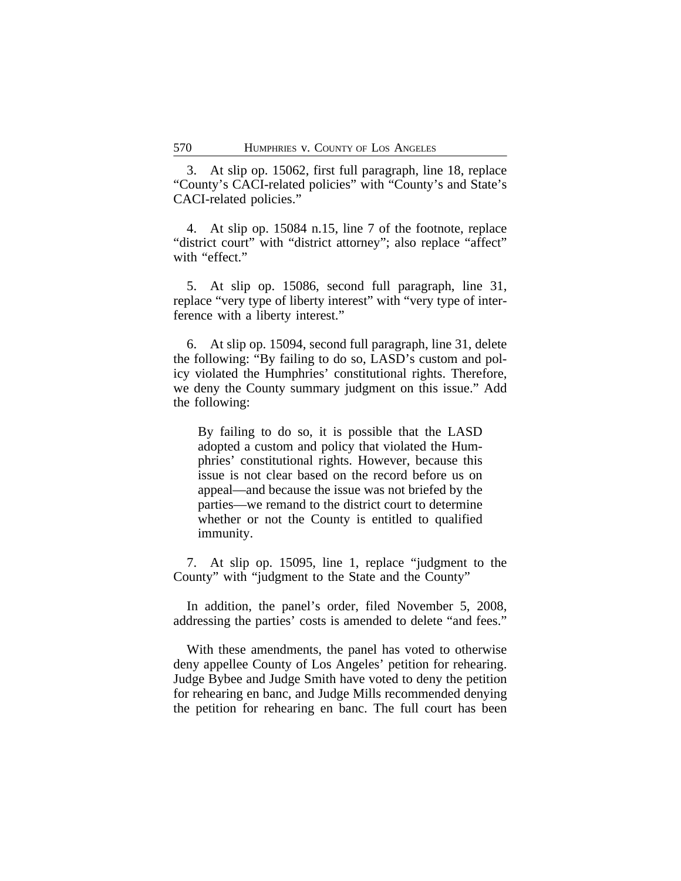3. At slip op. 15062, first full paragraph, line 18, replace "County's CACI-related policies" with "County's and State's CACI-related policies."

4. At slip op. 15084 n.15, line 7 of the footnote, replace "district court" with "district attorney"; also replace "affect" with "effect."

5. At slip op. 15086, second full paragraph, line 31, replace "very type of liberty interest" with "very type of interference with a liberty interest."

6. At slip op. 15094, second full paragraph, line 31, delete the following: "By failing to do so, LASD's custom and policy violated the Humphries' constitutional rights. Therefore, we deny the County summary judgment on this issue." Add the following:

> By failing to do so, it is possible that the LASD adopted a custom and policy that violated the Humphries' constitutional rights. However, because this issue is not clear based on the record before us on appeal—and because the issue was not briefed by the parties—we remand to the district court to determine whether or not the County is entitled to qualified immunity.

7. At slip op. 15095, line 1, replace "judgment to the County" with "judgment to the State and the County"

In addition, the panel's order, filed November 5, 2008, addressing the parties' costs is amended to delete "and fees."

With these amendments, the panel has voted to otherwise deny appellee County of Los Angeles' petition for rehearing. Judge Bybee and Judge Smith have voted to deny the petition for rehearing en banc, and Judge Mills recommended denying the petition for rehearing en banc. The full court has been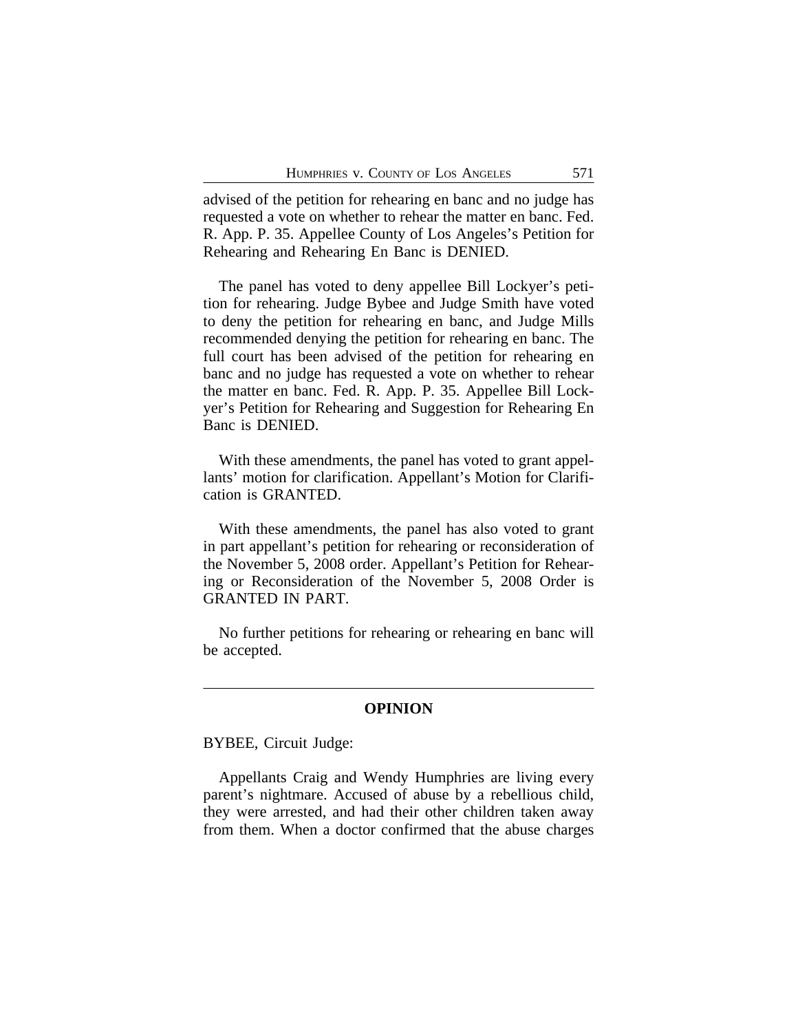advised of the petition for rehearing en banc and no judge has requested a vote on whether to rehear the matter en banc. Fed. R. App. P. 35. Appellee County of Los Angeles's Petition for Rehearing and Rehearing En Banc is DENIED.

The panel has voted to deny appellee Bill Lockyer's petition for rehearing. Judge Bybee and Judge Smith have voted to deny the petition for rehearing en banc, and Judge Mills recommended denying the petition for rehearing en banc. The full court has been advised of the petition for rehearing en banc and no judge has requested a vote on whether to rehear the matter en banc. Fed. R. App. P. 35. Appellee Bill Lockyer's Petition for Rehearing and Suggestion for Rehearing En Banc is DENIED.

With these amendments, the panel has voted to grant appellants' motion for clarification. Appellant's Motion for Clarification is GRANTED.

With these amendments, the panel has also voted to grant in part appellant's petition for rehearing or reconsideration of the November 5, 2008 order. Appellant's Petition for Rehearing or Reconsideration of the November 5, 2008 Order is GRANTED IN PART.

No further petitions for rehearing or rehearing en banc will be accepted.

---

## OPINION

BYBEE, Circuit Judge:

Appellants Craig and Wendy Humphries are living every parent's nightmare. Accused of abuse by a rebellious child, they were arrested, and had their other children taken away from them. When a doctor confirmed that the abuse charges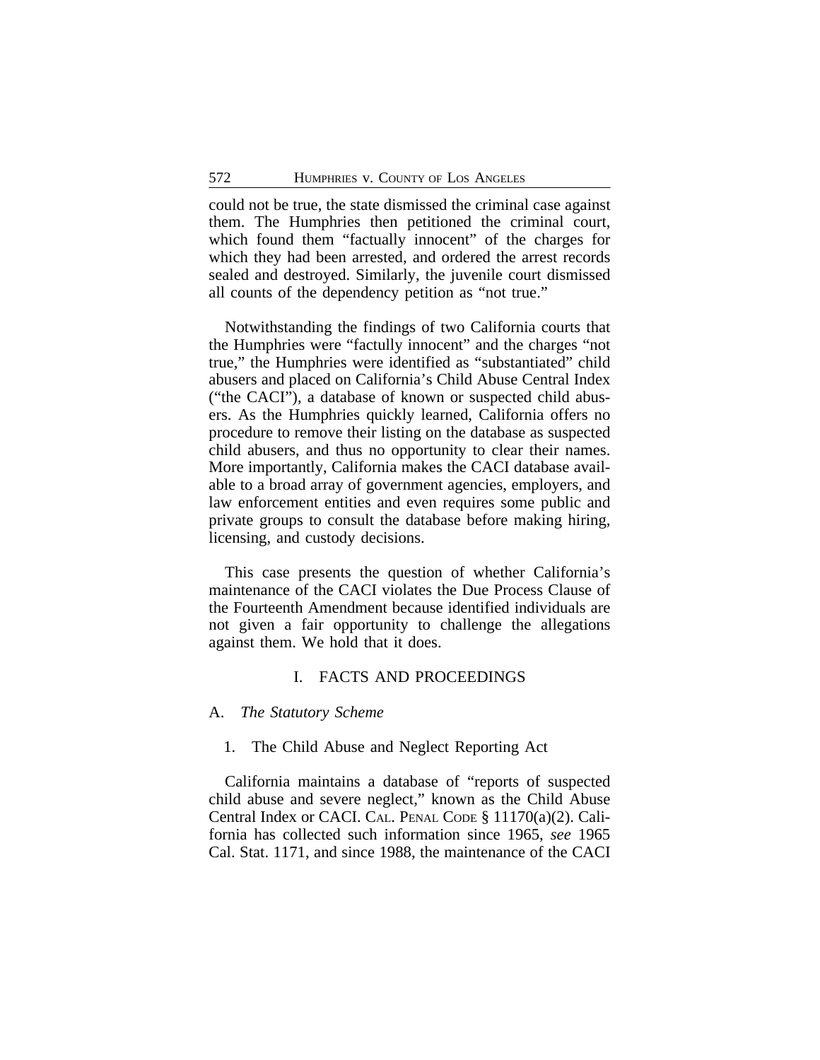could not be true, the state dismissed the criminal case against them. The Humphries then petitioned the criminal court, which found them "factually innocent" of the charges for which they had been arrested, and ordered the arrest records sealed and destroyed. Similarly, the juvenile court dismissed all counts of the dependency petition as "not true."

Notwithstanding the findings of two California courts that the Humphries were "factully innocent" and the charges "not true," the Humphries were identified as "substantiated" child abusers and placed on California's Child Abuse Central Index ("the CACI"), a database of known or suspected child abusers. As the Humphries quickly learned, California offers no procedure to remove their listing on the database as suspected child abusers, and thus no opportunity to clear their names. More importantly, California makes the CACI database available to a broad array of government agencies, employers, and law enforcement entities and even requires some public and private groups to consult the database before making hiring, licensing, and custody decisions.

This case presents the question of whether California's maintenance of the CACI violates the Due Process Clause of the Fourteenth Amendment because identified individuals are not given a fair opportunity to challenge the allegations against them. We hold that it does.

## I. FACTS AND PROCEEDINGS

### A. *The Statutory Scheme*

#### 1. The Child Abuse and Neglect Reporting Act

California maintains a database of "reports of suspected child abuse and severe neglect," known as the Child Abuse Central Index or CACI. CAL. PENAL CODE § 11170(a)(2). California has collected such information since 1965, *see* 1965 Cal. Stat. 1171, and since 1988, the maintenance of the CACI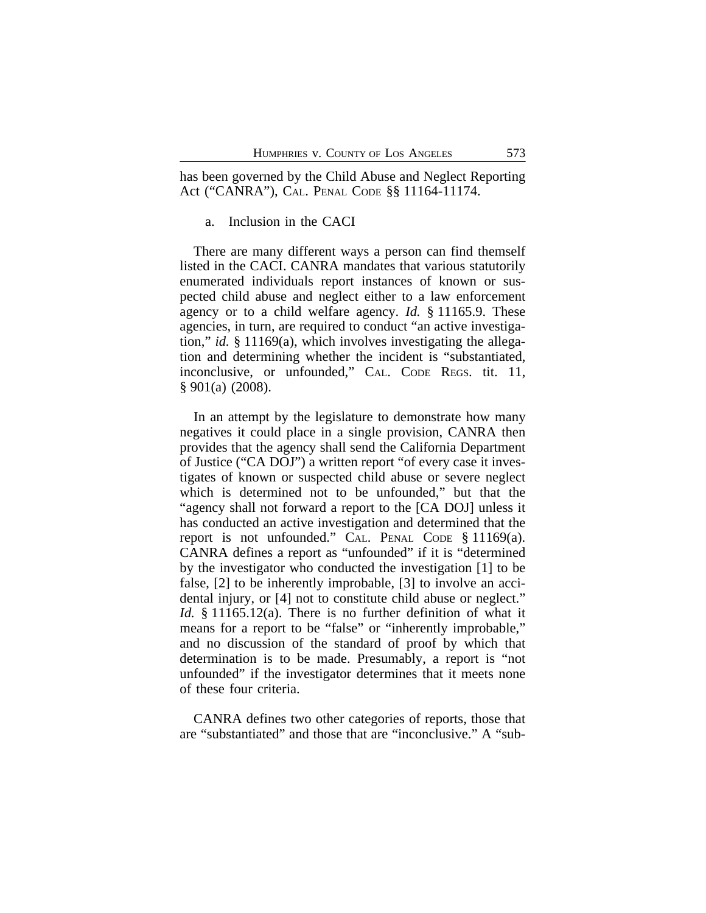has been governed by the Child Abuse and Neglect Reporting Act ("CANRA"), CAL. PENAL CODE §§ 11164-11174.

a. Inclusion in the CACI

There are many different ways a person can find themself listed in the CACI. CANRA mandates that various statutorily enumerated individuals report instances of known or suspected child abuse and neglect either to a law enforcement agency or to a child welfare agency. *Id.* § 11165.9. These agencies, in turn, are required to conduct "an active investigation," *id.* § 11169(a), which involves investigating the allegation and determining whether the incident is "substantiated, inconclusive, or unfounded," CAL. CODE REGS. tit. 11, § 901(a) (2008).

In an attempt by the legislature to demonstrate how many negatives it could place in a single provision, CANRA then provides that the agency shall send the California Department of Justice ("CA DOJ") a written report "of every case it investigates of known or suspected child abuse or severe neglect which is determined not to be unfounded," but that the "agency shall not forward a report to the [CA DOJ] unless it has conducted an active investigation and determined that the report is not unfounded." CAL. PENAL CODE § 11169(a). CANRA defines a report as "unfounded" if it is "determined by the investigator who conducted the investigation [1] to be false, [2] to be inherently improbable, [3] to involve an accidental injury, or [4] not to constitute child abuse or neglect." *Id.* § 11165.12(a). There is no further definition of what it means for a report to be "false" or "inherently improbable," and no discussion of the standard of proof by which that determination is to be made. Presumably, a report is "not unfounded" if the investigator determines that it meets none of these four criteria.

CANRA defines two other categories of reports, those that are "substantiated" and those that are "inconclusive." A "sub-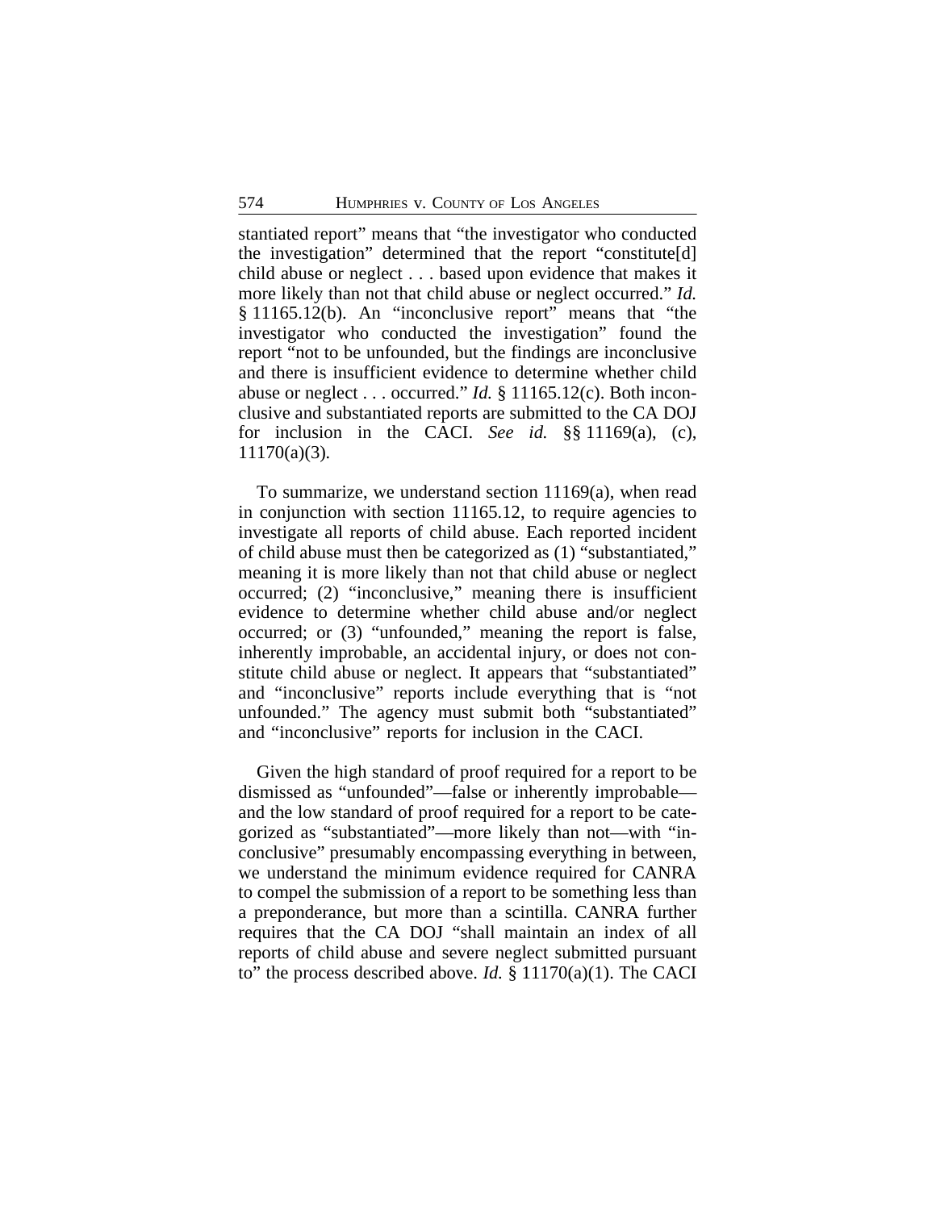stantiated report" means that "the investigator who conducted the investigation" determined that the report "constitute[d] child abuse or neglect . . . based upon evidence that makes it more likely than not that child abuse or neglect occurred." *Id.* § 11165.12(b). An "inconclusive report" means that "the investigator who conducted the investigation" found the report "not to be unfounded, but the findings are inconclusive and there is insufficient evidence to determine whether child abuse or neglect . . . occurred." *Id.* § 11165.12(c). Both inconclusive and substantiated reports are submitted to the CA DOJ for inclusion in the CACI. *See id.* §§ 11169(a), (c), 11170(a)(3).

To summarize, we understand section 11169(a), when read in conjunction with section 11165.12, to require agencies to investigate all reports of child abuse. Each reported incident of child abuse must then be categorized as (1) "substantiated," meaning it is more likely than not that child abuse or neglect occurred; (2) "inconclusive," meaning there is insufficient evidence to determine whether child abuse and/or neglect occurred; or (3) "unfounded," meaning the report is false, inherently improbable, an accidental injury, or does not constitute child abuse or neglect. It appears that "substantiated" and "inconclusive" reports include everything that is "not unfounded." The agency must submit both "substantiated" and "inconclusive" reports for inclusion in the CACI.

Given the high standard of proof required for a report to be dismissed as "unfounded"—false or inherently improbable—and the low standard of proof required for a report to be categorized as "substantiated"—more likely than not—with "inconclusive" presumably encompassing everything in between, we understand the minimum evidence required for CANRA to compel the submission of a report to be something less than a preponderance, but more than a scintilla. CANRA further requires that the CA DOJ "shall maintain an index of all reports of child abuse and severe neglect submitted pursuant to" the process described above. *Id.* § 11170(a)(1). The CACI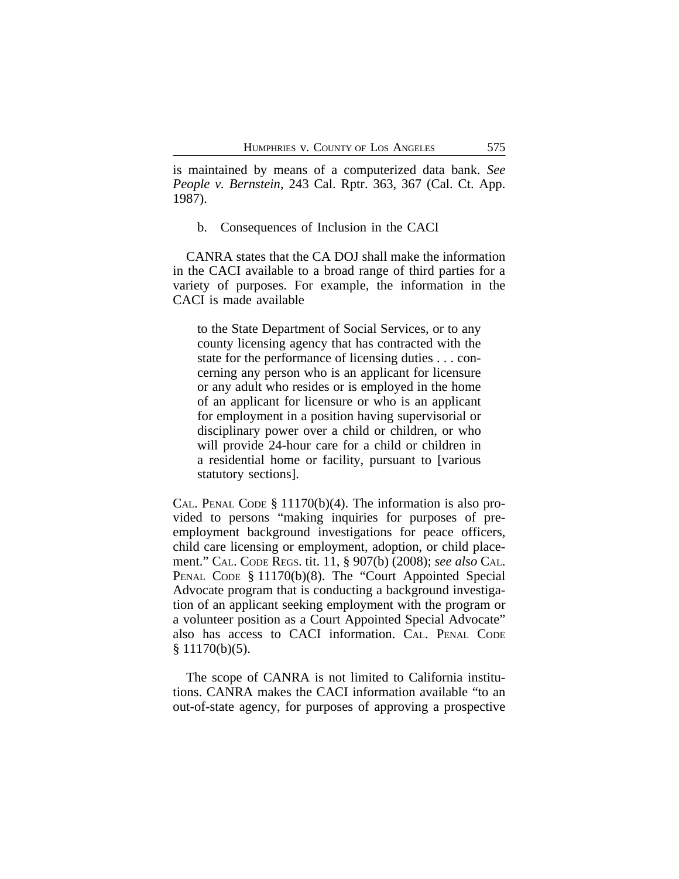is maintained by means of a computerized data bank. *See People v. Bernstein*, 243 Cal. Rptr. 363, 367 (Cal. Ct. App. 1987).

b. Consequences of Inclusion in the CACI

CANRA states that the CA DOJ shall make the information in the CACI available to a broad range of third parties for a variety of purposes. For example, the information in the CACI is made available

> to the State Department of Social Services, or to any county licensing agency that has contracted with the state for the performance of licensing duties . . . concerning any person who is an applicant for licensure or any adult who resides or is employed in the home of an applicant for licensure or who is an applicant for employment in a position having supervisorial or disciplinary power over a child or children, or who will provide 24-hour care for a child or children in a residential home or facility, pursuant to [various statutory sections].

CAL. PENAL CODE § 11170(b)(4). The information is also provided to persons "making inquiries for purposes of pre-employment background investigations for peace officers, child care licensing or employment, adoption, or child placement." CAL. CODE REGS. tit. 11, § 907(b) (2008); *see also* CAL. PENAL CODE § 11170(b)(8). The "Court Appointed Special Advocate program that is conducting a background investigation of an applicant seeking employment with the program or a volunteer position as a Court Appointed Special Advocate" also has access to CACI information. CAL. PENAL CODE § 11170(b)(5).

The scope of CANRA is not limited to California institutions. CANRA makes the CACI information available "to an out-of-state agency, for purposes of approving a prospective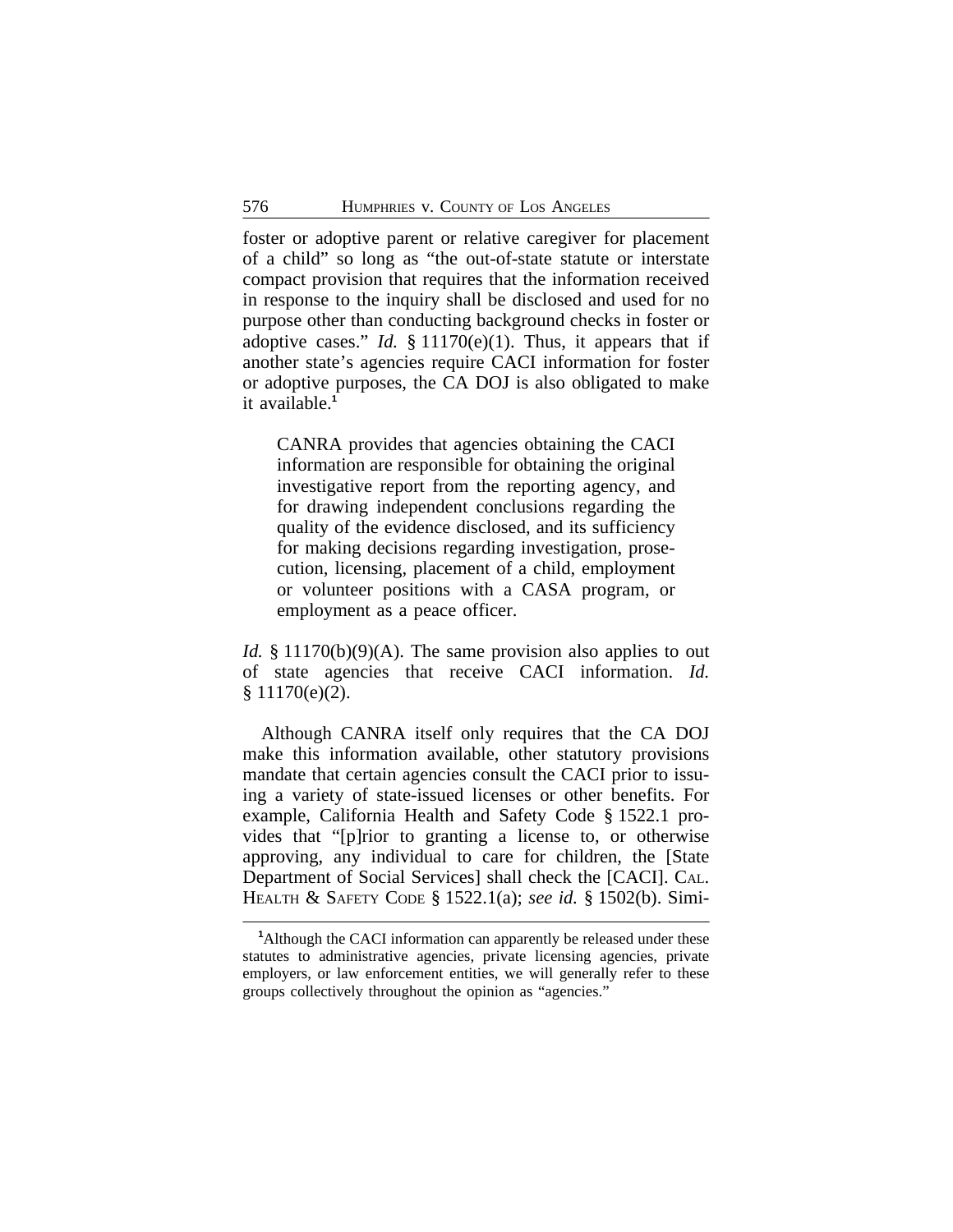foster or adoptive parent or relative caregiver for placement of a child" so long as "the out-of-state statute or interstate compact provision that requires that the information received in response to the inquiry shall be disclosed and used for no purpose other than conducting background checks in foster or adoptive cases." *Id.* § 11170(e)(1). Thus, it appears that if another state's agencies require CACI information for foster or adoptive purposes, the CA DOJ is also obligated to make it available.[1]

> CANRA provides that agencies obtaining the CACI information are responsible for obtaining the original investigative report from the reporting agency, and for drawing independent conclusions regarding the quality of the evidence disclosed, and its sufficiency for making decisions regarding investigation, prosecution, licensing, placement of a child, employment or volunteer positions with a CASA program, or employment as a peace officer.

*Id.* § 11170(b)(9)(A). The same provision also applies to out of state agencies that receive CACI information. *Id.* § 11170(e)(2).

Although CANRA itself only requires that the CA DOJ make this information available, other statutory provisions mandate that certain agencies consult the CACI prior to issuing a variety of state-issued licenses or other benefits. For example, California Health and Safety Code § 1522.1 provides that "[p]rior to granting a license to, or otherwise approving, any individual to care for children, the [State Department of Social Services] shall check the [CACI]. CAL. HEALTH & SAFETY CODE § 1522.1(a); *see id.* § 1502(b). Simi-

[1] Although the CACI information can apparently be released under these statutes to administrative agencies, private licensing agencies, private employers, or law enforcement entities, we will generally refer to these groups collectively throughout the opinion as "agencies."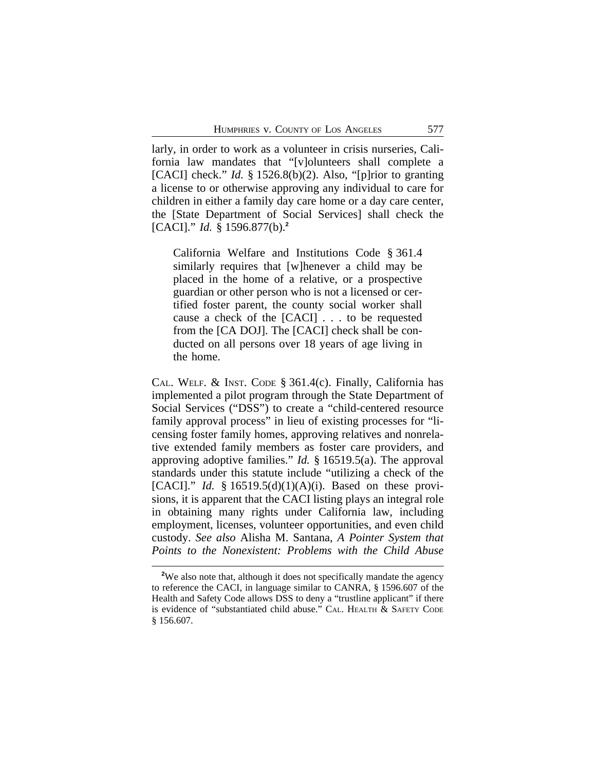larly, in order to work as a volunteer in crisis nurseries, California law mandates that "[v]olunteers shall complete a [CACI] check." *Id.* § 1526.8(b)(2). Also, "[p]rior to granting a license to or otherwise approving any individual to care for children in either a family day care home or a day care center, the [State Department of Social Services] shall check the [CACI]." *Id.* § 1596.877(b).[2]

> California Welfare and Institutions Code § 361.4 similarly requires that [w]henever a child may be placed in the home of a relative, or a prospective guardian or other person who is not a licensed or certified foster parent, the county social worker shall cause a check of the [CACI] . . . to be requested from the [CA DOJ]. The [CACI] check shall be conducted on all persons over 18 years of age living in the home.

CAL. WELF. & INST. CODE § 361.4(c). Finally, California has implemented a pilot program through the State Department of Social Services ("DSS") to create a "child-centered resource family approval process" in lieu of existing processes for "licensing foster family homes, approving relatives and nonrelative extended family members as foster care providers, and approving adoptive families." *Id.* § 16519.5(a). The approval standards under this statute include "utilizing a check of the [CACI]." *Id.* § 16519.5(d)(1)(A)(i). Based on these provisions, it is apparent that the CACI listing plays an integral role in obtaining many rights under California law, including employment, licenses, volunteer opportunities, and even child custody. *See also* Alisha M. Santana, *A Pointer System that Points to the Nonexistent: Problems with the Child Abuse*

[2]We also note that, although it does not specifically mandate the agency to reference the CACI, in language similar to CANRA, § 1596.607 of the Health and Safety Code allows DSS to deny a "trustline applicant" if there is evidence of "substantiated child abuse." CAL. HEALTH & SAFETY CODE § 156.607.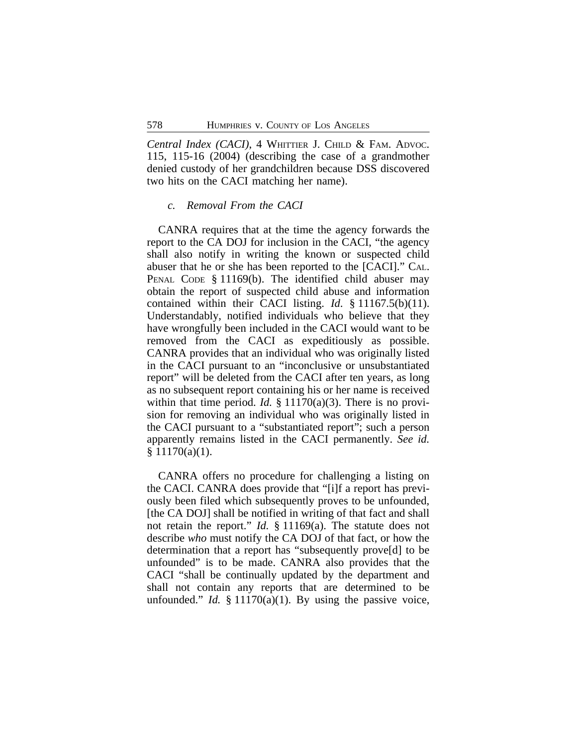*Central Index (CACI)*, 4 WHITTIER J. CHILD & FAM. ADVOC. 115, 115-16 (2004) (describing the case of a grandmother denied custody of her grandchildren because DSS discovered two hits on the CACI matching her name).

### *c. Removal From the CACI*

CANRA requires that at the time the agency forwards the report to the CA DOJ for inclusion in the CACI, "the agency shall also notify in writing the known or suspected child abuser that he or she has been reported to the [CACI]." CAL. PENAL CODE § 11169(b). The identified child abuser may obtain the report of suspected child abuse and information contained within their CACI listing. *Id.* § 11167.5(b)(11). Understandably, notified individuals who believe that they have wrongfully been included in the CACI would want to be removed from the CACI as expeditiously as possible. CANRA provides that an individual who was originally listed in the CACI pursuant to an "inconclusive or unsubstantiated report" will be deleted from the CACI after ten years, as long as no subsequent report containing his or her name is received within that time period. *Id.* § 11170(a)(3). There is no provision for removing an individual who was originally listed in the CACI pursuant to a "substantiated report"; such a person apparently remains listed in the CACI permanently. *See id.* § 11170(a)(1).

CANRA offers no procedure for challenging a listing on the CACI. CANRA does provide that "[i]f a report has previously been filed which subsequently proves to be unfounded, [the CA DOJ] shall be notified in writing of that fact and shall not retain the report." *Id.* § 11169(a). The statute does not describe *who* must notify the CA DOJ of that fact, or how the determination that a report has "subsequently prove[d] to be unfounded" is to be made. CANRA also provides that the CACI "shall be continually updated by the department and shall not contain any reports that are determined to be unfounded." *Id.* § 11170(a)(1). By using the passive voice,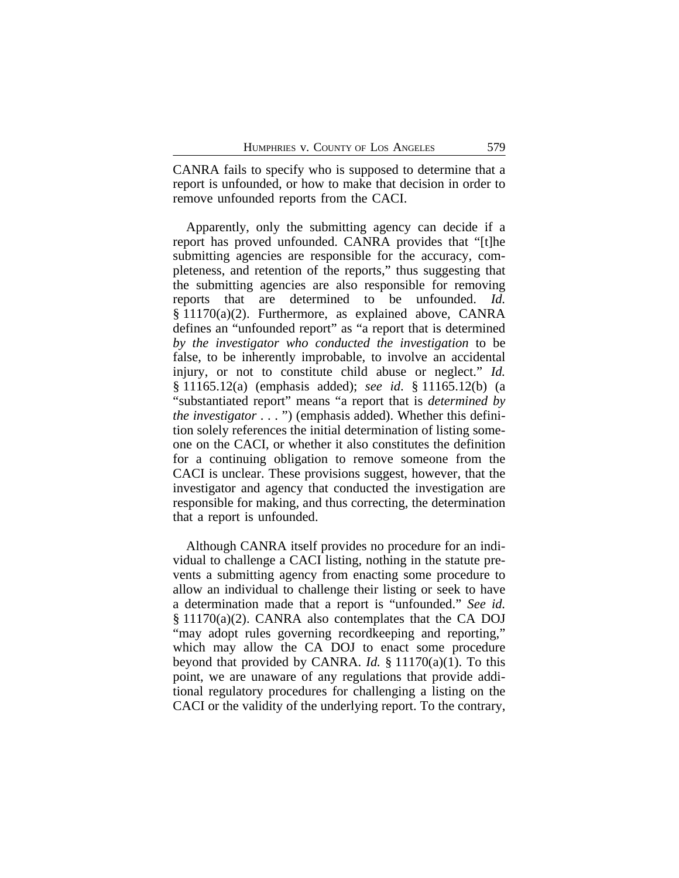CANRA fails to specify who is supposed to determine that a report is unfounded, or how to make that decision in order to remove unfounded reports from the CACI.

Apparently, only the submitting agency can decide if a report has proved unfounded. CANRA provides that "[t]he submitting agencies are responsible for the accuracy, completeness, and retention of the reports," thus suggesting that the submitting agencies are also responsible for removing reports that are determined to be unfounded. *Id.* § 11170(a)(2). Furthermore, as explained above, CANRA defines an "unfounded report" as "a report that is determined *by the investigator who conducted the investigation* to be false, to be inherently improbable, to involve an accidental injury, or not to constitute child abuse or neglect." *Id.* § 11165.12(a) (emphasis added); *see id.* § 11165.12(b) (a "substantiated report" means "a report that is *determined by the investigator* . . . ") (emphasis added). Whether this definition solely references the initial determination of listing someone on the CACI, or whether it also constitutes the definition for a continuing obligation to remove someone from the CACI is unclear. These provisions suggest, however, that the investigator and agency that conducted the investigation are responsible for making, and thus correcting, the determination that a report is unfounded.

Although CANRA itself provides no procedure for an individual to challenge a CACI listing, nothing in the statute prevents a submitting agency from enacting some procedure to allow an individual to challenge their listing or seek to have a determination made that a report is "unfounded." *See id.* § 11170(a)(2). CANRA also contemplates that the CA DOJ "may adopt rules governing recordkeeping and reporting," which may allow the CA DOJ to enact some procedure beyond that provided by CANRA. *Id.* § 11170(a)(1). To this point, we are unaware of any regulations that provide additional regulatory procedures for challenging a listing on the CACI or the validity of the underlying report. To the contrary,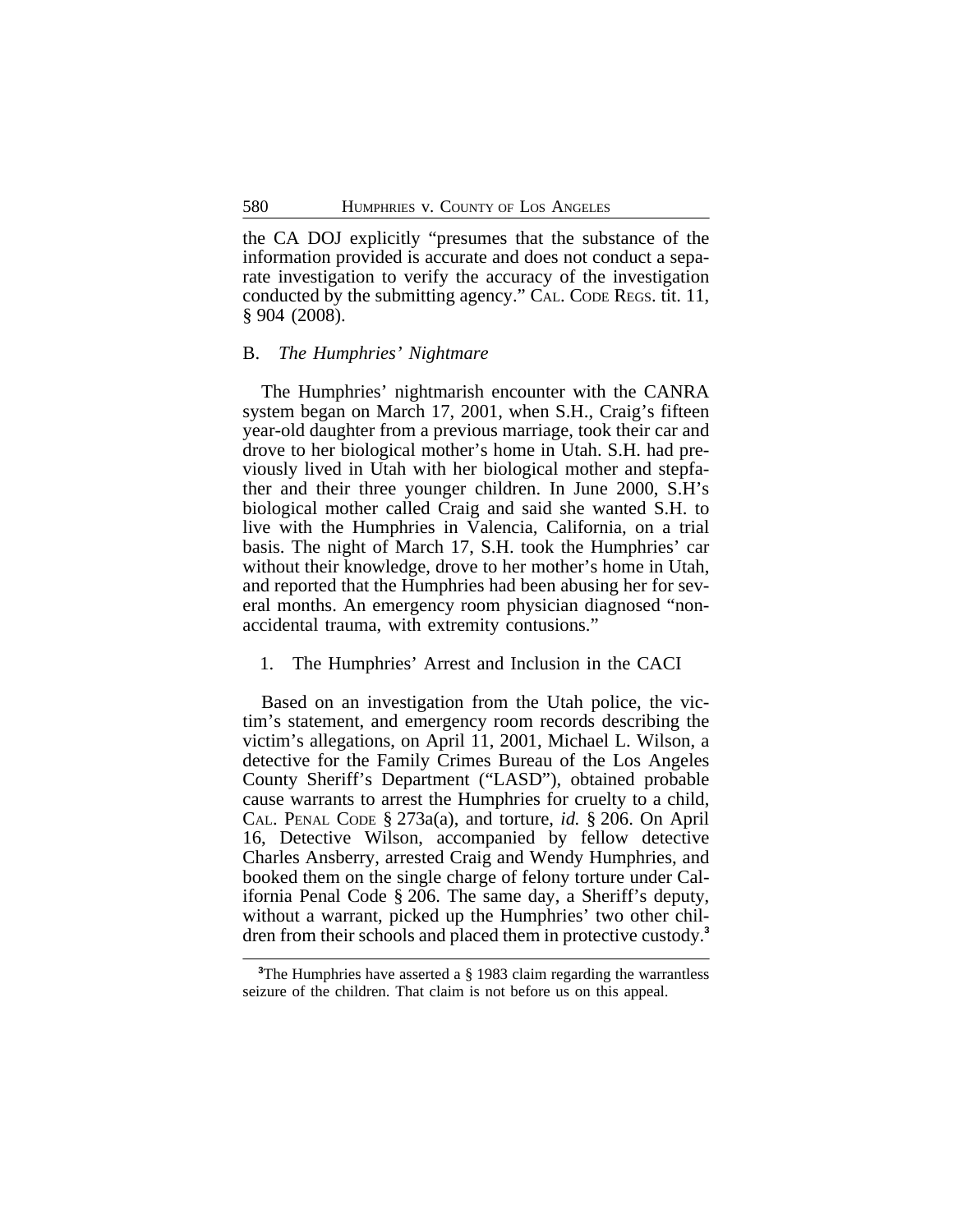the CA DOJ explicitly "presumes that the substance of the information provided is accurate and does not conduct a separate investigation to verify the accuracy of the investigation conducted by the submitting agency." CAL. CODE REGS. tit. 11, § 904 (2008).

### B. *The Humphries' Nightmare*

The Humphries' nightmarish encounter with the CANRA system began on March 17, 2001, when S.H., Craig's fifteen year-old daughter from a previous marriage, took their car and drove to her biological mother's home in Utah. S.H. had previously lived in Utah with her biological mother and stepfather and their three younger children. In June 2000, S.H's biological mother called Craig and said she wanted S.H. to live with the Humphries in Valencia, California, on a trial basis. The night of March 17, S.H. took the Humphries' car without their knowledge, drove to her mother's home in Utah, and reported that the Humphries had been abusing her for several months. An emergency room physician diagnosed "non-accidental trauma, with extremity contusions."

#### 1. The Humphries' Arrest and Inclusion in the CACI

Based on an investigation from the Utah police, the victim's statement, and emergency room records describing the victim's allegations, on April 11, 2001, Michael L. Wilson, a detective for the Family Crimes Bureau of the Los Angeles County Sheriff's Department ("LASD"), obtained probable cause warrants to arrest the Humphries for cruelty to a child, CAL. PENAL CODE § 273a(a), and torture, *id.* § 206. On April 16, Detective Wilson, accompanied by fellow detective Charles Ansberry, arrested Craig and Wendy Humphries, and booked them on the single charge of felony torture under California Penal Code § 206. The same day, a Sheriff's deputy, without a warrant, picked up the Humphries' two other children from their schools and placed them in protective custody.[3]

[3] The Humphries have asserted a § 1983 claim regarding the warrantless seizure of the children. That claim is not before us on this appeal.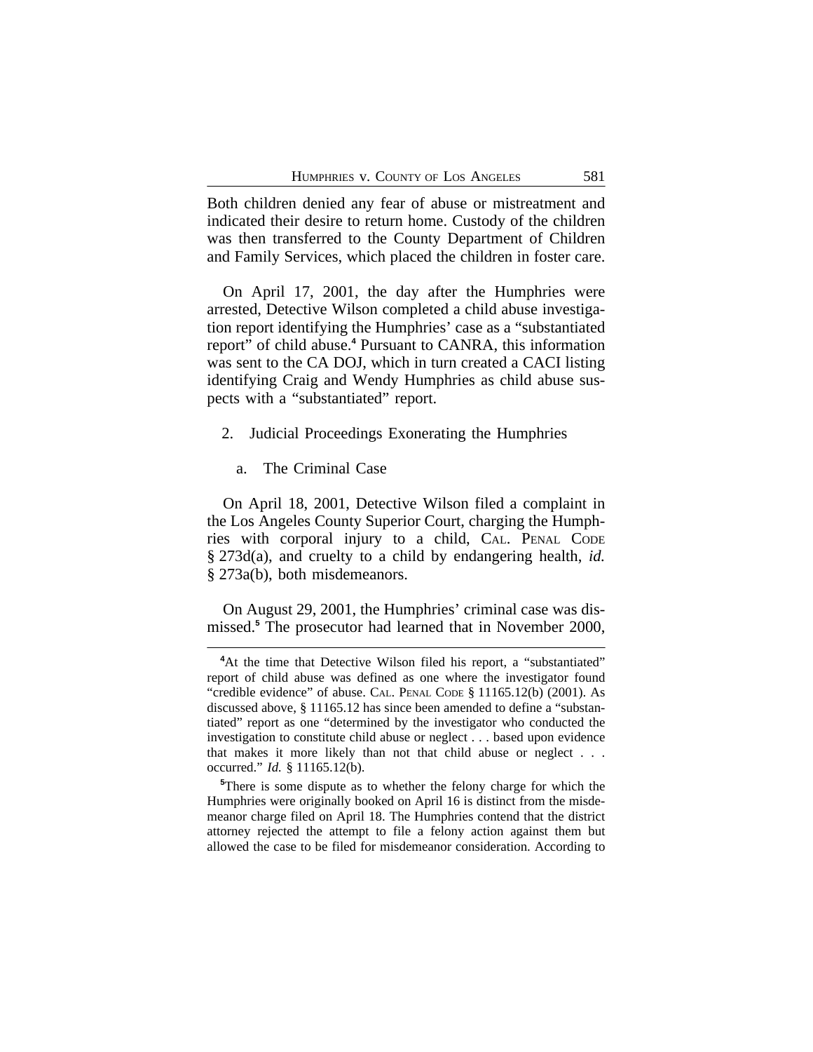Both children denied any fear of abuse or mistreatment and indicated their desire to return home. Custody of the children was then transferred to the County Department of Children and Family Services, which placed the children in foster care.

On April 17, 2001, the day after the Humphries were arrested, Detective Wilson completed a child abuse investigation report identifying the Humphries' case as a "substantiated report" of child abuse.[4] Pursuant to CANRA, this information was sent to the CA DOJ, which in turn created a CACI listing identifying Craig and Wendy Humphries as child abuse suspects with a "substantiated" report.

2. Judicial Proceedings Exonerating the Humphries

a. The Criminal Case

On April 18, 2001, Detective Wilson filed a complaint in the Los Angeles County Superior Court, charging the Humphries with corporal injury to a child, CAL. PENAL CODE § 273d(a), and cruelty to a child by endangering health, *id.* § 273a(b), both misdemeanors.

On August 29, 2001, the Humphries' criminal case was dismissed.[5] The prosecutor had learned that in November 2000,

---

[4]At the time that Detective Wilson filed his report, a "substantiated" report of child abuse was defined as one where the investigator found "credible evidence" of abuse. CAL. PENAL CODE § 11165.12(b) (2001). As discussed above, § 11165.12 has since been amended to define a "substantiated" report as one "determined by the investigator who conducted the investigation to constitute child abuse or neglect . . . based upon evidence that makes it more likely than not that child abuse or neglect . . . occurred." *Id.* § 11165.12(b).

[5]There is some dispute as to whether the felony charge for which the Humphries were originally booked on April 16 is distinct from the misdemeanor charge filed on April 18. The Humphries contend that the district attorney rejected the attempt to file a felony action against them but allowed the case to be filed for misdemeanor consideration. According to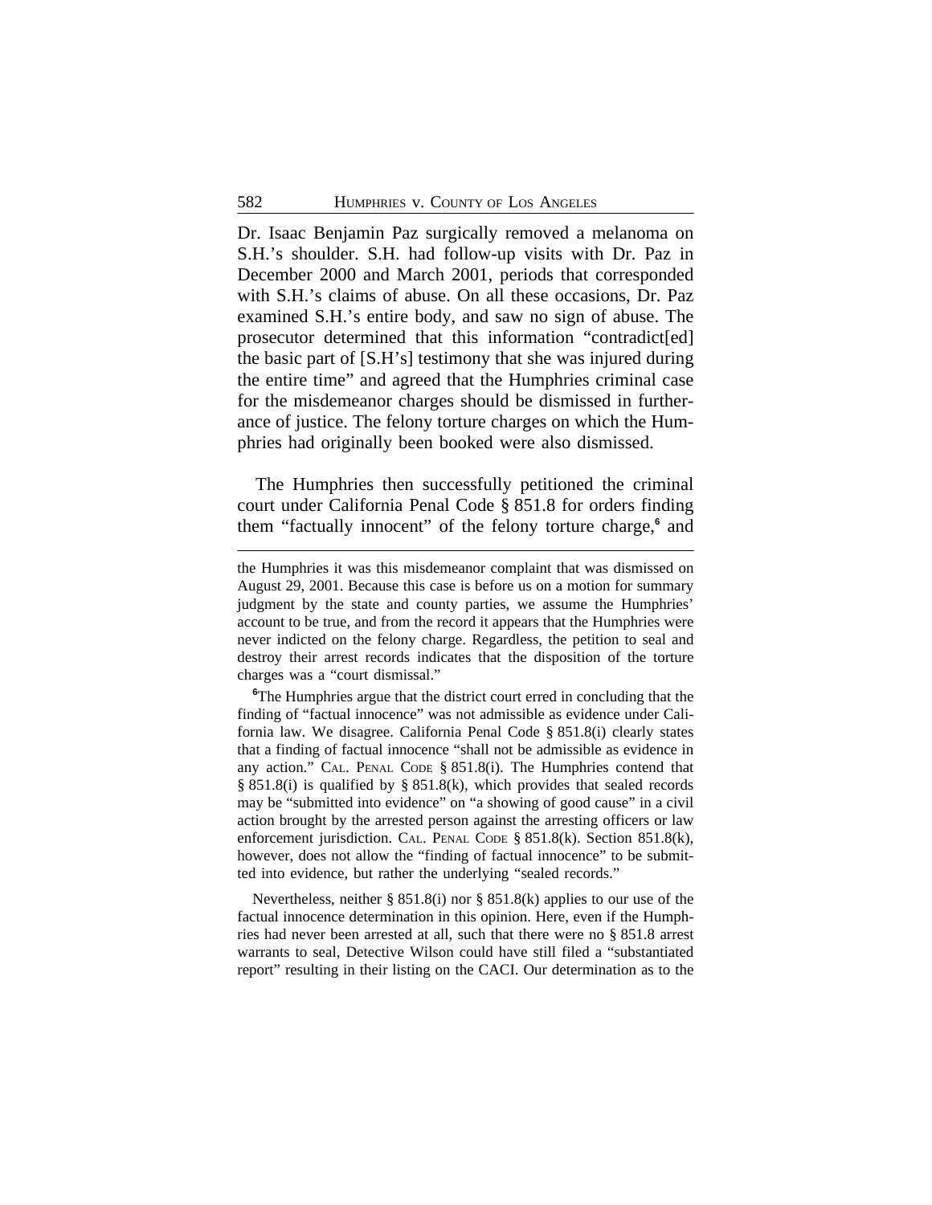Dr. Isaac Benjamin Paz surgically removed a melanoma on S.H.'s shoulder. S.H. had follow-up visits with Dr. Paz in December 2000 and March 2001, periods that corresponded with S.H.'s claims of abuse. On all these occasions, Dr. Paz examined S.H.'s entire body, and saw no sign of abuse. The prosecutor determined that this information "contradict[ed] the basic part of [S.H's] testimony that she was injured during the entire time" and agreed that the Humphries criminal case for the misdemeanor charges should be dismissed in furtherance of justice. The felony torture charges on which the Humphries had originally been booked were also dismissed.

The Humphries then successfully petitioned the criminal court under California Penal Code § 851.8 for orders finding them "factually innocent" of the felony torture charge,[6] and

---

the Humphries it was this misdemeanor complaint that was dismissed on August 29, 2001. Because this case is before us on a motion for summary judgment by the state and county parties, we assume the Humphries' account to be true, and from the record it appears that the Humphries were never indicted on the felony charge. Regardless, the petition to seal and destroy their arrest records indicates that the disposition of the torture charges was a "court dismissal."

[6]The Humphries argue that the district court erred in concluding that the finding of "factual innocence" was not admissible as evidence under California law. We disagree. California Penal Code § 851.8(i) clearly states that a finding of factual innocence "shall not be admissible as evidence in any action." CAL. PENAL CODE § 851.8(i). The Humphries contend that § 851.8(i) is qualified by § 851.8(k), which provides that sealed records may be "submitted into evidence" on "a showing of good cause" in a civil action brought by the arrested person against the arresting officers or law enforcement jurisdiction. CAL. PENAL CODE § 851.8(k). Section 851.8(k), however, does not allow the "finding of factual innocence" to be submitted into evidence, but rather the underlying "sealed records."

Nevertheless, neither § 851.8(i) nor § 851.8(k) applies to our use of the factual innocence determination in this opinion. Here, even if the Humphries had never been arrested at all, such that there were no § 851.8 arrest warrants to seal, Detective Wilson could have still filed a "substantiated report" resulting in their listing on the CACI. Our determination as to the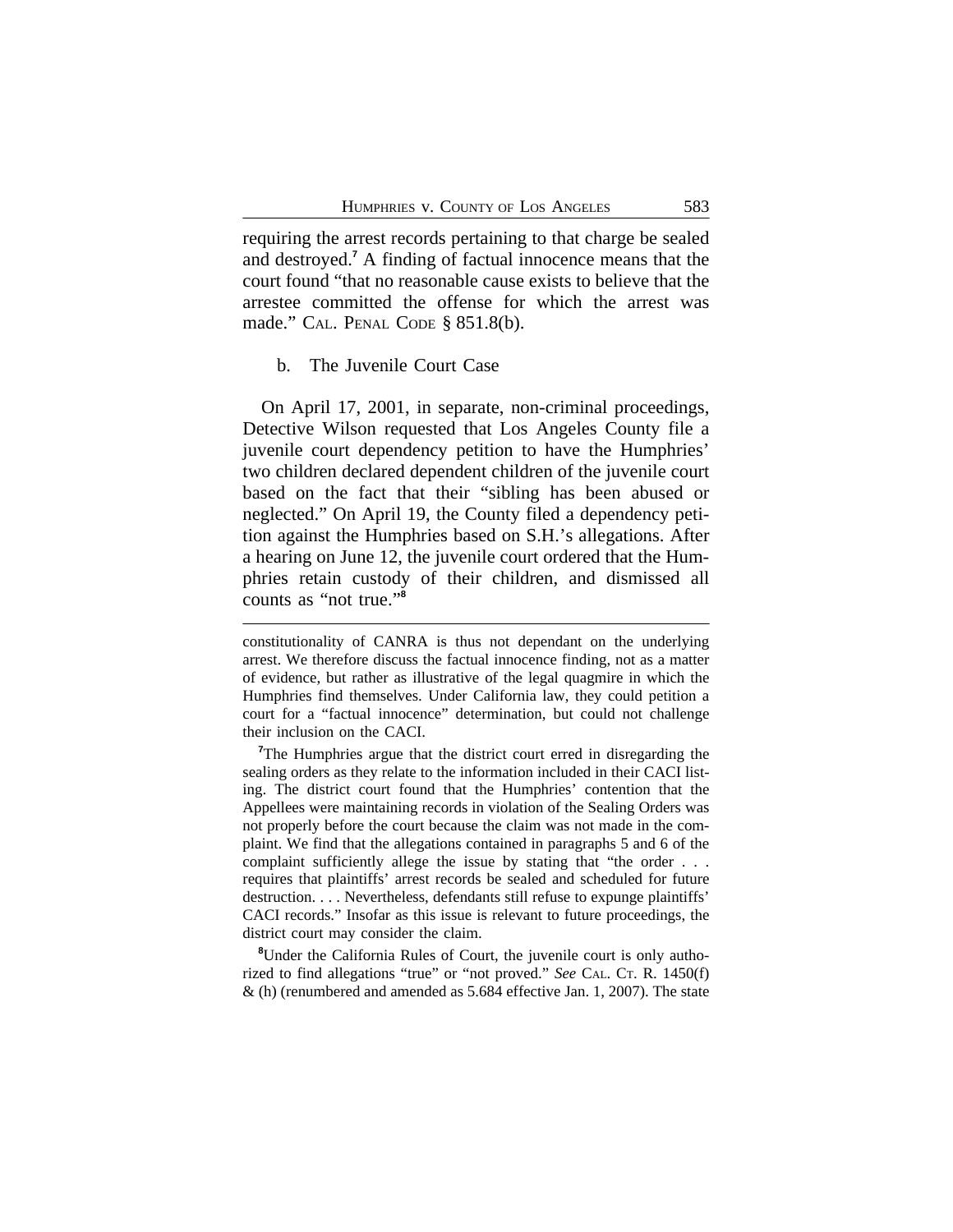requiring the arrest records pertaining to that charge be sealed and destroyed.[7] A finding of factual innocence means that the court found "that no reasonable cause exists to believe that the arrestee committed the offense for which the arrest was made." CAL. PENAL CODE § 851.8(b).

b. The Juvenile Court Case

On April 17, 2001, in separate, non-criminal proceedings, Detective Wilson requested that Los Angeles County file a juvenile court dependency petition to have the Humphries' two children declared dependent children of the juvenile court based on the fact that their "sibling has been abused or neglected." On April 19, the County filed a dependency petition against the Humphries based on S.H.'s allegations. After a hearing on June 12, the juvenile court ordered that the Humphries retain custody of their children, and dismissed all counts as "not true."[8]

---

constitutionality of CANRA is thus not dependant on the underlying arrest. We therefore discuss the factual innocence finding, not as a matter of evidence, but rather as illustrative of the legal quagmire in which the Humphries find themselves. Under California law, they could petition a court for a "factual innocence" determination, but could not challenge their inclusion on the CACI.

[7]The Humphries argue that the district court erred in disregarding the sealing orders as they relate to the information included in their CACI listing. The district court found that the Humphries' contention that the Appellees were maintaining records in violation of the Sealing Orders was not properly before the court because the claim was not made in the complaint. We find that the allegations contained in paragraphs 5 and 6 of the complaint sufficiently allege the issue by stating that "the order . . . requires that plaintiffs' arrest records be sealed and scheduled for future destruction. . . . Nevertheless, defendants still refuse to expunge plaintiffs' CACI records." Insofar as this issue is relevant to future proceedings, the district court may consider the claim.

[8]Under the California Rules of Court, the juvenile court is only authorized to find allegations "true" or "not proved." *See* CAL. CT. R. 1450(f) & (h) (renumbered and amended as 5.684 effective Jan. 1, 2007). The state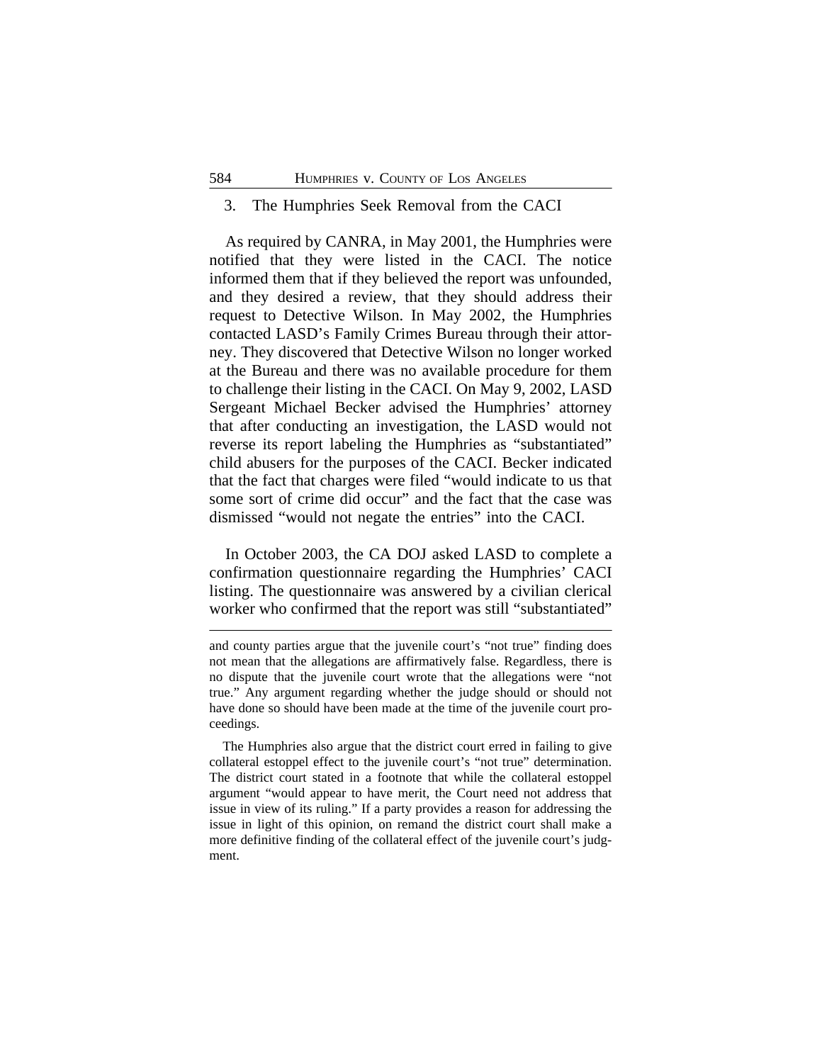### 3. The Humphries Seek Removal from the CACI

As required by CANRA, in May 2001, the Humphries were notified that they were listed in the CACI. The notice informed them that if they believed the report was unfounded, and they desired a review, that they should address their request to Detective Wilson. In May 2002, the Humphries contacted LASD's Family Crimes Bureau through their attorney. They discovered that Detective Wilson no longer worked at the Bureau and there was no available procedure for them to challenge their listing in the CACI. On May 9, 2002, LASD Sergeant Michael Becker advised the Humphries' attorney that after conducting an investigation, the LASD would not reverse its report labeling the Humphries as "substantiated" child abusers for the purposes of the CACI. Becker indicated that the fact that charges were filed "would indicate to us that some sort of crime did occur" and the fact that the case was dismissed "would not negate the entries" into the CACI.

In October 2003, the CA DOJ asked LASD to complete a confirmation questionnaire regarding the Humphries' CACI listing. The questionnaire was answered by a civilian clerical worker who confirmed that the report was still "substantiated"

---

and county parties argue that the juvenile court's "not true" finding does not mean that the allegations are affirmatively false. Regardless, there is no dispute that the juvenile court wrote that the allegations were "not true." Any argument regarding whether the judge should or should not have done so should have been made at the time of the juvenile court proceedings.

The Humphries also argue that the district court erred in failing to give collateral estoppel effect to the juvenile court's "not true" determination. The district court stated in a footnote that while the collateral estoppel argument "would appear to have merit, the Court need not address that issue in view of its ruling." If a party provides a reason for addressing the issue in light of this opinion, on remand the district court shall make a more definitive finding of the collateral effect of the juvenile court's judgment.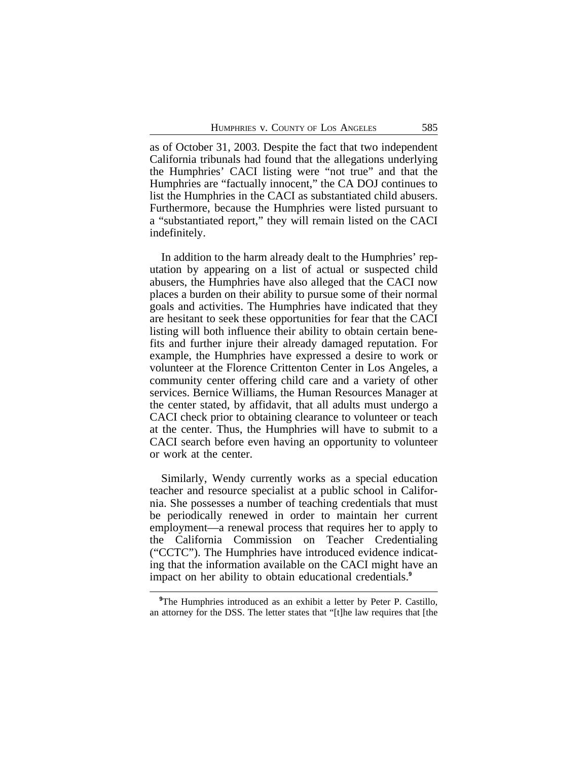as of October 31, 2003. Despite the fact that two independent California tribunals had found that the allegations underlying the Humphries' CACI listing were "not true" and that the Humphries are "factually innocent," the CA DOJ continues to list the Humphries in the CACI as substantiated child abusers. Furthermore, because the Humphries were listed pursuant to a "substantiated report," they will remain listed on the CACI indefinitely.

In addition to the harm already dealt to the Humphries' reputation by appearing on a list of actual or suspected child abusers, the Humphries have also alleged that the CACI now places a burden on their ability to pursue some of their normal goals and activities. The Humphries have indicated that they are hesitant to seek these opportunities for fear that the CACI listing will both influence their ability to obtain certain benefits and further injure their already damaged reputation. For example, the Humphries have expressed a desire to work or volunteer at the Florence Crittenton Center in Los Angeles, a community center offering child care and a variety of other services. Bernice Williams, the Human Resources Manager at the center stated, by affidavit, that all adults must undergo a CACI check prior to obtaining clearance to volunteer or teach at the center. Thus, the Humphries will have to submit to a CACI search before even having an opportunity to volunteer or work at the center.

Similarly, Wendy currently works as a special education teacher and resource specialist at a public school in California. She possesses a number of teaching credentials that must be periodically renewed in order to maintain her current employment—a renewal process that requires her to apply to the California Commission on Teacher Credentialing ("CCTC"). The Humphries have introduced evidence indicating that the information available on the CACI might have an impact on her ability to obtain educational credentials.[9]

[9]The Humphries introduced as an exhibit a letter by Peter P. Castillo, an attorney for the DSS. The letter states that "[t]he law requires that [the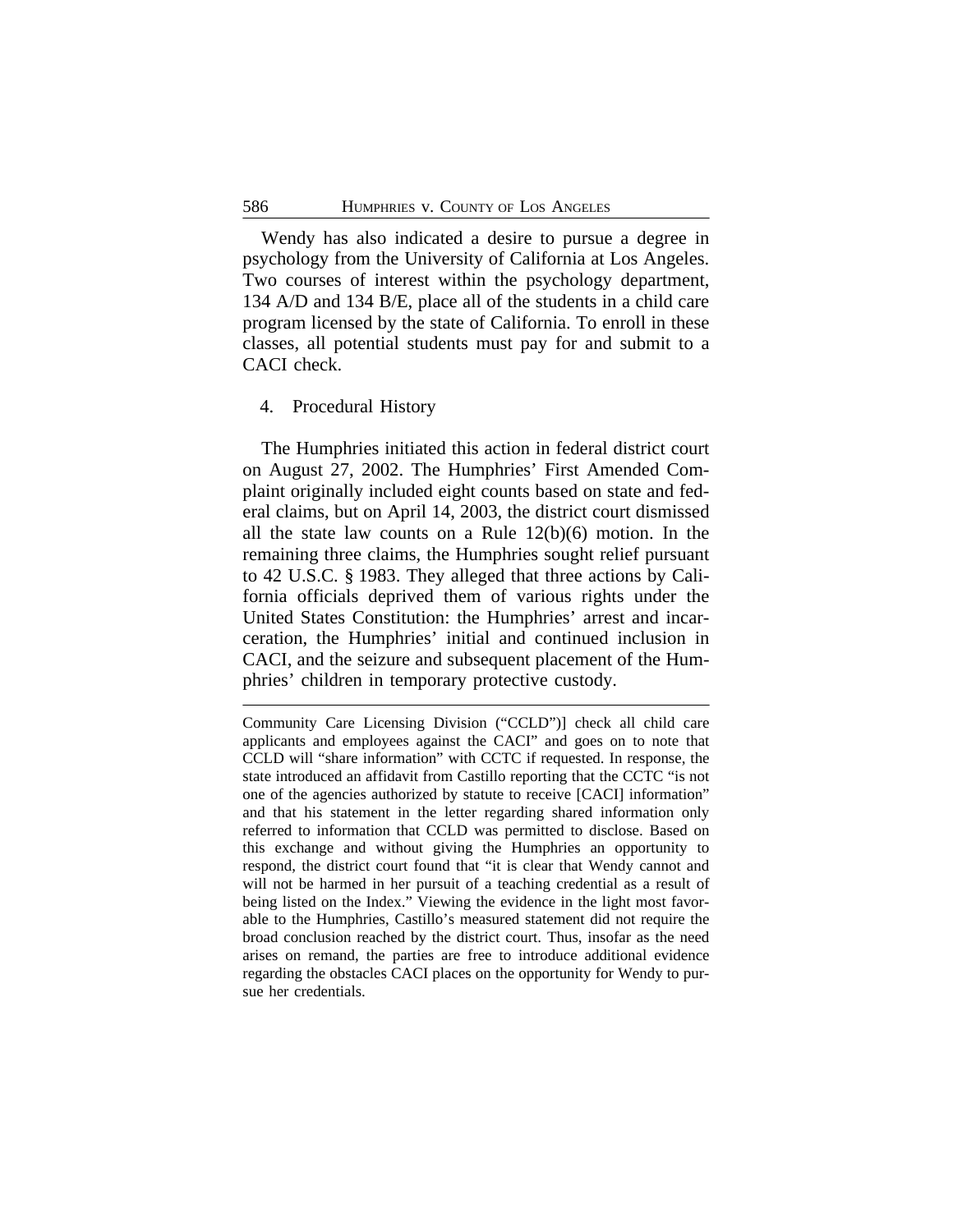Wendy has also indicated a desire to pursue a degree in psychology from the University of California at Los Angeles. Two courses of interest within the psychology department, 134 A/D and 134 B/E, place all of the students in a child care program licensed by the state of California. To enroll in these classes, all potential students must pay for and submit to a CACI check.

4. Procedural History

The Humphries initiated this action in federal district court on August 27, 2002. The Humphries' First Amended Complaint originally included eight counts based on state and federal claims, but on April 14, 2003, the district court dismissed all the state law counts on a Rule 12(b)(6) motion. In the remaining three claims, the Humphries sought relief pursuant to 42 U.S.C. § 1983. They alleged that three actions by California officials deprived them of various rights under the United States Constitution: the Humphries' arrest and incarceration, the Humphries' initial and continued inclusion in CACI, and the seizure and subsequent placement of the Humphries' children in temporary protective custody.

---

Community Care Licensing Division ("CCLD")] check all child care applicants and employees against the CACI" and goes on to note that CCLD will "share information" with CCTC if requested. In response, the state introduced an affidavit from Castillo reporting that the CCTC "is not one of the agencies authorized by statute to receive [CACI] information" and that his statement in the letter regarding shared information only referred to information that CCLD was permitted to disclose. Based on this exchange and without giving the Humphries an opportunity to respond, the district court found that "it is clear that Wendy cannot and will not be harmed in her pursuit of a teaching credential as a result of being listed on the Index." Viewing the evidence in the light most favorable to the Humphries, Castillo's measured statement did not require the broad conclusion reached by the district court. Thus, insofar as the need arises on remand, the parties are free to introduce additional evidence regarding the obstacles CACI places on the opportunity for Wendy to pursue her credentials.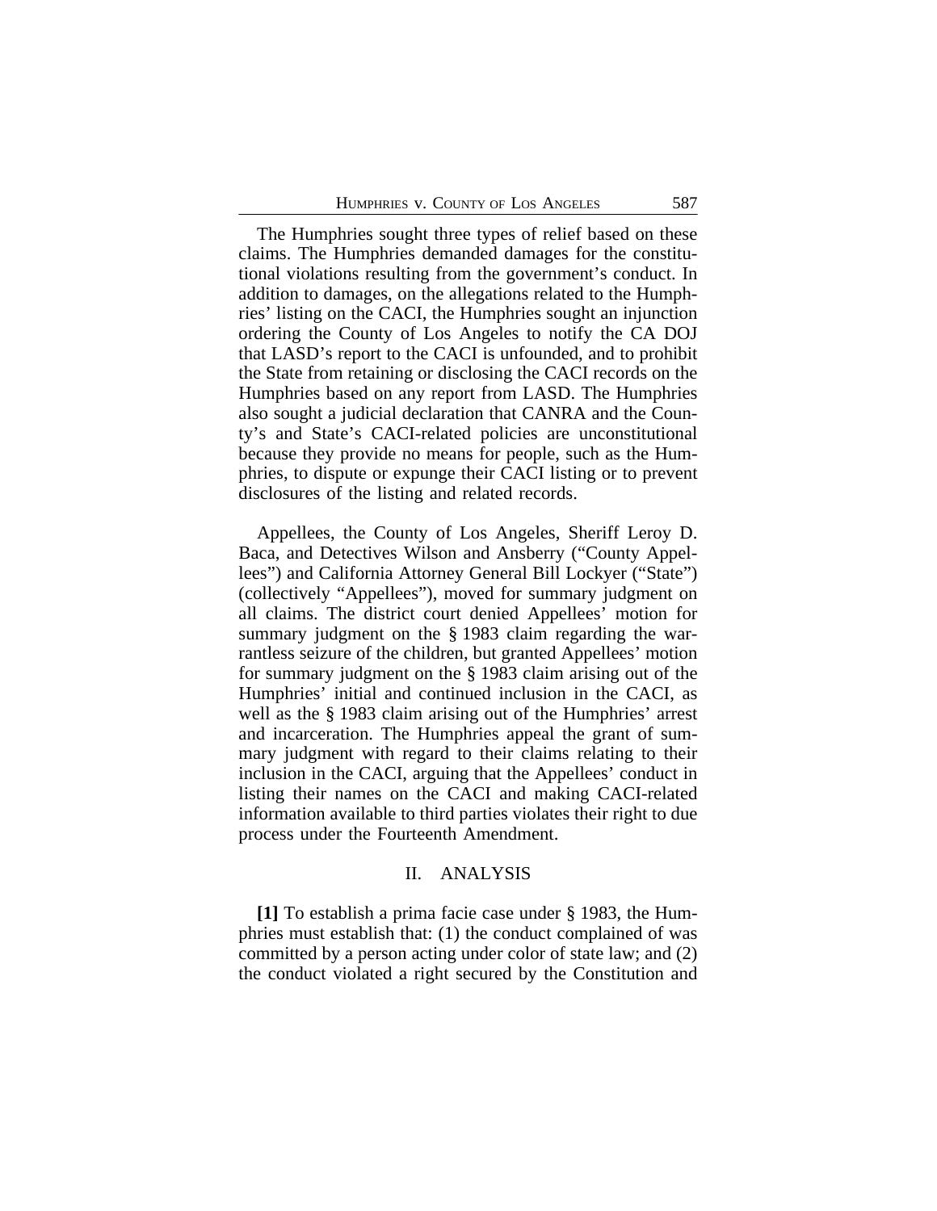The Humphries sought three types of relief based on these claims. The Humphries demanded damages for the constitutional violations resulting from the government's conduct. In addition to damages, on the allegations related to the Humphries' listing on the CACI, the Humphries sought an injunction ordering the County of Los Angeles to notify the CA DOJ that LASD's report to the CACI is unfounded, and to prohibit the State from retaining or disclosing the CACI records on the Humphries based on any report from LASD. The Humphries also sought a judicial declaration that CANRA and the County's and State's CACI-related policies are unconstitutional because they provide no means for people, such as the Humphries, to dispute or expunge their CACI listing or to prevent disclosures of the listing and related records.

Appellees, the County of Los Angeles, Sheriff Leroy D. Baca, and Detectives Wilson and Ansberry ("County Appellees") and California Attorney General Bill Lockyer ("State") (collectively "Appellees"), moved for summary judgment on all claims. The district court denied Appellees' motion for summary judgment on the § 1983 claim regarding the warrantless seizure of the children, but granted Appellees' motion for summary judgment on the § 1983 claim arising out of the Humphries' initial and continued inclusion in the CACI, as well as the § 1983 claim arising out of the Humphries' arrest and incarceration. The Humphries appeal the grant of summary judgment with regard to their claims relating to their inclusion in the CACI, arguing that the Appellees' conduct in listing their names on the CACI and making CACI-related information available to third parties violates their right to due process under the Fourteenth Amendment.

## II. ANALYSIS

**[1]** To establish a prima facie case under § 1983, the Humphries must establish that: (1) the conduct complained of was committed by a person acting under color of state law; and (2) the conduct violated a right secured by the Constitution and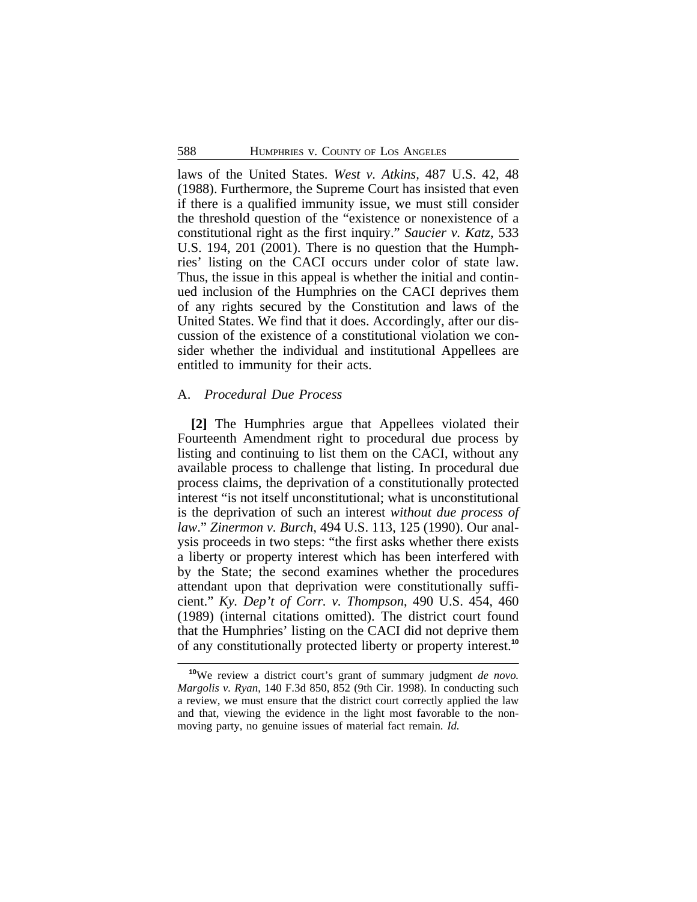laws of the United States. *West v. Atkins,* 487 U.S. 42, 48 (1988). Furthermore, the Supreme Court has insisted that even if there is a qualified immunity issue, we must still consider the threshold question of the "existence or nonexistence of a constitutional right as the first inquiry." *Saucier v. Katz*, 533 U.S. 194, 201 (2001). There is no question that the Humphries' listing on the CACI occurs under color of state law. Thus, the issue in this appeal is whether the initial and continued inclusion of the Humphries on the CACI deprives them of any rights secured by the Constitution and laws of the United States. We find that it does. Accordingly, after our discussion of the existence of a constitutional violation we consider whether the individual and institutional Appellees are entitled to immunity for their acts.

## A. *Procedural Due Process*

**[2]** The Humphries argue that Appellees violated their Fourteenth Amendment right to procedural due process by listing and continuing to list them on the CACI, without any available process to challenge that listing. In procedural due process claims, the deprivation of a constitutionally protected interest "is not itself unconstitutional; what is unconstitutional is the deprivation of such an interest *without due process of law*." *Zinermon v. Burch*, 494 U.S. 113, 125 (1990). Our analysis proceeds in two steps: "the first asks whether there exists a liberty or property interest which has been interfered with by the State; the second examines whether the procedures attendant upon that deprivation were constitutionally sufficient." *Ky. Dep't of Corr. v. Thompson*, 490 U.S. 454, 460 (1989) (internal citations omitted). The district court found that the Humphries' listing on the CACI did not deprive them of any constitutionally protected liberty or property interest.[10]

[10] We review a district court's grant of summary judgment *de novo. Margolis v. Ryan*, 140 F.3d 850, 852 (9th Cir. 1998). In conducting such a review, we must ensure that the district court correctly applied the law and that, viewing the evidence in the light most favorable to the nonmoving party, no genuine issues of material fact remain. *Id.*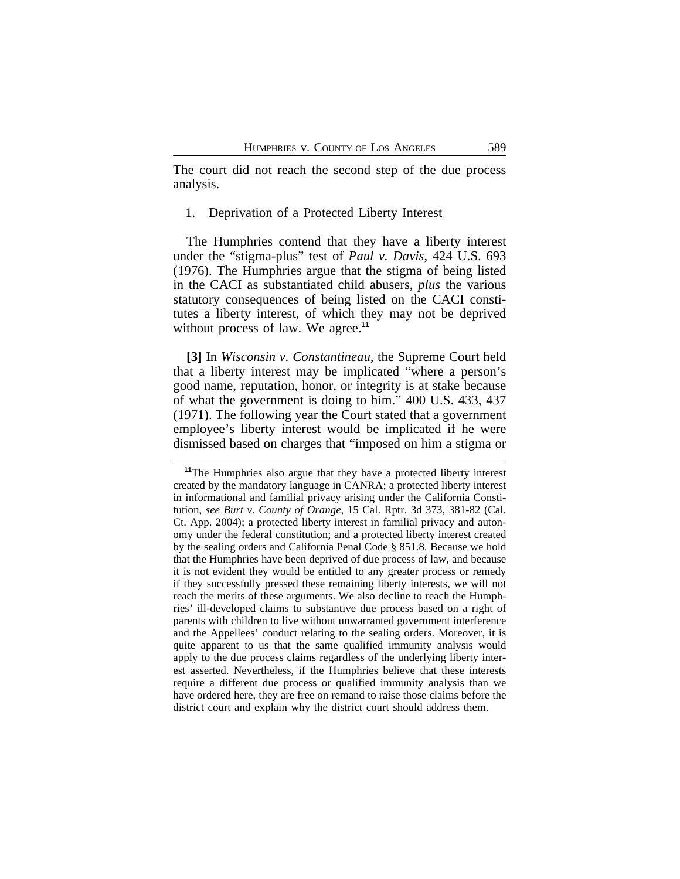The court did not reach the second step of the due process analysis.

1. Deprivation of a Protected Liberty Interest

The Humphries contend that they have a liberty interest under the "stigma-plus" test of *Paul v. Davis*, 424 U.S. 693 (1976). The Humphries argue that the stigma of being listed in the CACI as substantiated child abusers, *plus* the various statutory consequences of being listed on the CACI constitutes a liberty interest, of which they may not be deprived without process of law. We agree.[11]

**[3]** In *Wisconsin v. Constantineau*, the Supreme Court held that a liberty interest may be implicated "where a person's good name, reputation, honor, or integrity is at stake because of what the government is doing to him." 400 U.S. 433, 437 (1971). The following year the Court stated that a government employee's liberty interest would be implicated if he were dismissed based on charges that "imposed on him a stigma or

[11]The Humphries also argue that they have a protected liberty interest created by the mandatory language in CANRA; a protected liberty interest in informational and familial privacy arising under the California Constitution, *see Burt v. County of Orange*, 15 Cal. Rptr. 3d 373, 381-82 (Cal. Ct. App. 2004); a protected liberty interest in familial privacy and autonomy under the federal constitution; and a protected liberty interest created by the sealing orders and California Penal Code § 851.8. Because we hold that the Humphries have been deprived of due process of law, and because it is not evident they would be entitled to any greater process or remedy if they successfully pressed these remaining liberty interests, we will not reach the merits of these arguments. We also decline to reach the Humphries' ill-developed claims to substantive due process based on a right of parents with children to live without unwarranted government interference and the Appellees' conduct relating to the sealing orders. Moreover, it is quite apparent to us that the same qualified immunity analysis would apply to the due process claims regardless of the underlying liberty interest asserted. Nevertheless, if the Humphries believe that these interests require a different due process or qualified immunity analysis than we have ordered here, they are free on remand to raise those claims before the district court and explain why the district court should address them.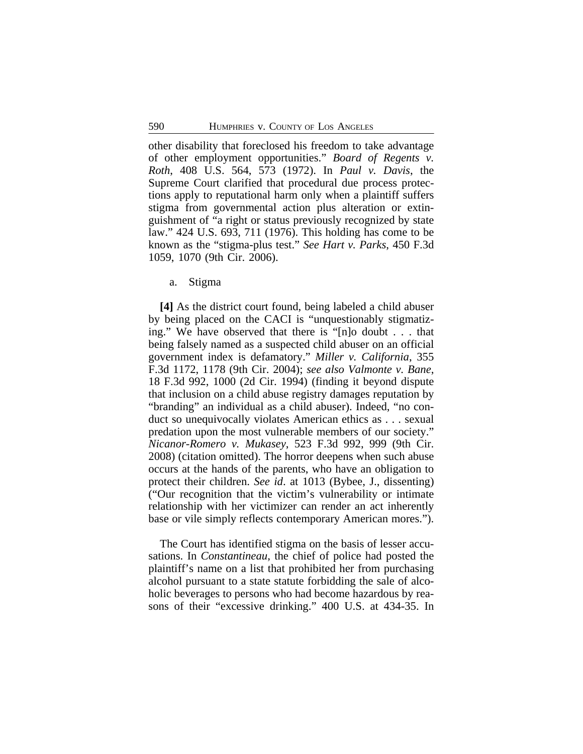other disability that foreclosed his freedom to take advantage of other employment opportunities." *Board of Regents v. Roth*, 408 U.S. 564, 573 (1972). In *Paul v. Davis*, the Supreme Court clarified that procedural due process protections apply to reputational harm only when a plaintiff suffers stigma from governmental action plus alteration or extinguishment of "a right or status previously recognized by state law." 424 U.S. 693, 711 (1976). This holding has come to be known as the "stigma-plus test." *See Hart v. Parks*, 450 F.3d 1059, 1070 (9th Cir. 2006).

a. Stigma

**[4]** As the district court found, being labeled a child abuser by being placed on the CACI is "unquestionably stigmatizing." We have observed that there is "[n]o doubt . . . that being falsely named as a suspected child abuser on an official government index is defamatory." *Miller v. California*, 355 F.3d 1172, 1178 (9th Cir. 2004); *see also Valmonte v. Bane*, 18 F.3d 992, 1000 (2d Cir. 1994) (finding it beyond dispute that inclusion on a child abuse registry damages reputation by "branding" an individual as a child abuser). Indeed, "no conduct so unequivocally violates American ethics as . . . sexual predation upon the most vulnerable members of our society." *Nicanor-Romero v. Mukasey*, 523 F.3d 992, 999 (9th Cir. 2008) (citation omitted). The horror deepens when such abuse occurs at the hands of the parents, who have an obligation to protect their children. *See id*. at 1013 (Bybee, J., dissenting) ("Our recognition that the victim's vulnerability or intimate relationship with her victimizer can render an act inherently base or vile simply reflects contemporary American mores.").

The Court has identified stigma on the basis of lesser accusations. In *Constantineau*, the chief of police had posted the plaintiff's name on a list that prohibited her from purchasing alcohol pursuant to a state statute forbidding the sale of alcoholic beverages to persons who had become hazardous by reasons of their "excessive drinking." 400 U.S. at 434-35. In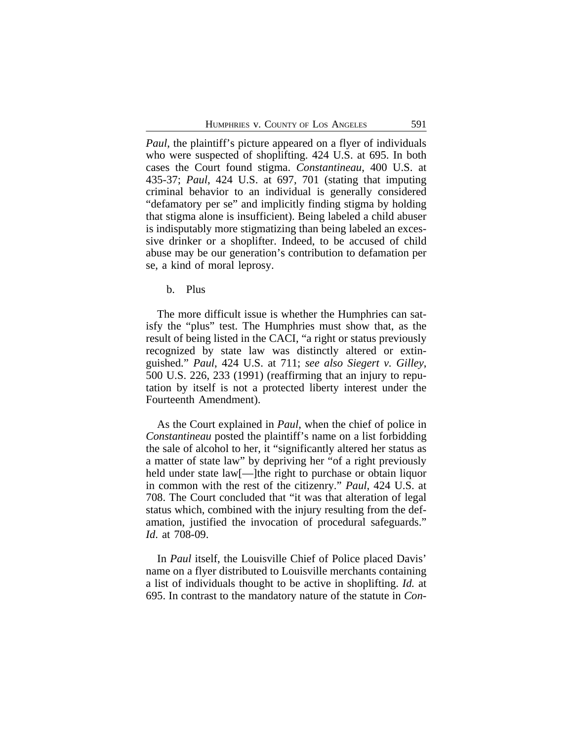*Paul*, the plaintiff's picture appeared on a flyer of individuals who were suspected of shoplifting. 424 U.S. at 695. In both cases the Court found stigma. *Constantineau*, 400 U.S. at 435-37; *Paul*, 424 U.S. at 697, 701 (stating that imputing criminal behavior to an individual is generally considered "defamatory per se" and implicitly finding stigma by holding that stigma alone is insufficient). Being labeled a child abuser is indisputably more stigmatizing than being labeled an excessive drinker or a shoplifter. Indeed, to be accused of child abuse may be our generation's contribution to defamation per se, a kind of moral leprosy.

b. Plus

The more difficult issue is whether the Humphries can satisfy the "plus" test. The Humphries must show that, as the result of being listed in the CACI, "a right or status previously recognized by state law was distinctly altered or extinguished." *Paul*, 424 U.S. at 711; *see also Siegert v. Gilley*, 500 U.S. 226, 233 (1991) (reaffirming that an injury to reputation by itself is not a protected liberty interest under the Fourteenth Amendment).

As the Court explained in *Paul*, when the chief of police in *Constantineau* posted the plaintiff's name on a list forbidding the sale of alcohol to her, it "significantly altered her status as a matter of state law" by depriving her "of a right previously held under state law[—]the right to purchase or obtain liquor in common with the rest of the citizenry." *Paul*, 424 U.S. at 708. The Court concluded that "it was that alteration of legal status which, combined with the injury resulting from the defamation, justified the invocation of procedural safeguards." *Id.* at 708-09.

In *Paul* itself, the Louisville Chief of Police placed Davis' name on a flyer distributed to Louisville merchants containing a list of individuals thought to be active in shoplifting. *Id.* at 695. In contrast to the mandatory nature of the statute in *Con-*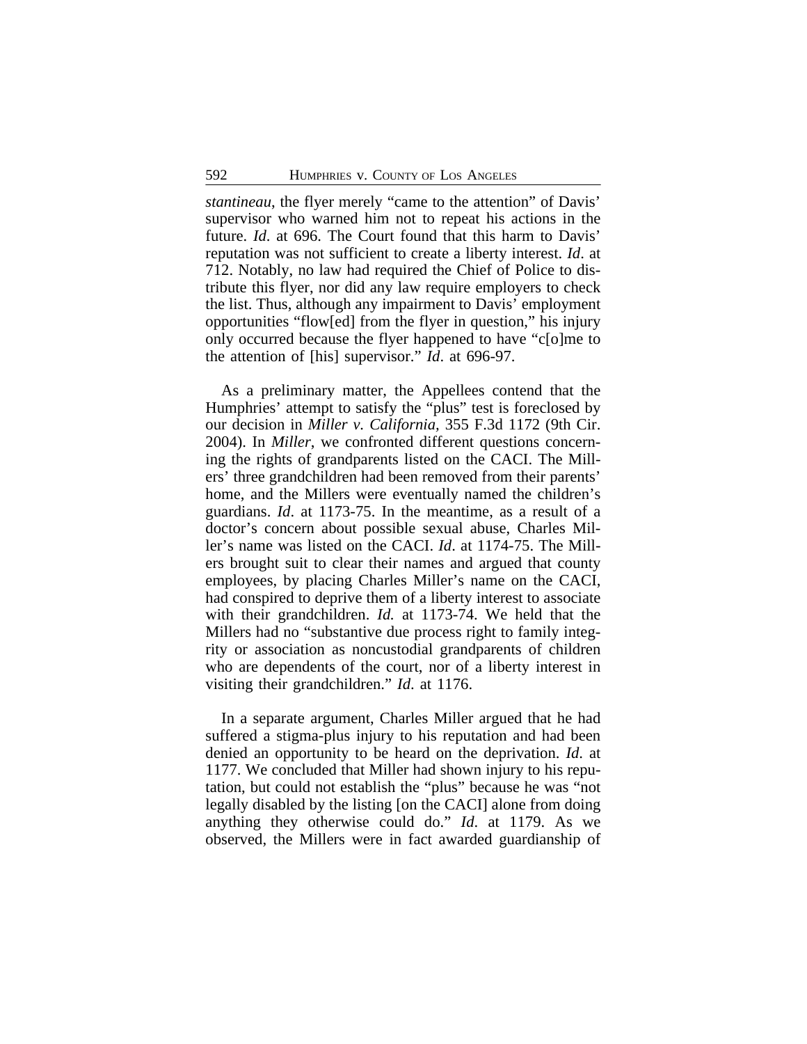*stantineau*, the flyer merely "came to the attention" of Davis' supervisor who warned him not to repeat his actions in the future. *Id*. at 696. The Court found that this harm to Davis' reputation was not sufficient to create a liberty interest. *Id*. at 712. Notably, no law had required the Chief of Police to distribute this flyer, nor did any law require employers to check the list. Thus, although any impairment to Davis' employment opportunities "flow[ed] from the flyer in question," his injury only occurred because the flyer happened to have "c[o]me to the attention of [his] supervisor." *Id*. at 696-97.

As a preliminary matter, the Appellees contend that the Humphries' attempt to satisfy the "plus" test is foreclosed by our decision in *Miller v. California*, 355 F.3d 1172 (9th Cir. 2004). In *Miller*, we confronted different questions concerning the rights of grandparents listed on the CACI. The Millers' three grandchildren had been removed from their parents' home, and the Millers were eventually named the children's guardians. *Id*. at 1173-75. In the meantime, as a result of a doctor's concern about possible sexual abuse, Charles Miller's name was listed on the CACI. *Id*. at 1174-75. The Millers brought suit to clear their names and argued that county employees, by placing Charles Miller's name on the CACI, had conspired to deprive them of a liberty interest to associate with their grandchildren. *Id.* at 1173-74. We held that the Millers had no "substantive due process right to family integrity or association as noncustodial grandparents of children who are dependents of the court, nor of a liberty interest in visiting their grandchildren." *Id*. at 1176.

In a separate argument, Charles Miller argued that he had suffered a stigma-plus injury to his reputation and had been denied an opportunity to be heard on the deprivation. *Id*. at 1177. We concluded that Miller had shown injury to his reputation, but could not establish the "plus" because he was "not legally disabled by the listing [on the CACI] alone from doing anything they otherwise could do." *Id*. at 1179. As we observed, the Millers were in fact awarded guardianship of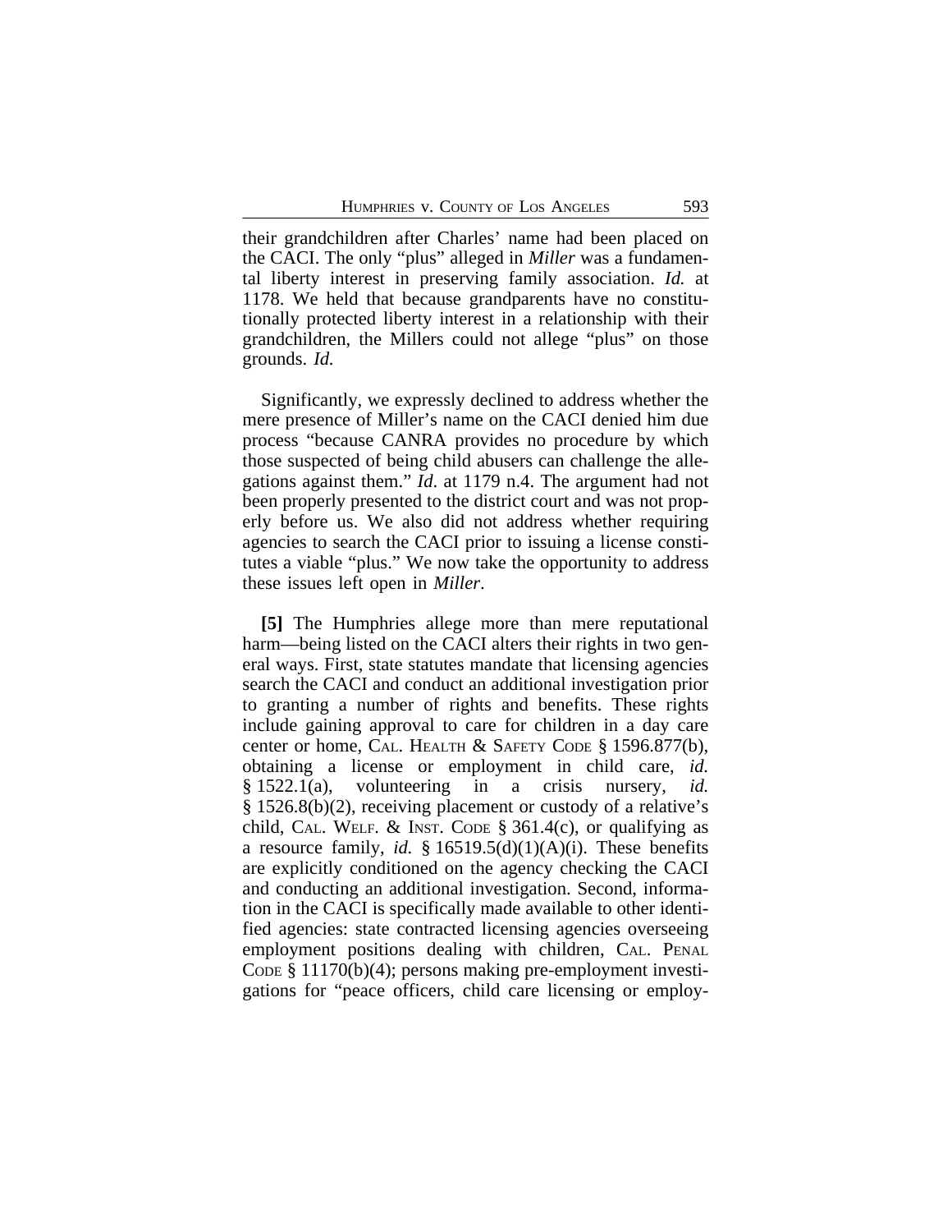their grandchildren after Charles' name had been placed on the CACI. The only "plus" alleged in *Miller* was a fundamental liberty interest in preserving family association. *Id.* at 1178. We held that because grandparents have no constitutionally protected liberty interest in a relationship with their grandchildren, the Millers could not allege "plus" on those grounds. *Id.*

Significantly, we expressly declined to address whether the mere presence of Miller's name on the CACI denied him due process "because CANRA provides no procedure by which those suspected of being child abusers can challenge the allegations against them." *Id*. at 1179 n.4. The argument had not been properly presented to the district court and was not properly before us. We also did not address whether requiring agencies to search the CACI prior to issuing a license constitutes a viable "plus." We now take the opportunity to address these issues left open in *Miller*.

**[5]** The Humphries allege more than mere reputational harm—being listed on the CACI alters their rights in two general ways. First, state statutes mandate that licensing agencies search the CACI and conduct an additional investigation prior to granting a number of rights and benefits. These rights include gaining approval to care for children in a day care center or home, CAL. HEALTH & SAFETY CODE § 1596.877(b), obtaining a license or employment in child care, *id.* § 1522.1(a), volunteering in a crisis nursery, *id.* § 1526.8(b)(2), receiving placement or custody of a relative's child, CAL. WELF. & INST. CODE § 361.4(c), or qualifying as a resource family, *id.* § 16519.5(d)(1)(A)(i). These benefits are explicitly conditioned on the agency checking the CACI and conducting an additional investigation. Second, information in the CACI is specifically made available to other identified agencies: state contracted licensing agencies overseeing employment positions dealing with children, CAL. PENAL CODE § 11170(b)(4); persons making pre-employment investigations for "peace officers, child care licensing or employ-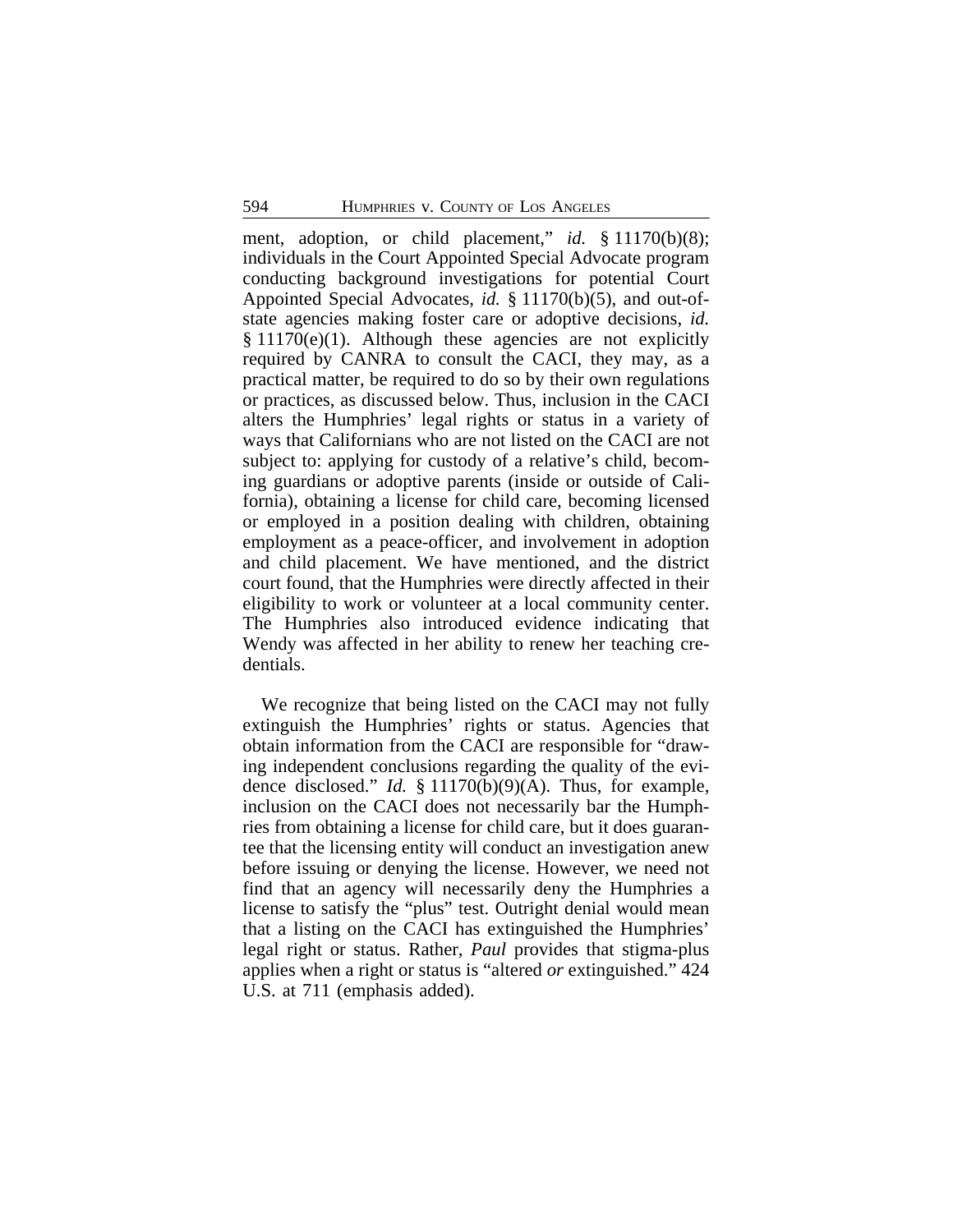ment, adoption, or child placement," *id.* § 11170(b)(8); individuals in the Court Appointed Special Advocate program conducting background investigations for potential Court Appointed Special Advocates, *id.* § 11170(b)(5), and out-of-state agencies making foster care or adoptive decisions, *id.* § 11170(e)(1). Although these agencies are not explicitly required by CANRA to consult the CACI, they may, as a practical matter, be required to do so by their own regulations or practices, as discussed below. Thus, inclusion in the CACI alters the Humphries' legal rights or status in a variety of ways that Californians who are not listed on the CACI are not subject to: applying for custody of a relative's child, becoming guardians or adoptive parents (inside or outside of California), obtaining a license for child care, becoming licensed or employed in a position dealing with children, obtaining employment as a peace-officer, and involvement in adoption and child placement. We have mentioned, and the district court found, that the Humphries were directly affected in their eligibility to work or volunteer at a local community center. The Humphries also introduced evidence indicating that Wendy was affected in her ability to renew her teaching credentials.

We recognize that being listed on the CACI may not fully extinguish the Humphries' rights or status. Agencies that obtain information from the CACI are responsible for "drawing independent conclusions regarding the quality of the evidence disclosed." *Id.* § 11170(b)(9)(A). Thus, for example, inclusion on the CACI does not necessarily bar the Humphries from obtaining a license for child care, but it does guarantee that the licensing entity will conduct an investigation anew before issuing or denying the license. However, we need not find that an agency will necessarily deny the Humphries a license to satisfy the "plus" test. Outright denial would mean that a listing on the CACI has extinguished the Humphries' legal right or status. Rather, *Paul* provides that stigma-plus applies when a right or status is "altered *or* extinguished." 424 U.S. at 711 (emphasis added).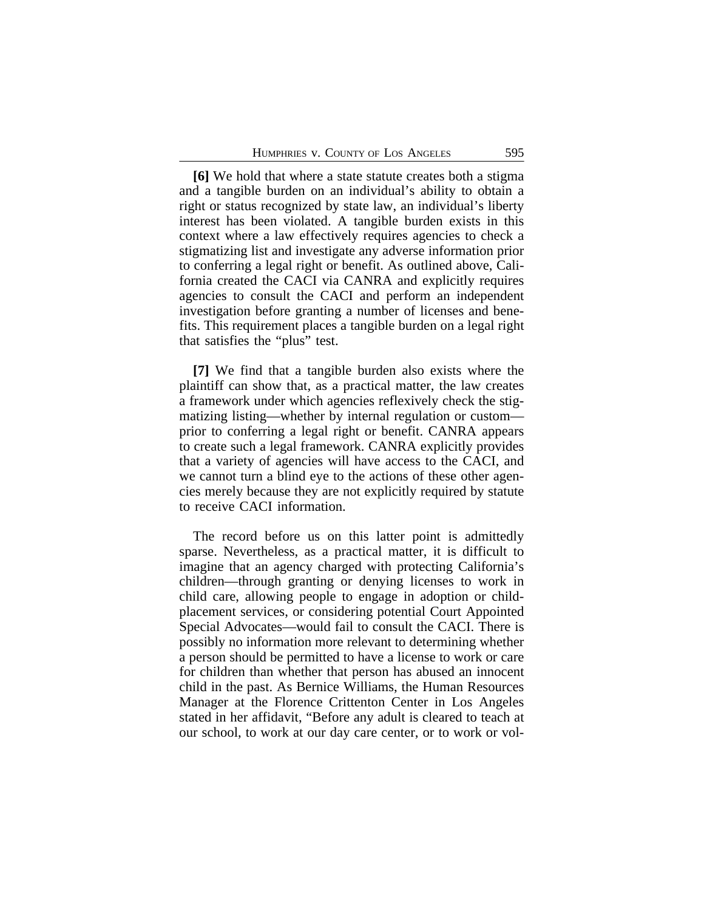**[6]** We hold that where a state statute creates both a stigma and a tangible burden on an individual's ability to obtain a right or status recognized by state law, an individual's liberty interest has been violated. A tangible burden exists in this context where a law effectively requires agencies to check a stigmatizing list and investigate any adverse information prior to conferring a legal right or benefit. As outlined above, California created the CACI via CANRA and explicitly requires agencies to consult the CACI and perform an independent investigation before granting a number of licenses and benefits. This requirement places a tangible burden on a legal right that satisfies the "plus" test.

**[7]** We find that a tangible burden also exists where the plaintiff can show that, as a practical matter, the law creates a framework under which agencies reflexively check the stigmatizing listing—whether by internal regulation or custom—prior to conferring a legal right or benefit. CANRA appears to create such a legal framework. CANRA explicitly provides that a variety of agencies will have access to the CACI, and we cannot turn a blind eye to the actions of these other agencies merely because they are not explicitly required by statute to receive CACI information.

The record before us on this latter point is admittedly sparse. Nevertheless, as a practical matter, it is difficult to imagine that an agency charged with protecting California's children—through granting or denying licenses to work in child care, allowing people to engage in adoption or child-placement services, or considering potential Court Appointed Special Advocates—would fail to consult the CACI. There is possibly no information more relevant to determining whether a person should be permitted to have a license to work or care for children than whether that person has abused an innocent child in the past. As Bernice Williams, the Human Resources Manager at the Florence Crittenton Center in Los Angeles stated in her affidavit, "Before any adult is cleared to teach at our school, to work at our day care center, or to work or vol-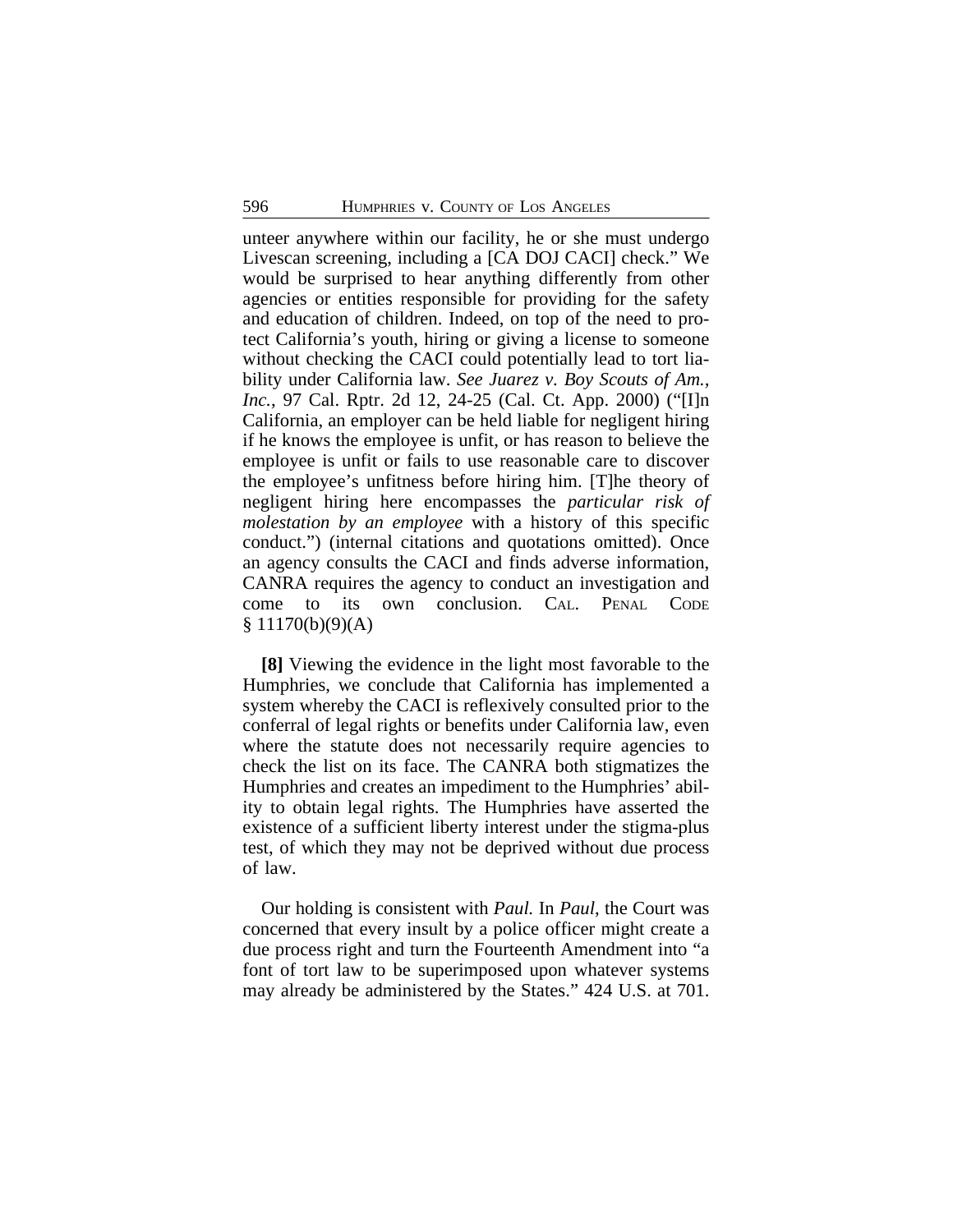unteer anywhere within our facility, he or she must undergo Livescan screening, including a [CA DOJ CACI] check." We would be surprised to hear anything differently from other agencies or entities responsible for providing for the safety and education of children. Indeed, on top of the need to protect California's youth, hiring or giving a license to someone without checking the CACI could potentially lead to tort liability under California law. *See Juarez v. Boy Scouts of Am., Inc.*, 97 Cal. Rptr. 2d 12, 24-25 (Cal. Ct. App. 2000) ("[I]n California, an employer can be held liable for negligent hiring if he knows the employee is unfit, or has reason to believe the employee is unfit or fails to use reasonable care to discover the employee's unfitness before hiring him. [T]he theory of negligent hiring here encompasses the *particular risk of molestation by an employee* with a history of this specific conduct.") (internal citations and quotations omitted). Once an agency consults the CACI and finds adverse information, CANRA requires the agency to conduct an investigation and come to its own conclusion. CAL. PENAL CODE § 11170(b)(9)(A)

**[8]** Viewing the evidence in the light most favorable to the Humphries, we conclude that California has implemented a system whereby the CACI is reflexively consulted prior to the conferral of legal rights or benefits under California law, even where the statute does not necessarily require agencies to check the list on its face. The CANRA both stigmatizes the Humphries and creates an impediment to the Humphries' ability to obtain legal rights. The Humphries have asserted the existence of a sufficient liberty interest under the stigma-plus test, of which they may not be deprived without due process of law.

Our holding is consistent with *Paul.* In *Paul*, the Court was concerned that every insult by a police officer might create a due process right and turn the Fourteenth Amendment into "a font of tort law to be superimposed upon whatever systems may already be administered by the States." 424 U.S. at 701.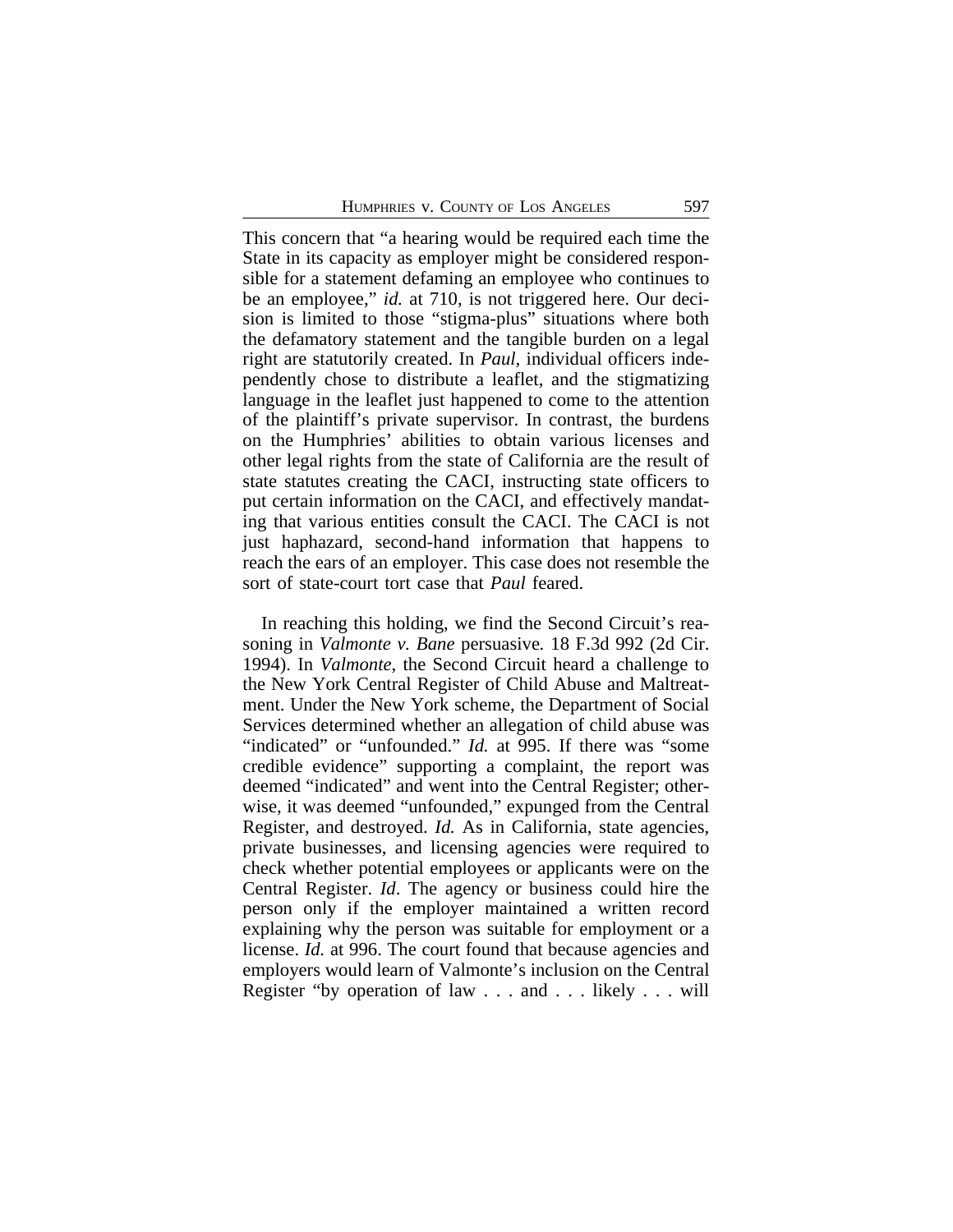This concern that "a hearing would be required each time the State in its capacity as employer might be considered responsible for a statement defaming an employee who continues to be an employee," *id.* at 710, is not triggered here. Our decision is limited to those "stigma-plus" situations where both the defamatory statement and the tangible burden on a legal right are statutorily created. In *Paul*, individual officers independently chose to distribute a leaflet, and the stigmatizing language in the leaflet just happened to come to the attention of the plaintiff's private supervisor. In contrast, the burdens on the Humphries' abilities to obtain various licenses and other legal rights from the state of California are the result of state statutes creating the CACI, instructing state officers to put certain information on the CACI, and effectively mandating that various entities consult the CACI. The CACI is not just haphazard, second-hand information that happens to reach the ears of an employer. This case does not resemble the sort of state-court tort case that *Paul* feared.

In reaching this holding, we find the Second Circuit's reasoning in *Valmonte v. Bane* persuasive. 18 F.3d 992 (2d Cir. 1994). In *Valmonte*, the Second Circuit heard a challenge to the New York Central Register of Child Abuse and Maltreatment. Under the New York scheme, the Department of Social Services determined whether an allegation of child abuse was "indicated" or "unfounded." *Id.* at 995. If there was "some credible evidence" supporting a complaint, the report was deemed "indicated" and went into the Central Register; otherwise, it was deemed "unfounded," expunged from the Central Register, and destroyed. *Id.* As in California, state agencies, private businesses, and licensing agencies were required to check whether potential employees or applicants were on the Central Register. *Id*. The agency or business could hire the person only if the employer maintained a written record explaining why the person was suitable for employment or a license. *Id.* at 996. The court found that because agencies and employers would learn of Valmonte's inclusion on the Central Register "by operation of law . . . and . . . likely . . . will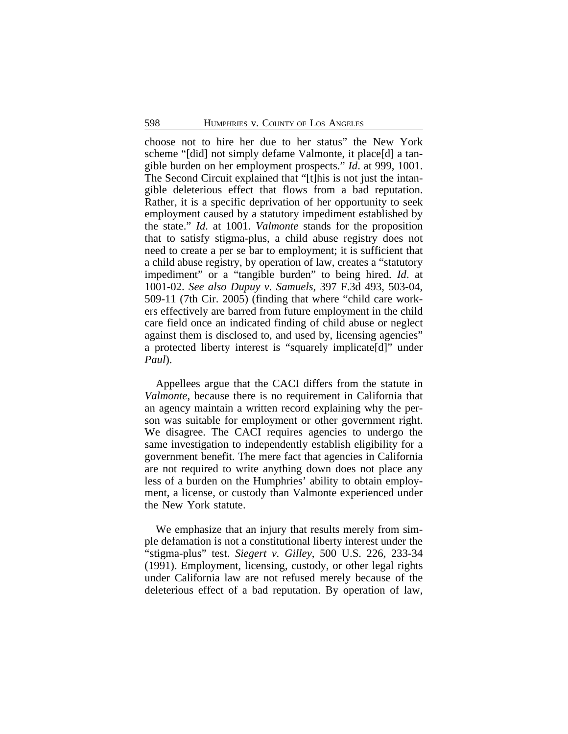choose not to hire her due to her status" the New York scheme "[did] not simply defame Valmonte, it place[d] a tangible burden on her employment prospects." *Id*. at 999, 1001. The Second Circuit explained that "[t]his is not just the intangible deleterious effect that flows from a bad reputation. Rather, it is a specific deprivation of her opportunity to seek employment caused by a statutory impediment established by the state." *Id*. at 1001. *Valmonte* stands for the proposition that to satisfy stigma-plus, a child abuse registry does not need to create a per se bar to employment; it is sufficient that a child abuse registry, by operation of law, creates a "statutory impediment" or a "tangible burden" to being hired. *Id*. at 1001-02. *See also Dupuy v. Samuels*, 397 F.3d 493, 503-04, 509-11 (7th Cir. 2005) (finding that where "child care workers effectively are barred from future employment in the child care field once an indicated finding of child abuse or neglect against them is disclosed to, and used by, licensing agencies" a protected liberty interest is "squarely implicate[d]" under *Paul*).

Appellees argue that the CACI differs from the statute in *Valmonte*, because there is no requirement in California that an agency maintain a written record explaining why the person was suitable for employment or other government right. We disagree. The CACI requires agencies to undergo the same investigation to independently establish eligibility for a government benefit. The mere fact that agencies in California are not required to write anything down does not place any less of a burden on the Humphries' ability to obtain employment, a license, or custody than Valmonte experienced under the New York statute.

We emphasize that an injury that results merely from simple defamation is not a constitutional liberty interest under the "stigma-plus" test. *Siegert v. Gilley*, 500 U.S. 226, 233-34 (1991). Employment, licensing, custody, or other legal rights under California law are not refused merely because of the deleterious effect of a bad reputation. By operation of law,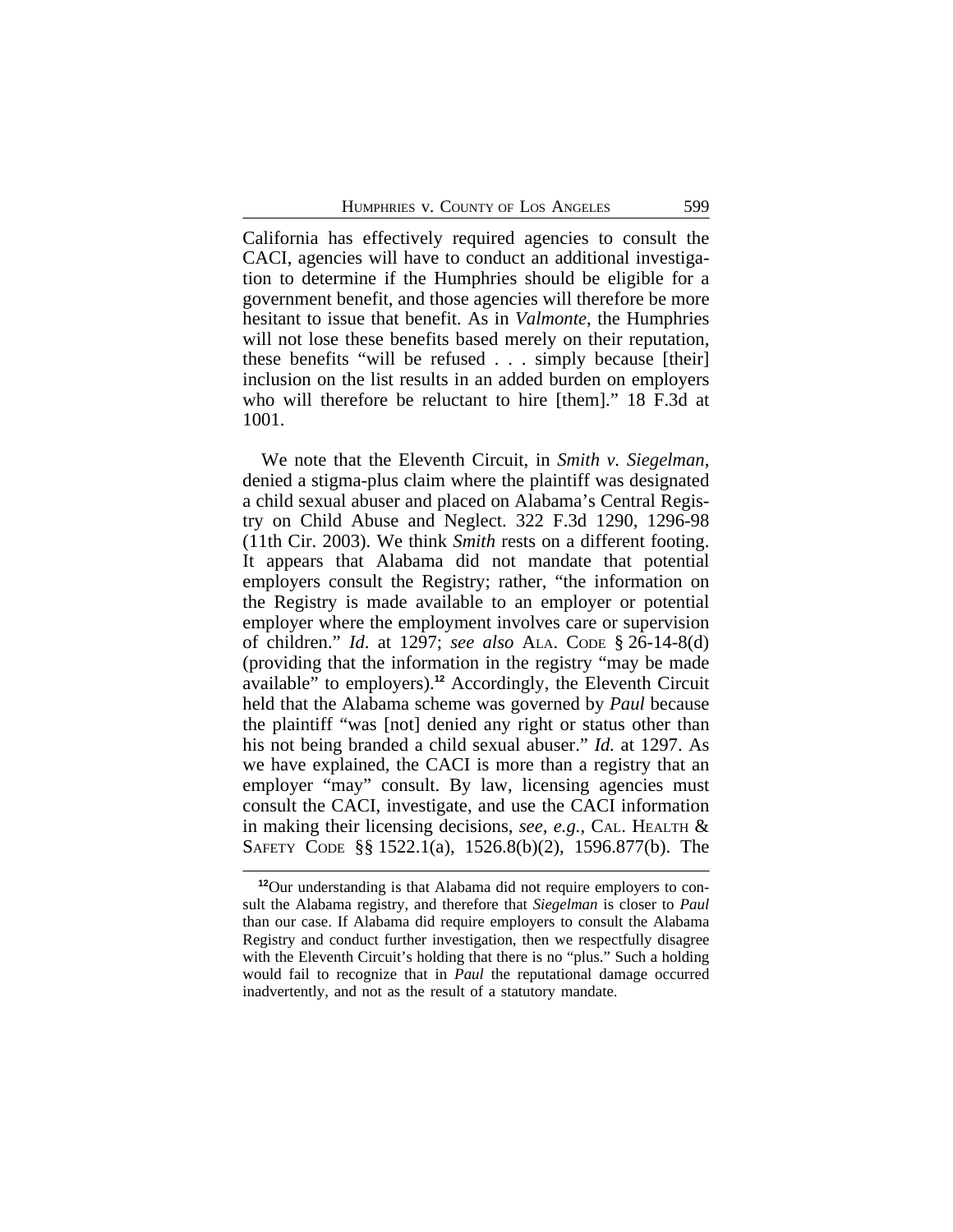California has effectively required agencies to consult the CACI, agencies will have to conduct an additional investigation to determine if the Humphries should be eligible for a government benefit, and those agencies will therefore be more hesitant to issue that benefit. As in *Valmonte*, the Humphries will not lose these benefits based merely on their reputation, these benefits "will be refused . . . simply because [their] inclusion on the list results in an added burden on employers who will therefore be reluctant to hire [them]." 18 F.3d at 1001.

We note that the Eleventh Circuit, in *Smith v. Siegelman*, denied a stigma-plus claim where the plaintiff was designated a child sexual abuser and placed on Alabama's Central Registry on Child Abuse and Neglect. 322 F.3d 1290, 1296-98 (11th Cir. 2003). We think *Smith* rests on a different footing. It appears that Alabama did not mandate that potential employers consult the Registry; rather, "the information on the Registry is made available to an employer or potential employer where the employment involves care or supervision of children." *Id.* at 1297; *see also* ALA. CODE § 26-14-8(d) (providing that the information in the registry "may be made available" to employers).[12] Accordingly, the Eleventh Circuit held that the Alabama scheme was governed by *Paul* because the plaintiff "was [not] denied any right or status other than his not being branded a child sexual abuser." *Id.* at 1297. As we have explained, the CACI is more than a registry that an employer "may" consult. By law, licensing agencies must consult the CACI, investigate, and use the CACI information in making their licensing decisions, *see, e.g.*, CAL. HEALTH & SAFETY CODE §§ 1522.1(a), 1526.8(b)(2), 1596.877(b). The

[12] Our understanding is that Alabama did not require employers to consult the Alabama registry, and therefore that *Siegelman* is closer to *Paul* than our case. If Alabama did require employers to consult the Alabama Registry and conduct further investigation, then we respectfully disagree with the Eleventh Circuit's holding that there is no "plus." Such a holding would fail to recognize that in *Paul* the reputational damage occurred inadvertently, and not as the result of a statutory mandate.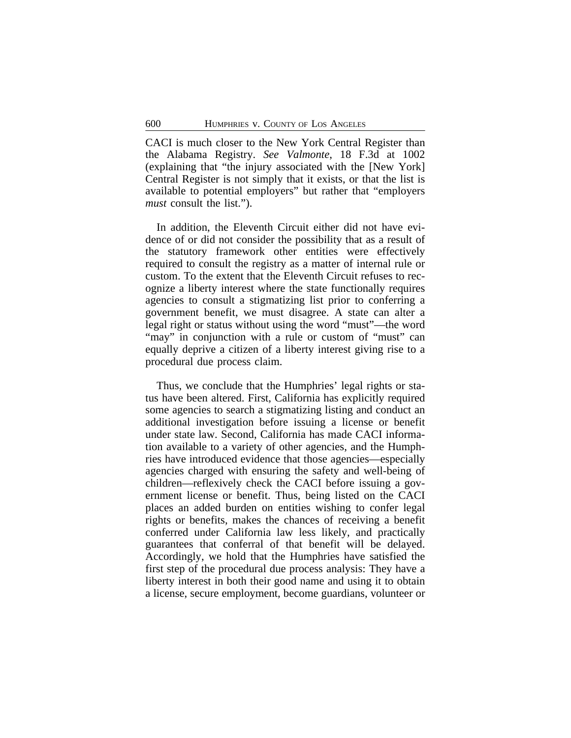CACI is much closer to the New York Central Register than the Alabama Registry. *See Valmonte*, 18 F.3d at 1002 (explaining that "the injury associated with the [New York] Central Register is not simply that it exists, or that the list is available to potential employers" but rather that "employers *must* consult the list.").

In addition, the Eleventh Circuit either did not have evidence of or did not consider the possibility that as a result of the statutory framework other entities were effectively required to consult the registry as a matter of internal rule or custom. To the extent that the Eleventh Circuit refuses to recognize a liberty interest where the state functionally requires agencies to consult a stigmatizing list prior to conferring a government benefit, we must disagree. A state can alter a legal right or status without using the word "must"—the word "may" in conjunction with a rule or custom of "must" can equally deprive a citizen of a liberty interest giving rise to a procedural due process claim.

Thus, we conclude that the Humphries' legal rights or status have been altered. First, California has explicitly required some agencies to search a stigmatizing listing and conduct an additional investigation before issuing a license or benefit under state law. Second, California has made CACI information available to a variety of other agencies, and the Humphries have introduced evidence that those agencies—especially agencies charged with ensuring the safety and well-being of children—reflexively check the CACI before issuing a government license or benefit. Thus, being listed on the CACI places an added burden on entities wishing to confer legal rights or benefits, makes the chances of receiving a benefit conferred under California law less likely, and practically guarantees that conferral of that benefit will be delayed. Accordingly, we hold that the Humphries have satisfied the first step of the procedural due process analysis: They have a liberty interest in both their good name and using it to obtain a license, secure employment, become guardians, volunteer or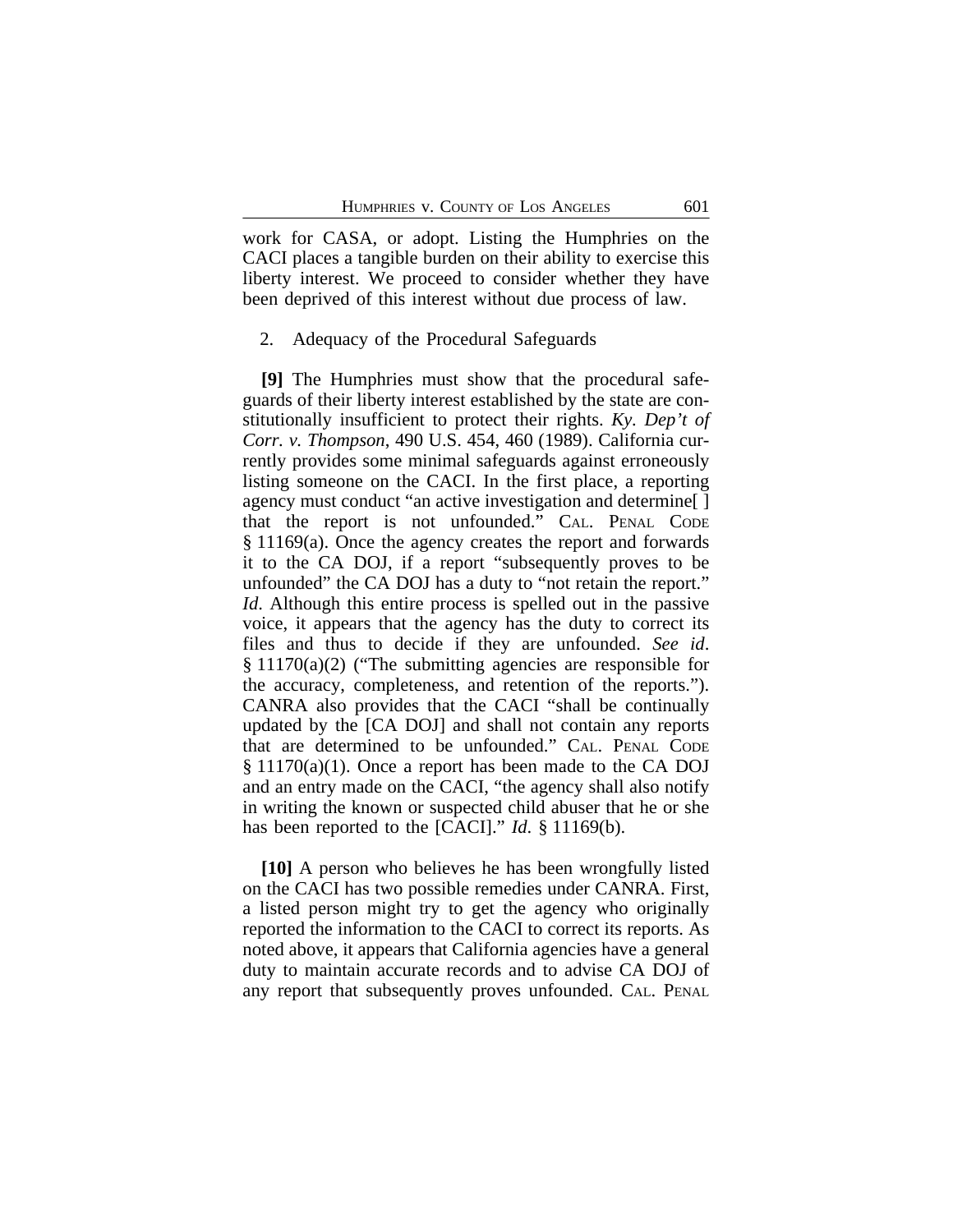work for CASA, or adopt. Listing the Humphries on the CACI places a tangible burden on their ability to exercise this liberty interest. We proceed to consider whether they have been deprived of this interest without due process of law.

2. Adequacy of the Procedural Safeguards

**[9]** The Humphries must show that the procedural safeguards of their liberty interest established by the state are constitutionally insufficient to protect their rights. *Ky. Dep't of Corr. v. Thompson*, 490 U.S. 454, 460 (1989). California currently provides some minimal safeguards against erroneously listing someone on the CACI. In the first place, a reporting agency must conduct "an active investigation and determine[ ] that the report is not unfounded." CAL. PENAL CODE § 11169(a). Once the agency creates the report and forwards it to the CA DOJ, if a report "subsequently proves to be unfounded" the CA DOJ has a duty to "not retain the report." *Id*. Although this entire process is spelled out in the passive voice, it appears that the agency has the duty to correct its files and thus to decide if they are unfounded. *See id*. § 11170(a)(2) ("The submitting agencies are responsible for the accuracy, completeness, and retention of the reports."). CANRA also provides that the CACI "shall be continually updated by the [CA DOJ] and shall not contain any reports that are determined to be unfounded." CAL. PENAL CODE § 11170(a)(1). Once a report has been made to the CA DOJ and an entry made on the CACI, "the agency shall also notify in writing the known or suspected child abuser that he or she has been reported to the [CACI]." *Id*. § 11169(b).

**[10]** A person who believes he has been wrongfully listed on the CACI has two possible remedies under CANRA. First, a listed person might try to get the agency who originally reported the information to the CACI to correct its reports. As noted above, it appears that California agencies have a general duty to maintain accurate records and to advise CA DOJ of any report that subsequently proves unfounded. CAL. PENAL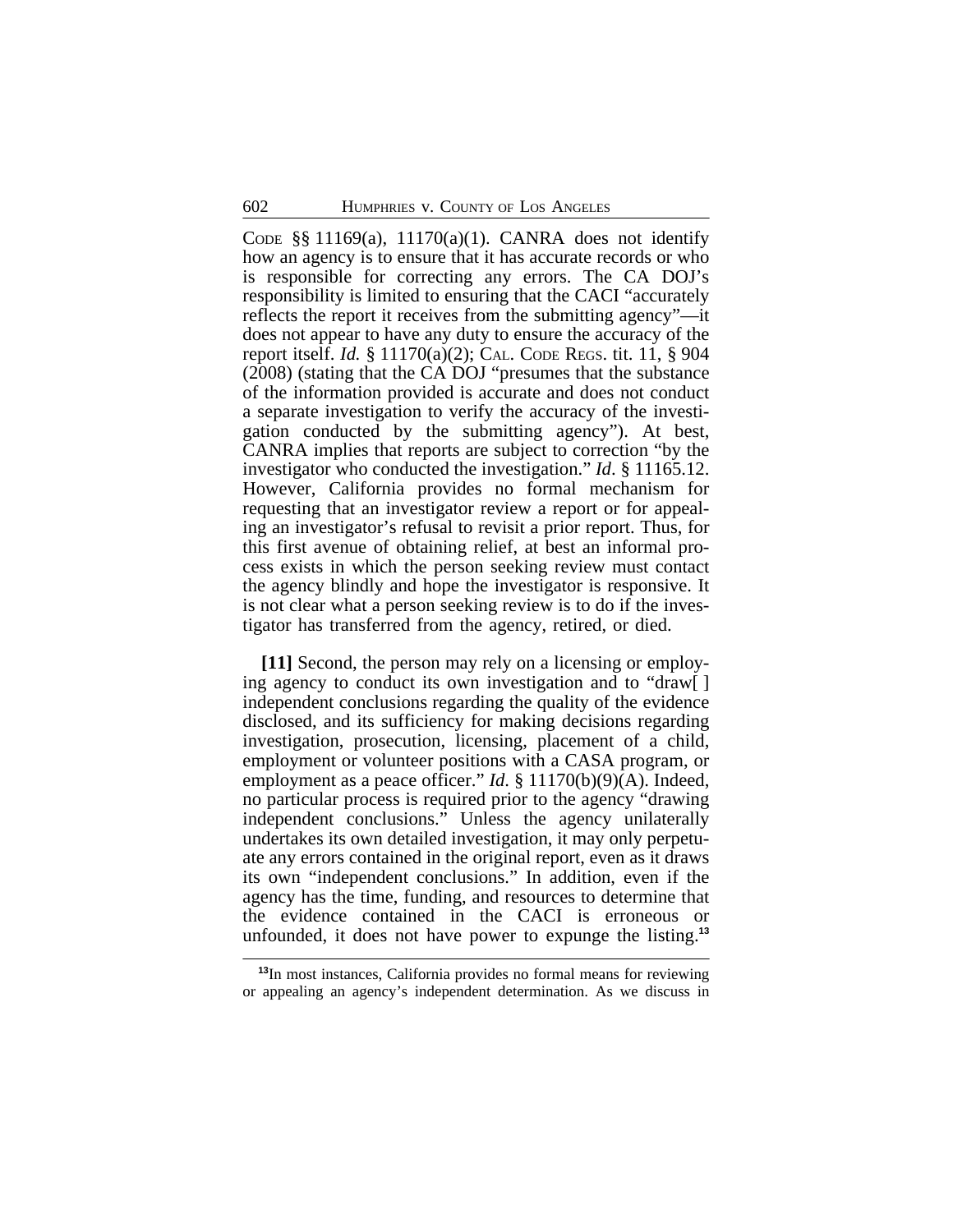CODE §§ 11169(a), 11170(a)(1). CANRA does not identify how an agency is to ensure that it has accurate records or who is responsible for correcting any errors. The CA DOJ's responsibility is limited to ensuring that the CACI "accurately reflects the report it receives from the submitting agency"—it does not appear to have any duty to ensure the accuracy of the report itself. *Id.* § 11170(a)(2); CAL. CODE REGS. tit. 11, § 904 (2008) (stating that the CA DOJ "presumes that the substance of the information provided is accurate and does not conduct a separate investigation to verify the accuracy of the investigation conducted by the submitting agency"). At best, CANRA implies that reports are subject to correction "by the investigator who conducted the investigation." *Id*. § 11165.12. However, California provides no formal mechanism for requesting that an investigator review a report or for appealing an investigator's refusal to revisit a prior report. Thus, for this first avenue of obtaining relief, at best an informal process exists in which the person seeking review must contact the agency blindly and hope the investigator is responsive. It is not clear what a person seeking review is to do if the investigator has transferred from the agency, retired, or died.

**[11]** Second, the person may rely on a licensing or employing agency to conduct its own investigation and to "draw[ ] independent conclusions regarding the quality of the evidence disclosed, and its sufficiency for making decisions regarding investigation, prosecution, licensing, placement of a child, employment or volunteer positions with a CASA program, or employment as a peace officer." *Id*. § 11170(b)(9)(A). Indeed, no particular process is required prior to the agency "drawing independent conclusions." Unless the agency unilaterally undertakes its own detailed investigation, it may only perpetuate any errors contained in the original report, even as it draws its own "independent conclusions." In addition, even if the agency has the time, funding, and resources to determine that the evidence contained in the CACI is erroneous or unfounded, it does not have power to expunge the listing.[13]

[13]In most instances, California provides no formal means for reviewing or appealing an agency's independent determination. As we discuss in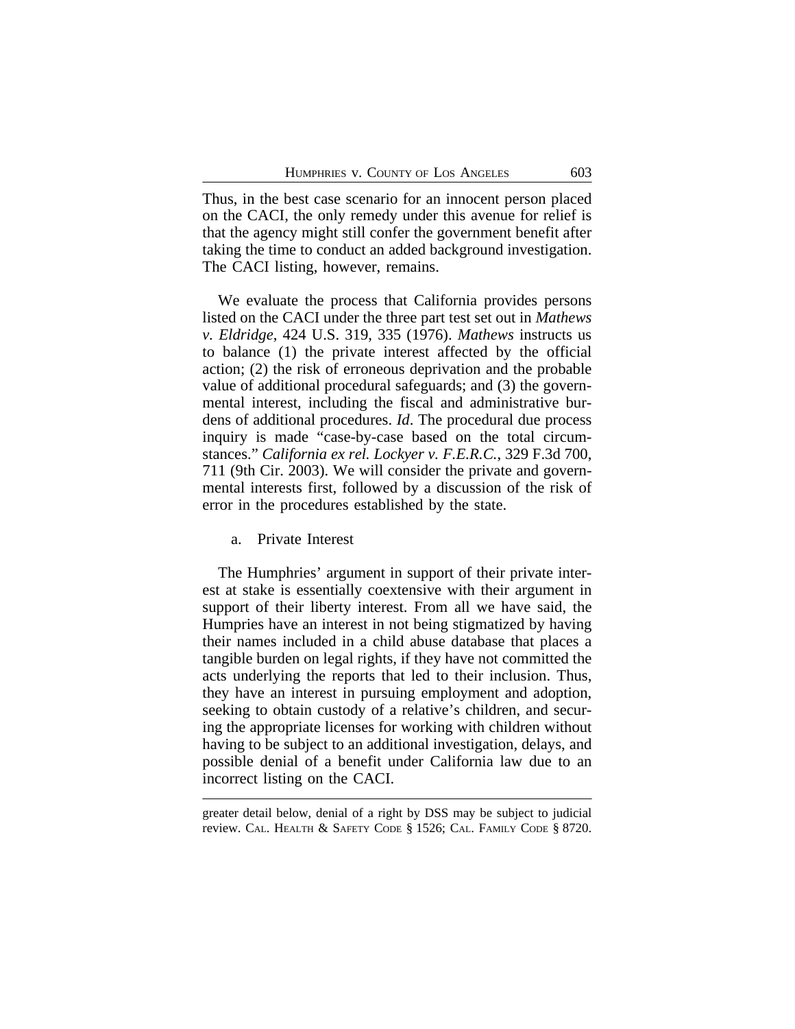Thus, in the best case scenario for an innocent person placed on the CACI, the only remedy under this avenue for relief is that the agency might still confer the government benefit after taking the time to conduct an added background investigation. The CACI listing, however, remains.

We evaluate the process that California provides persons listed on the CACI under the three part test set out in *Mathews v. Eldridge*, 424 U.S. 319, 335 (1976). *Mathews* instructs us to balance (1) the private interest affected by the official action; (2) the risk of erroneous deprivation and the probable value of additional procedural safeguards; and (3) the governmental interest, including the fiscal and administrative burdens of additional procedures. *Id*. The procedural due process inquiry is made "case-by-case based on the total circumstances." *California ex rel. Lockyer v. F.E.R.C.*, 329 F.3d 700, 711 (9th Cir. 2003). We will consider the private and governmental interests first, followed by a discussion of the risk of error in the procedures established by the state.

a. Private Interest

The Humphries' argument in support of their private interest at stake is essentially coextensive with their argument in support of their liberty interest. From all we have said, the Humpries have an interest in not being stigmatized by having their names included in a child abuse database that places a tangible burden on legal rights, if they have not committed the acts underlying the reports that led to their inclusion. Thus, they have an interest in pursuing employment and adoption, seeking to obtain custody of a relative's children, and securing the appropriate licenses for working with children without having to be subject to an additional investigation, delays, and possible denial of a benefit under California law due to an incorrect listing on the CACI.

---

greater detail below, denial of a right by DSS may be subject to judicial review. CAL. HEALTH & SAFETY CODE § 1526; CAL. FAMILY CODE § 8720.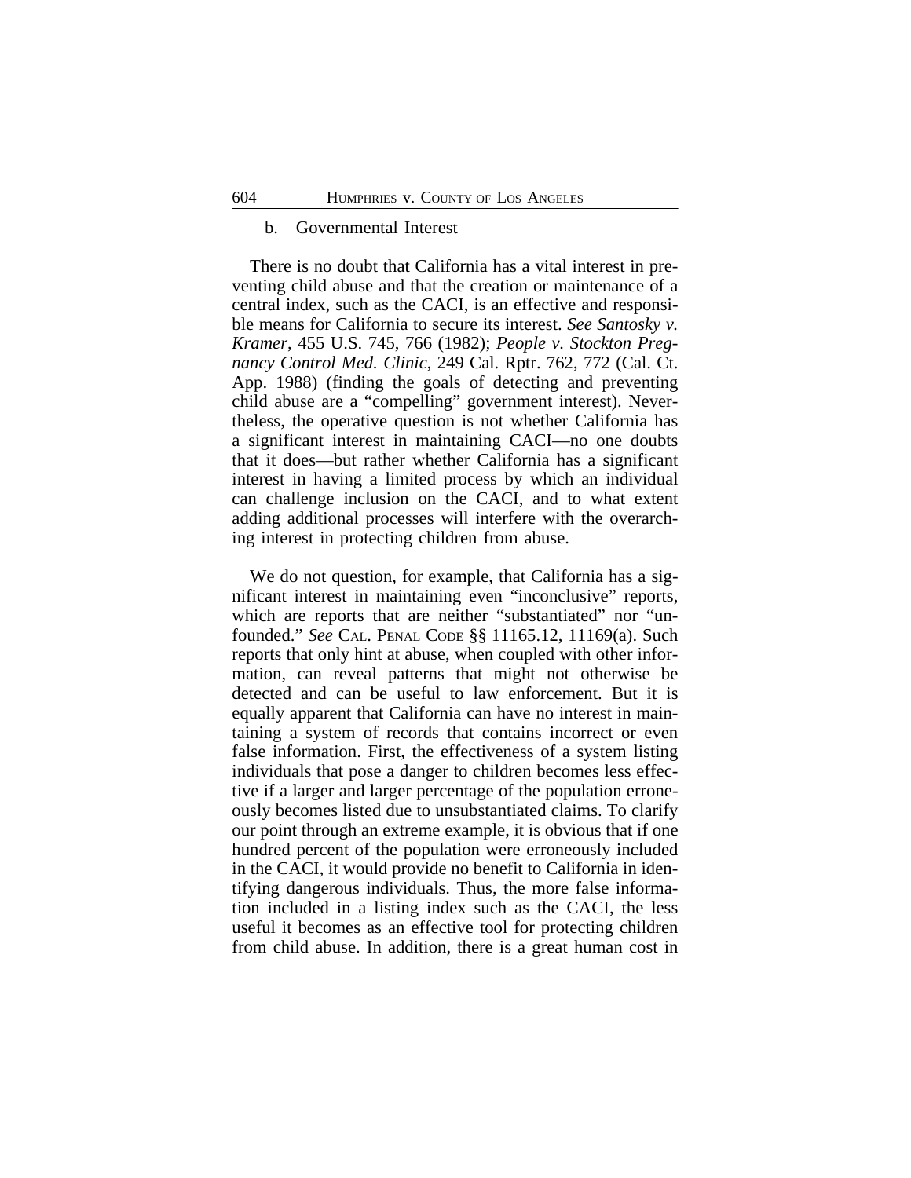### b. Governmental Interest

There is no doubt that California has a vital interest in preventing child abuse and that the creation or maintenance of a central index, such as the CACI, is an effective and responsible means for California to secure its interest. *See Santosky v. Kramer*, 455 U.S. 745, 766 (1982); *People v. Stockton Pregnancy Control Med. Clinic*, 249 Cal. Rptr. 762, 772 (Cal. Ct. App. 1988) (finding the goals of detecting and preventing child abuse are a "compelling" government interest). Nevertheless, the operative question is not whether California has a significant interest in maintaining CACI—no one doubts that it does—but rather whether California has a significant interest in having a limited process by which an individual can challenge inclusion on the CACI, and to what extent adding additional processes will interfere with the overarching interest in protecting children from abuse.

We do not question, for example, that California has a significant interest in maintaining even "inconclusive" reports, which are reports that are neither "substantiated" nor "unfounded." *See* CAL. PENAL CODE §§ 11165.12, 11169(a). Such reports that only hint at abuse, when coupled with other information, can reveal patterns that might not otherwise be detected and can be useful to law enforcement. But it is equally apparent that California can have no interest in maintaining a system of records that contains incorrect or even false information. First, the effectiveness of a system listing individuals that pose a danger to children becomes less effective if a larger and larger percentage of the population erroneously becomes listed due to unsubstantiated claims. To clarify our point through an extreme example, it is obvious that if one hundred percent of the population were erroneously included in the CACI, it would provide no benefit to California in identifying dangerous individuals. Thus, the more false information included in a listing index such as the CACI, the less useful it becomes as an effective tool for protecting children from child abuse. In addition, there is a great human cost in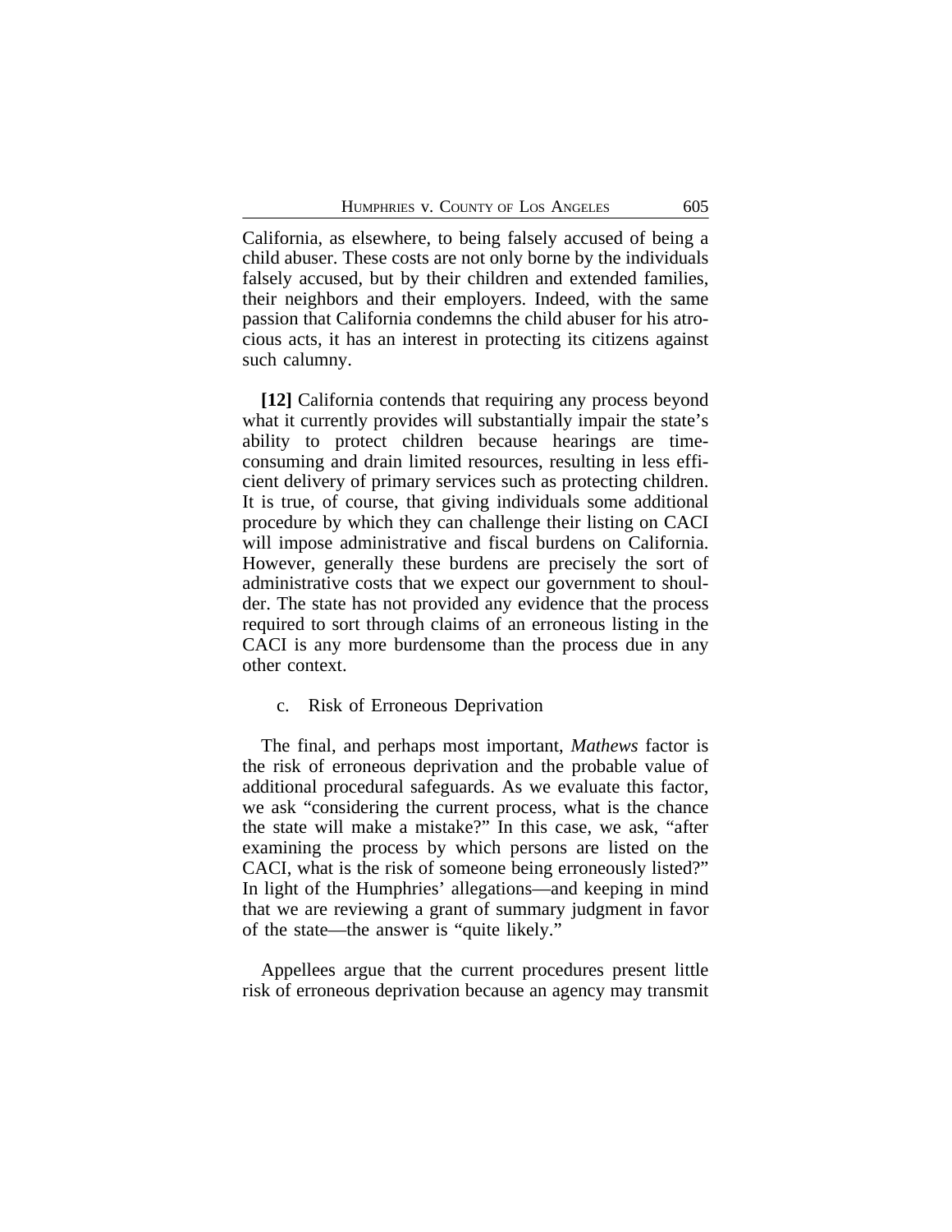California, as elsewhere, to being falsely accused of being a child abuser. These costs are not only borne by the individuals falsely accused, but by their children and extended families, their neighbors and their employers. Indeed, with the same passion that California condemns the child abuser for his atrocious acts, it has an interest in protecting its citizens against such calumny.

**[12]** California contends that requiring any process beyond what it currently provides will substantially impair the state's ability to protect children because hearings are time-consuming and drain limited resources, resulting in less efficient delivery of primary services such as protecting children. It is true, of course, that giving individuals some additional procedure by which they can challenge their listing on CACI will impose administrative and fiscal burdens on California. However, generally these burdens are precisely the sort of administrative costs that we expect our government to shoulder. The state has not provided any evidence that the process required to sort through claims of an erroneous listing in the CACI is any more burdensome than the process due in any other context.

c. Risk of Erroneous Deprivation

The final, and perhaps most important, *Mathews* factor is the risk of erroneous deprivation and the probable value of additional procedural safeguards. As we evaluate this factor, we ask "considering the current process, what is the chance the state will make a mistake?" In this case, we ask, "after examining the process by which persons are listed on the CACI, what is the risk of someone being erroneously listed?" In light of the Humphries' allegations—and keeping in mind that we are reviewing a grant of summary judgment in favor of the state—the answer is "quite likely."

Appellees argue that the current procedures present little risk of erroneous deprivation because an agency may transmit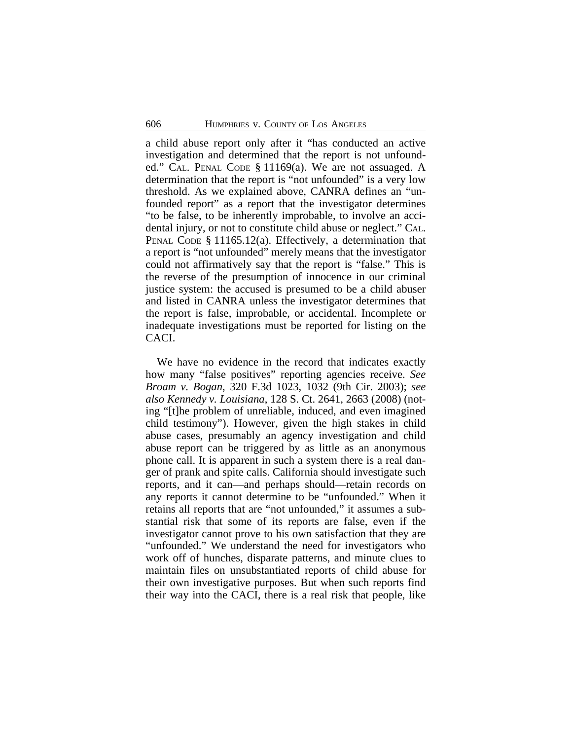a child abuse report only after it "has conducted an active investigation and determined that the report is not unfounded." CAL. PENAL CODE § 11169(a). We are not assuaged. A determination that the report is "not unfounded" is a very low threshold. As we explained above, CANRA defines an "unfounded report" as a report that the investigator determines "to be false, to be inherently improbable, to involve an accidental injury, or not to constitute child abuse or neglect." CAL. PENAL CODE § 11165.12(a). Effectively, a determination that a report is "not unfounded" merely means that the investigator could not affirmatively say that the report is "false." This is the reverse of the presumption of innocence in our criminal justice system: the accused is presumed to be a child abuser and listed in CANRA unless the investigator determines that the report is false, improbable, or accidental. Incomplete or inadequate investigations must be reported for listing on the CACI.

We have no evidence in the record that indicates exactly how many "false positives" reporting agencies receive. *See Broam v. Bogan*, 320 F.3d 1023, 1032 (9th Cir. 2003); *see also Kennedy v. Louisiana*, 128 S. Ct. 2641, 2663 (2008) (noting "[t]he problem of unreliable, induced, and even imagined child testimony"). However, given the high stakes in child abuse cases, presumably an agency investigation and child abuse report can be triggered by as little as an anonymous phone call. It is apparent in such a system there is a real danger of prank and spite calls. California should investigate such reports, and it can—and perhaps should—retain records on any reports it cannot determine to be "unfounded." When it retains all reports that are "not unfounded," it assumes a substantial risk that some of its reports are false, even if the investigator cannot prove to his own satisfaction that they are "unfounded." We understand the need for investigators who work off of hunches, disparate patterns, and minute clues to maintain files on unsubstantiated reports of child abuse for their own investigative purposes. But when such reports find their way into the CACI, there is a real risk that people, like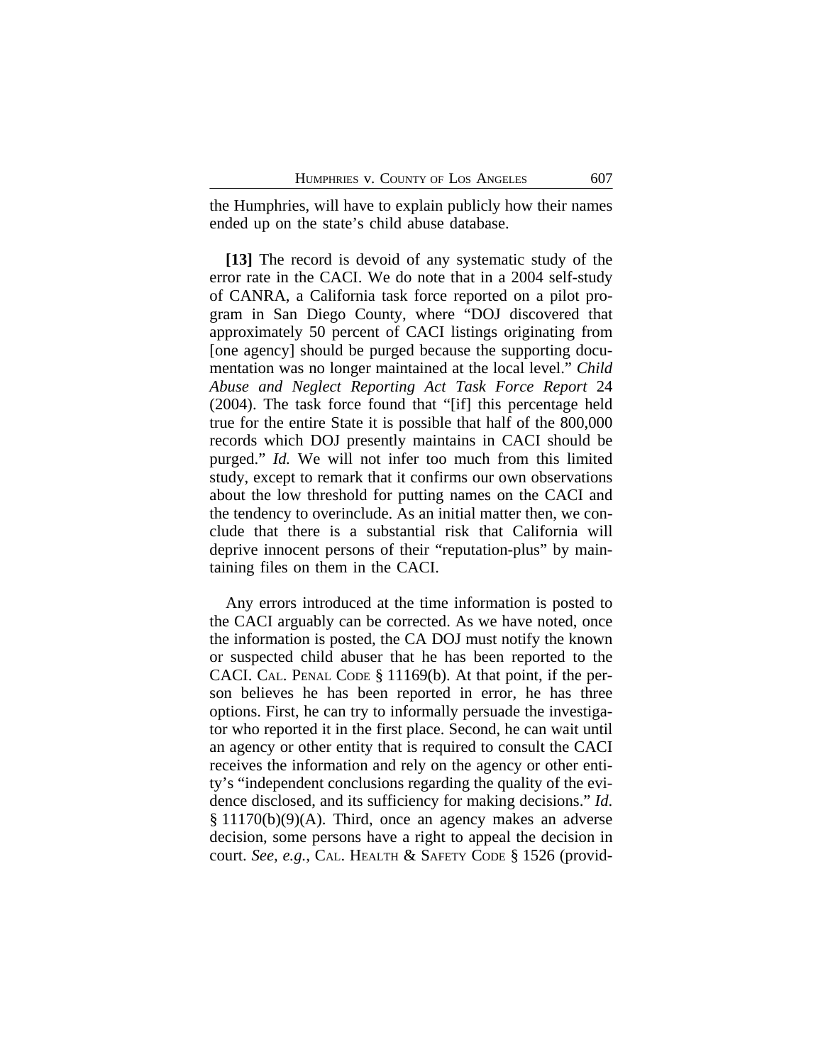the Humphries, will have to explain publicly how their names ended up on the state's child abuse database.

**[13]** The record is devoid of any systematic study of the error rate in the CACI. We do note that in a 2004 self-study of CANRA, a California task force reported on a pilot program in San Diego County, where "DOJ discovered that approximately 50 percent of CACI listings originating from [one agency] should be purged because the supporting documentation was no longer maintained at the local level." *Child Abuse and Neglect Reporting Act Task Force Report* 24 (2004). The task force found that "[if] this percentage held true for the entire State it is possible that half of the 800,000 records which DOJ presently maintains in CACI should be purged." *Id.* We will not infer too much from this limited study, except to remark that it confirms our own observations about the low threshold for putting names on the CACI and the tendency to overinclude. As an initial matter then, we conclude that there is a substantial risk that California will deprive innocent persons of their "reputation-plus" by maintaining files on them in the CACI.

Any errors introduced at the time information is posted to the CACI arguably can be corrected. As we have noted, once the information is posted, the CA DOJ must notify the known or suspected child abuser that he has been reported to the CACI. CAL. PENAL CODE § 11169(b). At that point, if the person believes he has been reported in error, he has three options. First, he can try to informally persuade the investigator who reported it in the first place. Second, he can wait until an agency or other entity that is required to consult the CACI receives the information and rely on the agency or other entity's "independent conclusions regarding the quality of the evidence disclosed, and its sufficiency for making decisions." *Id.* § 11170(b)(9)(A). Third, once an agency makes an adverse decision, some persons have a right to appeal the decision in court. *See, e.g.,* CAL. HEALTH & SAFETY CODE § 1526 (provid-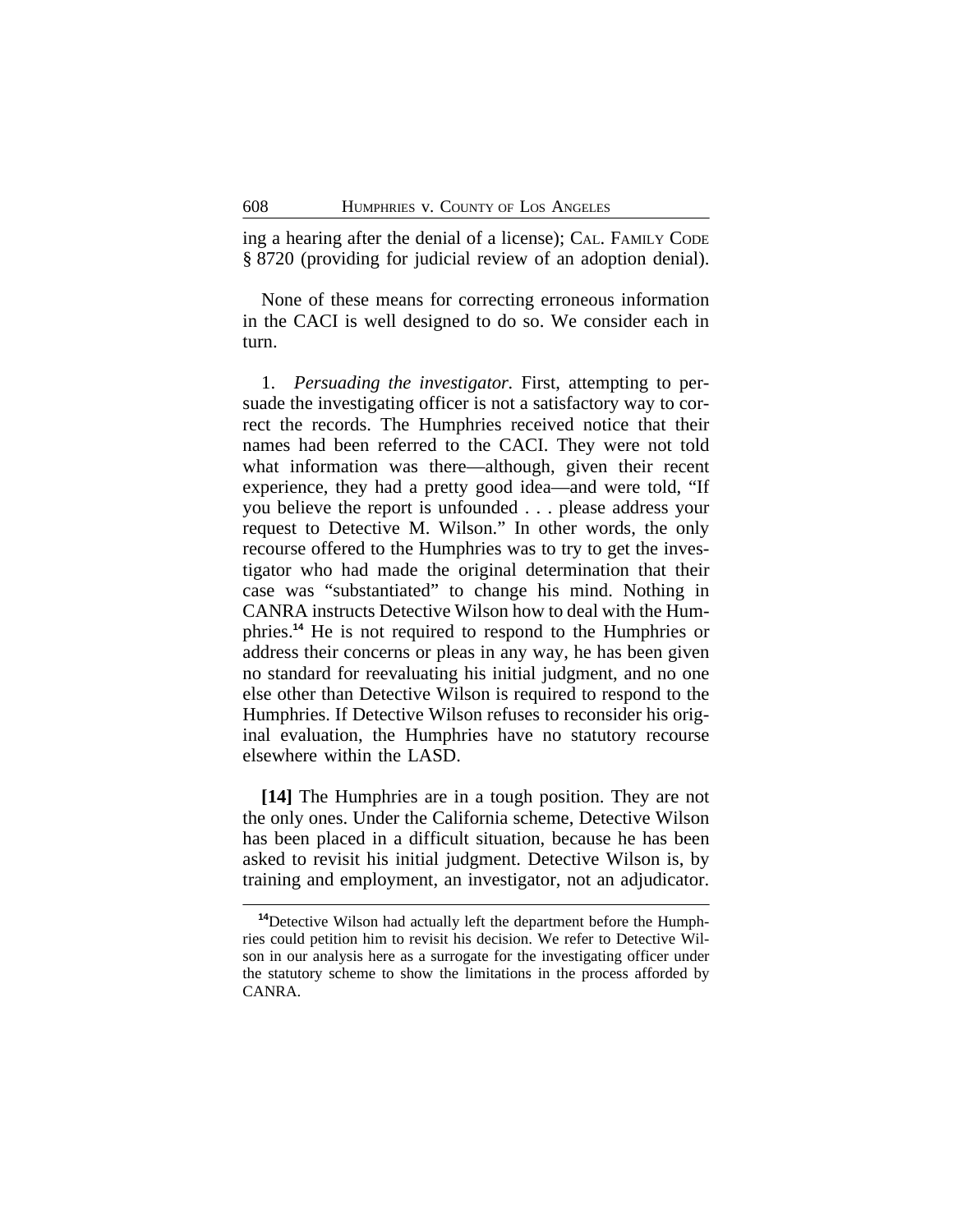ing a hearing after the denial of a license); CAL. FAMILY CODE § 8720 (providing for judicial review of an adoption denial).

None of these means for correcting erroneous information in the CACI is well designed to do so. We consider each in turn.

1. *Persuading the investigator.* First, attempting to persuade the investigating officer is not a satisfactory way to correct the records. The Humphries received notice that their names had been referred to the CACI. They were not told what information was there—although, given their recent experience, they had a pretty good idea—and were told, "If you believe the report is unfounded . . . please address your request to Detective M. Wilson." In other words, the only recourse offered to the Humphries was to try to get the investigator who had made the original determination that their case was "substantiated" to change his mind. Nothing in CANRA instructs Detective Wilson how to deal with the Humphries.[14] He is not required to respond to the Humphries or address their concerns or pleas in any way, he has been given no standard for reevaluating his initial judgment, and no one else other than Detective Wilson is required to respond to the Humphries. If Detective Wilson refuses to reconsider his original evaluation, the Humphries have no statutory recourse elsewhere within the LASD.

**[14]** The Humphries are in a tough position. They are not the only ones. Under the California scheme, Detective Wilson has been placed in a difficult situation, because he has been asked to revisit his initial judgment. Detective Wilson is, by training and employment, an investigator, not an adjudicator.

[14]Detective Wilson had actually left the department before the Humphries could petition him to revisit his decision. We refer to Detective Wilson in our analysis here as a surrogate for the investigating officer under the statutory scheme to show the limitations in the process afforded by CANRA.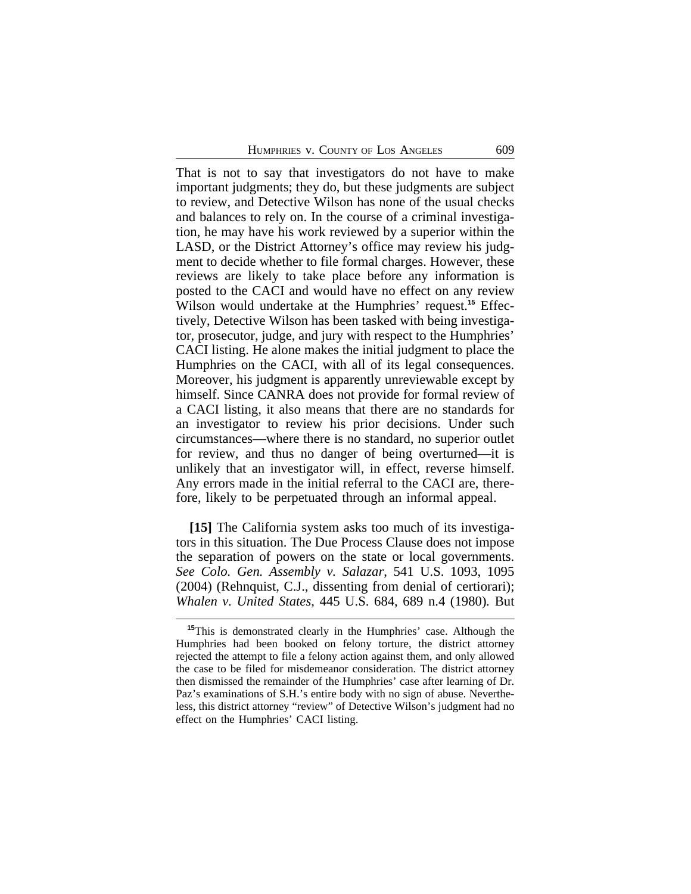That is not to say that investigators do not have to make important judgments; they do, but these judgments are subject to review, and Detective Wilson has none of the usual checks and balances to rely on. In the course of a criminal investigation, he may have his work reviewed by a superior within the LASD, or the District Attorney's office may review his judgment to decide whether to file formal charges. However, these reviews are likely to take place before any information is posted to the CACI and would have no effect on any review Wilson would undertake at the Humphries' request.[15] Effectively, Detective Wilson has been tasked with being investigator, prosecutor, judge, and jury with respect to the Humphries' CACI listing. He alone makes the initial judgment to place the Humphries on the CACI, with all of its legal consequences. Moreover, his judgment is apparently unreviewable except by himself. Since CANRA does not provide for formal review of a CACI listing, it also means that there are no standards for an investigator to review his prior decisions. Under such circumstances—where there is no standard, no superior outlet for review, and thus no danger of being overturned—it is unlikely that an investigator will, in effect, reverse himself. Any errors made in the initial referral to the CACI are, therefore, likely to be perpetuated through an informal appeal.

**[15]** The California system asks too much of its investigators in this situation. The Due Process Clause does not impose the separation of powers on the state or local governments. *See Colo. Gen. Assembly v. Salazar*, 541 U.S. 1093, 1095 (2004) (Rehnquist, C.J., dissenting from denial of certiorari); *Whalen v. United States*, 445 U.S. 684, 689 n.4 (1980). But

[15]This is demonstrated clearly in the Humphries' case. Although the Humphries had been booked on felony torture, the district attorney rejected the attempt to file a felony action against them, and only allowed the case to be filed for misdemeanor consideration. The district attorney then dismissed the remainder of the Humphries' case after learning of Dr. Paz's examinations of S.H.'s entire body with no sign of abuse. Nevertheless, this district attorney "review" of Detective Wilson's judgment had no effect on the Humphries' CACI listing.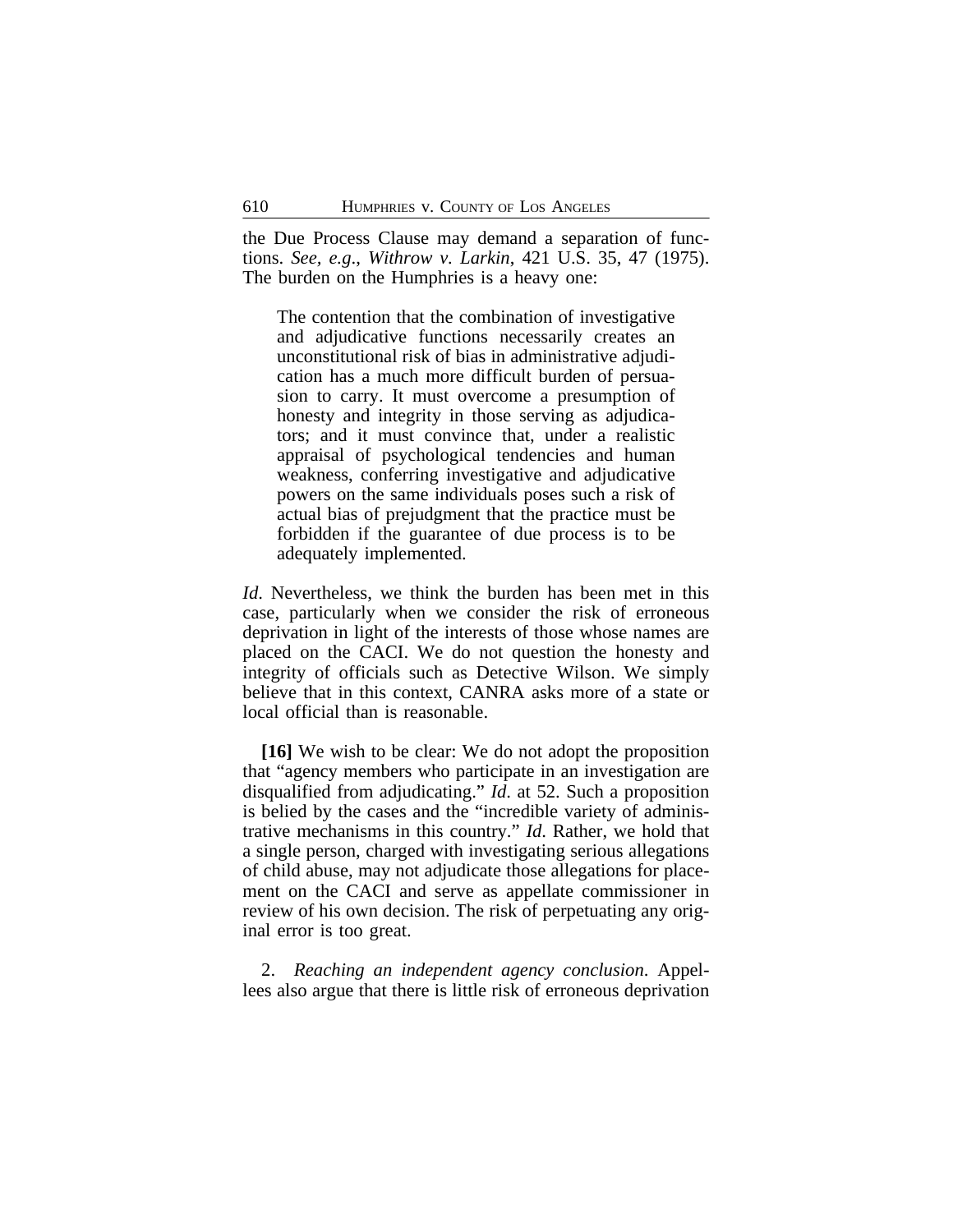the Due Process Clause may demand a separation of functions. *See, e.g.*, *Withrow v. Larkin*, 421 U.S. 35, 47 (1975). The burden on the Humphries is a heavy one:

> The contention that the combination of investigative and adjudicative functions necessarily creates an unconstitutional risk of bias in administrative adjudication has a much more difficult burden of persuasion to carry. It must overcome a presumption of honesty and integrity in those serving as adjudicators; and it must convince that, under a realistic appraisal of psychological tendencies and human weakness, conferring investigative and adjudicative powers on the same individuals poses such a risk of actual bias of prejudgment that the practice must be forbidden if the guarantee of due process is to be adequately implemented.

*Id*. Nevertheless, we think the burden has been met in this case, particularly when we consider the risk of erroneous deprivation in light of the interests of those whose names are placed on the CACI. We do not question the honesty and integrity of officials such as Detective Wilson. We simply believe that in this context, CANRA asks more of a state or local official than is reasonable.

**[16]** We wish to be clear: We do not adopt the proposition that "agency members who participate in an investigation are disqualified from adjudicating." *Id*. at 52. Such a proposition is belied by the cases and the "incredible variety of administrative mechanisms in this country." *Id*. Rather, we hold that a single person, charged with investigating serious allegations of child abuse, may not adjudicate those allegations for placement on the CACI and serve as appellate commissioner in review of his own decision. The risk of perpetuating any original error is too great.

2. *Reaching an independent agency conclusion*. Appellees also argue that there is little risk of erroneous deprivation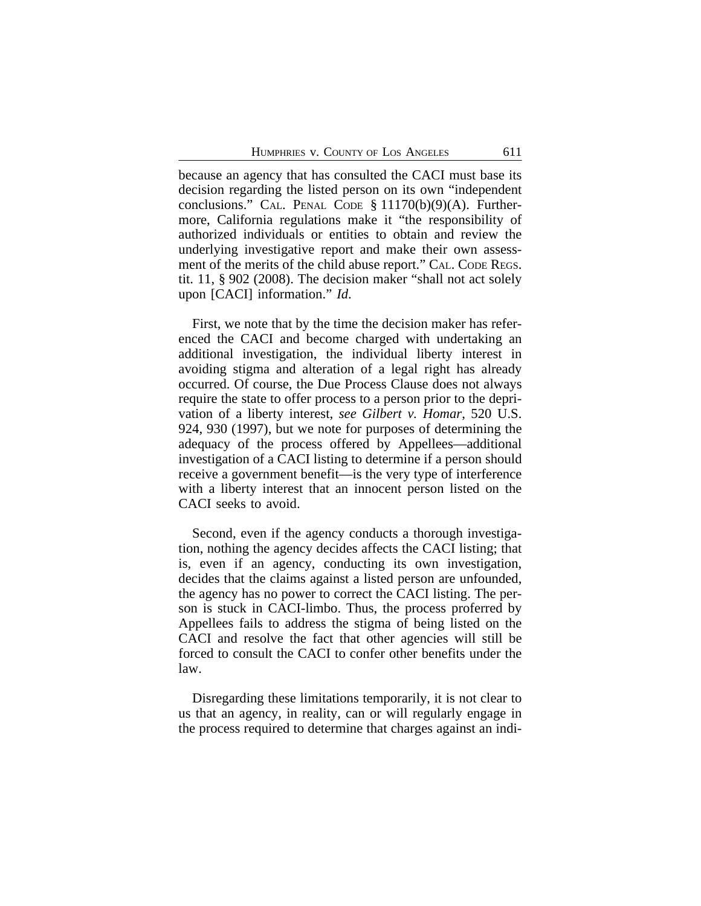because an agency that has consulted the CACI must base its decision regarding the listed person on its own "independent conclusions." CAL. PENAL CODE § 11170(b)(9)(A). Furthermore, California regulations make it "the responsibility of authorized individuals or entities to obtain and review the underlying investigative report and make their own assessment of the merits of the child abuse report." CAL. CODE REGS. tit. 11, § 902 (2008). The decision maker "shall not act solely upon [CACI] information." *Id.*

First, we note that by the time the decision maker has referenced the CACI and become charged with undertaking an additional investigation, the individual liberty interest in avoiding stigma and alteration of a legal right has already occurred. Of course, the Due Process Clause does not always require the state to offer process to a person prior to the deprivation of a liberty interest, *see Gilbert v. Homar*, 520 U.S. 924, 930 (1997), but we note for purposes of determining the adequacy of the process offered by Appellees—additional investigation of a CACI listing to determine if a person should receive a government benefit—is the very type of interference with a liberty interest that an innocent person listed on the CACI seeks to avoid.

Second, even if the agency conducts a thorough investigation, nothing the agency decides affects the CACI listing; that is, even if an agency, conducting its own investigation, decides that the claims against a listed person are unfounded, the agency has no power to correct the CACI listing. The person is stuck in CACI-limbo. Thus, the process proferred by Appellees fails to address the stigma of being listed on the CACI and resolve the fact that other agencies will still be forced to consult the CACI to confer other benefits under the law.

Disregarding these limitations temporarily, it is not clear to us that an agency, in reality, can or will regularly engage in the process required to determine that charges against an indi-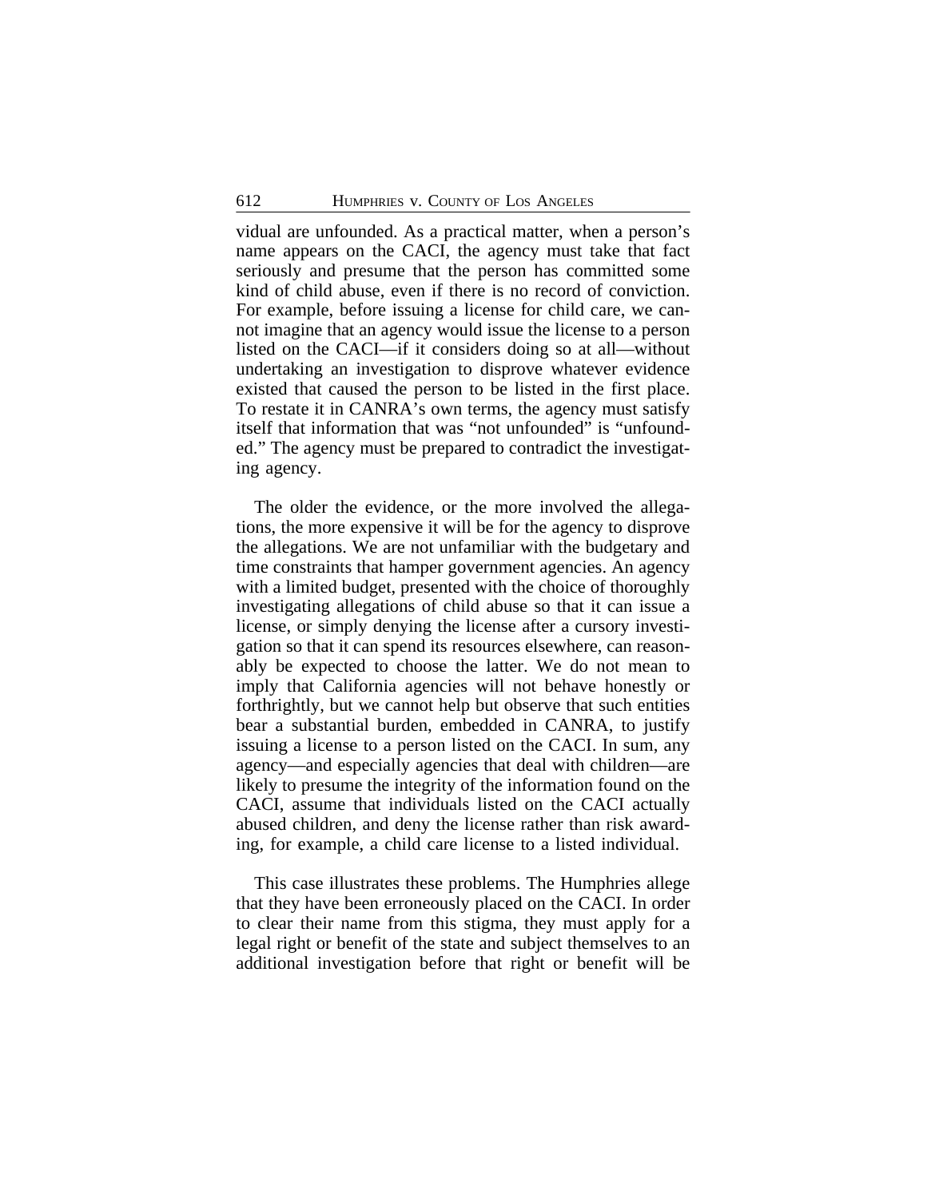vidual are unfounded. As a practical matter, when a person's name appears on the CACI, the agency must take that fact seriously and presume that the person has committed some kind of child abuse, even if there is no record of conviction. For example, before issuing a license for child care, we cannot imagine that an agency would issue the license to a person listed on the CACI—if it considers doing so at all—without undertaking an investigation to disprove whatever evidence existed that caused the person to be listed in the first place. To restate it in CANRA's own terms, the agency must satisfy itself that information that was "not unfounded" is "unfounded." The agency must be prepared to contradict the investigating agency.

The older the evidence, or the more involved the allegations, the more expensive it will be for the agency to disprove the allegations. We are not unfamiliar with the budgetary and time constraints that hamper government agencies. An agency with a limited budget, presented with the choice of thoroughly investigating allegations of child abuse so that it can issue a license, or simply denying the license after a cursory investigation so that it can spend its resources elsewhere, can reasonably be expected to choose the latter. We do not mean to imply that California agencies will not behave honestly or forthrightly, but we cannot help but observe that such entities bear a substantial burden, embedded in CANRA, to justify issuing a license to a person listed on the CACI. In sum, any agency—and especially agencies that deal with children—are likely to presume the integrity of the information found on the CACI, assume that individuals listed on the CACI actually abused children, and deny the license rather than risk awarding, for example, a child care license to a listed individual.

This case illustrates these problems. The Humphries allege that they have been erroneously placed on the CACI. In order to clear their name from this stigma, they must apply for a legal right or benefit of the state and subject themselves to an additional investigation before that right or benefit will be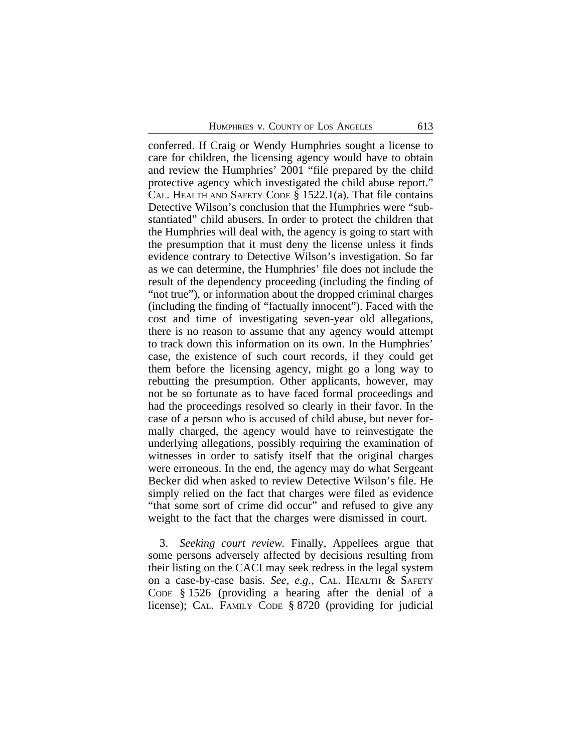conferred. If Craig or Wendy Humphries sought a license to care for children, the licensing agency would have to obtain and review the Humphries' 2001 "file prepared by the child protective agency which investigated the child abuse report." CAL. HEALTH AND SAFETY CODE § 1522.1(a). That file contains Detective Wilson's conclusion that the Humphries were "substantiated" child abusers. In order to protect the children that the Humphries will deal with, the agency is going to start with the presumption that it must deny the license unless it finds evidence contrary to Detective Wilson's investigation. So far as we can determine, the Humphries' file does not include the result of the dependency proceeding (including the finding of "not true"), or information about the dropped criminal charges (including the finding of "factually innocent"). Faced with the cost and time of investigating seven-year old allegations, there is no reason to assume that any agency would attempt to track down this information on its own. In the Humphries' case, the existence of such court records, if they could get them before the licensing agency, might go a long way to rebutting the presumption. Other applicants, however, may not be so fortunate as to have faced formal proceedings and had the proceedings resolved so clearly in their favor. In the case of a person who is accused of child abuse, but never formally charged, the agency would have to reinvestigate the underlying allegations, possibly requiring the examination of witnesses in order to satisfy itself that the original charges were erroneous. In the end, the agency may do what Sergeant Becker did when asked to review Detective Wilson's file. He simply relied on the fact that charges were filed as evidence "that some sort of crime did occur" and refused to give any weight to the fact that the charges were dismissed in court.

3. *Seeking court review.* Finally, Appellees argue that some persons adversely affected by decisions resulting from their listing on the CACI may seek redress in the legal system on a case-by-case basis. *See, e.g.*, CAL. HEALTH & SAFETY CODE § 1526 (providing a hearing after the denial of a license); CAL. FAMILY CODE § 8720 (providing for judicial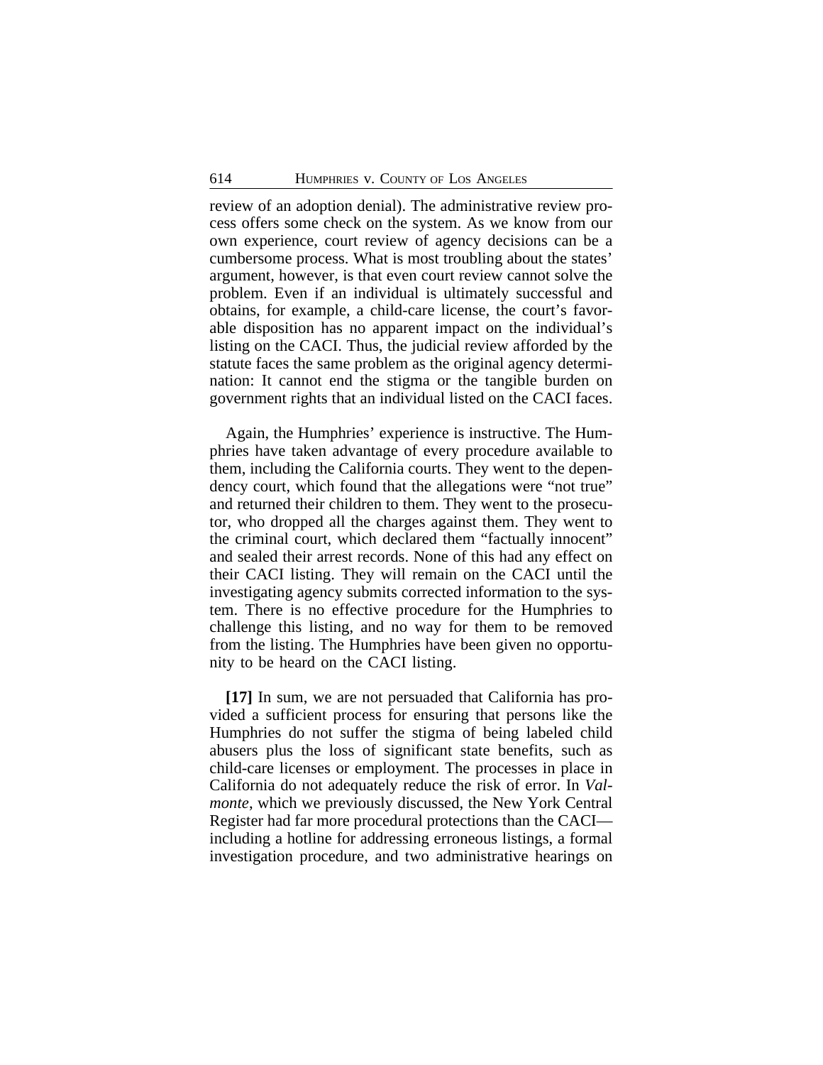review of an adoption denial). The administrative review process offers some check on the system. As we know from our own experience, court review of agency decisions can be a cumbersome process. What is most troubling about the states' argument, however, is that even court review cannot solve the problem. Even if an individual is ultimately successful and obtains, for example, a child-care license, the court's favorable disposition has no apparent impact on the individual's listing on the CACI. Thus, the judicial review afforded by the statute faces the same problem as the original agency determination: It cannot end the stigma or the tangible burden on government rights that an individual listed on the CACI faces.

Again, the Humphries' experience is instructive. The Humphries have taken advantage of every procedure available to them, including the California courts. They went to the dependency court, which found that the allegations were "not true" and returned their children to them. They went to the prosecutor, who dropped all the charges against them. They went to the criminal court, which declared them "factually innocent" and sealed their arrest records. None of this had any effect on their CACI listing. They will remain on the CACI until the investigating agency submits corrected information to the system. There is no effective procedure for the Humphries to challenge this listing, and no way for them to be removed from the listing. The Humphries have been given no opportunity to be heard on the CACI listing.

**[17]** In sum, we are not persuaded that California has provided a sufficient process for ensuring that persons like the Humphries do not suffer the stigma of being labeled child abusers plus the loss of significant state benefits, such as child-care licenses or employment. The processes in place in California do not adequately reduce the risk of error. In *Valmonte*, which we previously discussed, the New York Central Register had far more procedural protections than the CACI— including a hotline for addressing erroneous listings, a formal investigation procedure, and two administrative hearings on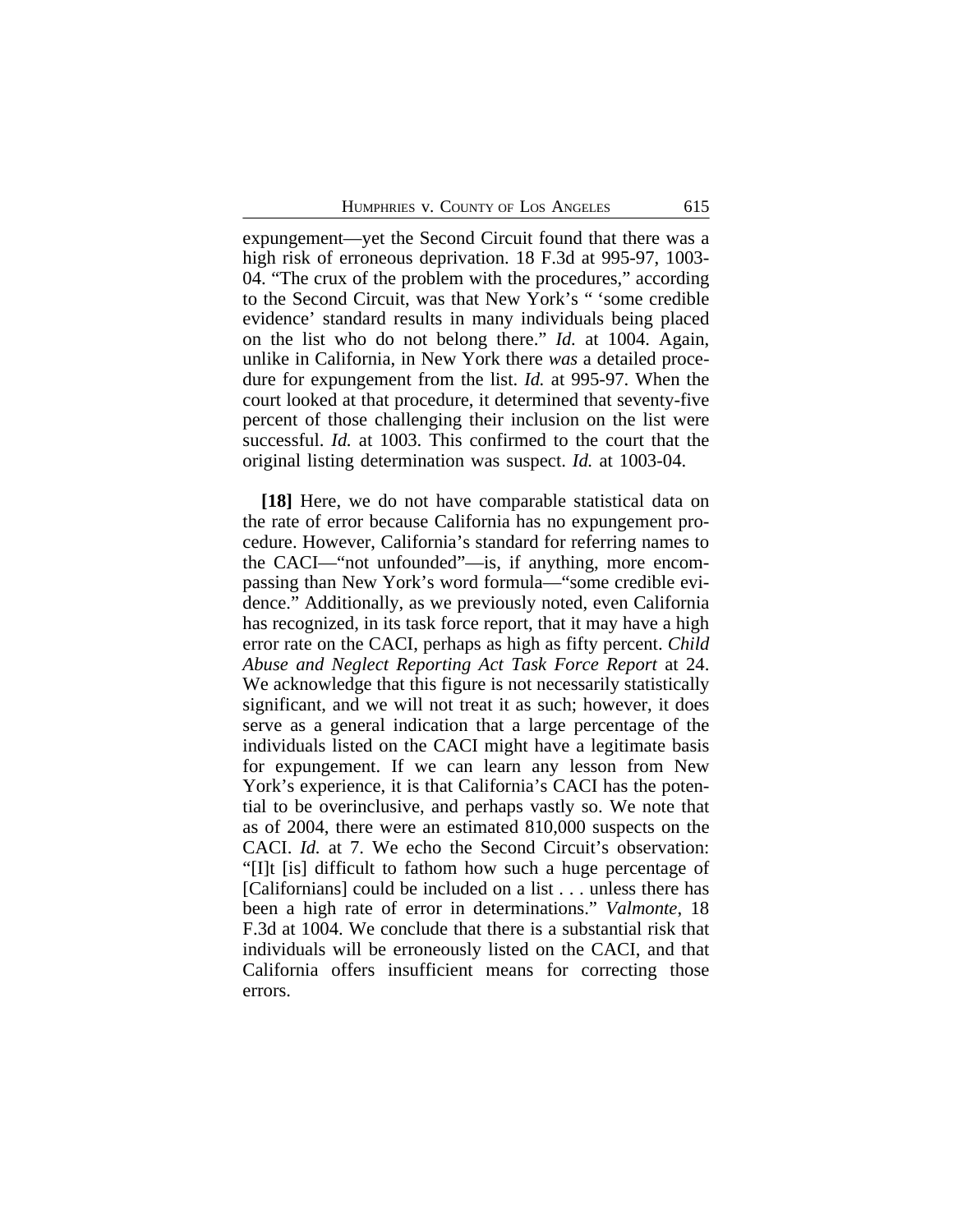expungement—yet the Second Circuit found that there was a high risk of erroneous deprivation. 18 F.3d at 995-97, 1003-04. "The crux of the problem with the procedures," according to the Second Circuit, was that New York's " 'some credible evidence' standard results in many individuals being placed on the list who do not belong there." *Id.* at 1004. Again, unlike in California, in New York there *was* a detailed procedure for expungement from the list. *Id.* at 995-97. When the court looked at that procedure, it determined that seventy-five percent of those challenging their inclusion on the list were successful. *Id.* at 1003. This confirmed to the court that the original listing determination was suspect. *Id.* at 1003-04.

**[18]** Here, we do not have comparable statistical data on the rate of error because California has no expungement procedure. However, California's standard for referring names to the CACI—"not unfounded"—is, if anything, more encompassing than New York's word formula—"some credible evidence." Additionally, as we previously noted, even California has recognized, in its task force report, that it may have a high error rate on the CACI, perhaps as high as fifty percent. *Child Abuse and Neglect Reporting Act Task Force Report* at 24. We acknowledge that this figure is not necessarily statistically significant, and we will not treat it as such; however, it does serve as a general indication that a large percentage of the individuals listed on the CACI might have a legitimate basis for expungement. If we can learn any lesson from New York's experience, it is that California's CACI has the potential to be overinclusive, and perhaps vastly so. We note that as of 2004, there were an estimated 810,000 suspects on the CACI. *Id.* at 7. We echo the Second Circuit's observation: "[I]t [is] difficult to fathom how such a huge percentage of [Californians] could be included on a list . . . unless there has been a high rate of error in determinations." *Valmonte*, 18 F.3d at 1004. We conclude that there is a substantial risk that individuals will be erroneously listed on the CACI, and that California offers insufficient means for correcting those errors.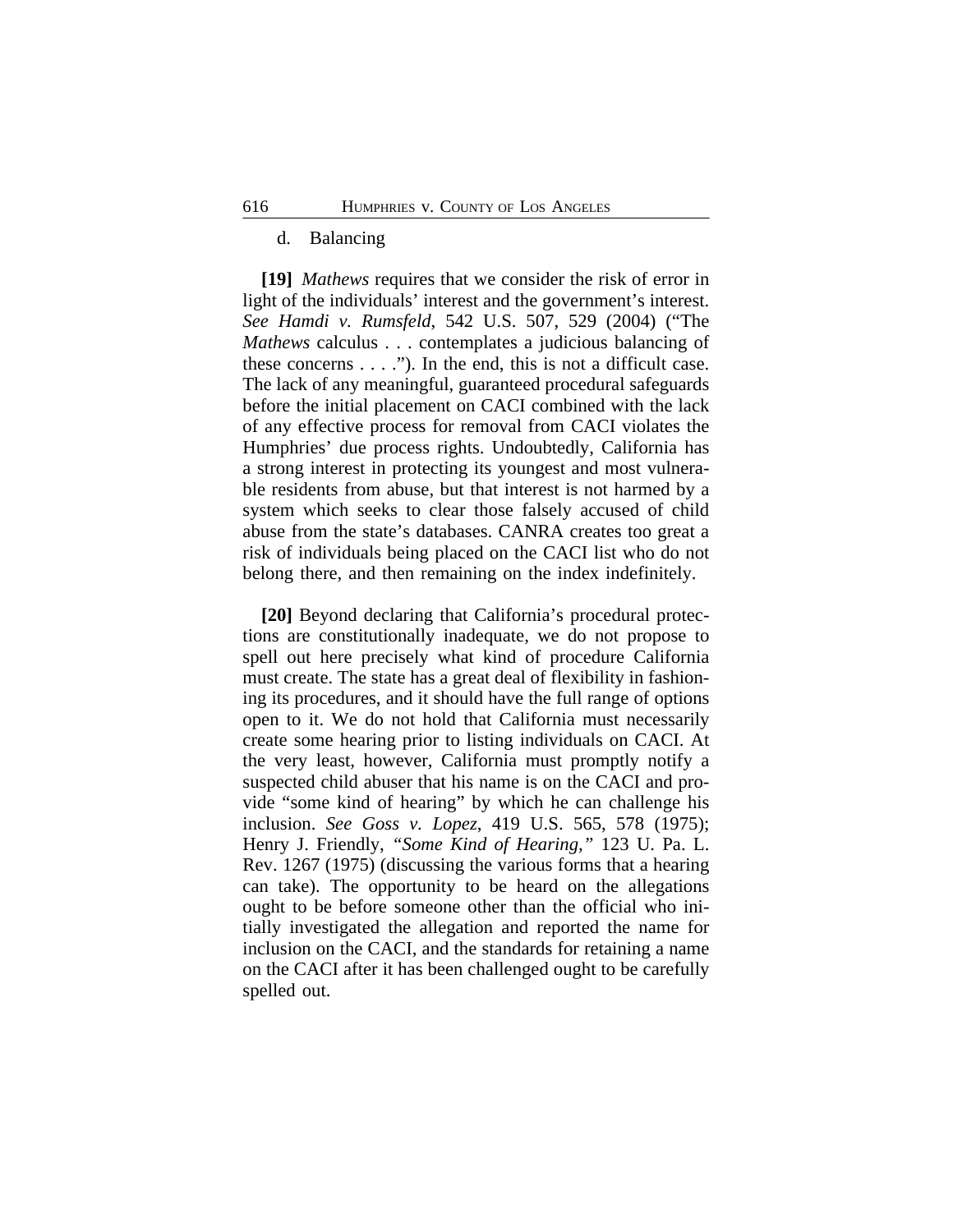d. Balancing

**[19]** *Mathews* requires that we consider the risk of error in light of the individuals' interest and the government's interest. *See Hamdi v. Rumsfeld*, 542 U.S. 507, 529 (2004) ("The *Mathews* calculus . . . contemplates a judicious balancing of these concerns . . . ."). In the end, this is not a difficult case. The lack of any meaningful, guaranteed procedural safeguards before the initial placement on CACI combined with the lack of any effective process for removal from CACI violates the Humphries' due process rights. Undoubtedly, California has a strong interest in protecting its youngest and most vulnerable residents from abuse, but that interest is not harmed by a system which seeks to clear those falsely accused of child abuse from the state's databases. CANRA creates too great a risk of individuals being placed on the CACI list who do not belong there, and then remaining on the index indefinitely.

**[20]** Beyond declaring that California's procedural protections are constitutionally inadequate, we do not propose to spell out here precisely what kind of procedure California must create. The state has a great deal of flexibility in fashioning its procedures, and it should have the full range of options open to it. We do not hold that California must necessarily create some hearing prior to listing individuals on CACI. At the very least, however, California must promptly notify a suspected child abuser that his name is on the CACI and provide "some kind of hearing" by which he can challenge his inclusion. *See Goss v. Lopez*, 419 U.S. 565, 578 (1975); Henry J. Friendly, *"Some Kind of Hearing,"* 123 U. Pa. L. Rev. 1267 (1975) (discussing the various forms that a hearing can take). The opportunity to be heard on the allegations ought to be before someone other than the official who initially investigated the allegation and reported the name for inclusion on the CACI, and the standards for retaining a name on the CACI after it has been challenged ought to be carefully spelled out.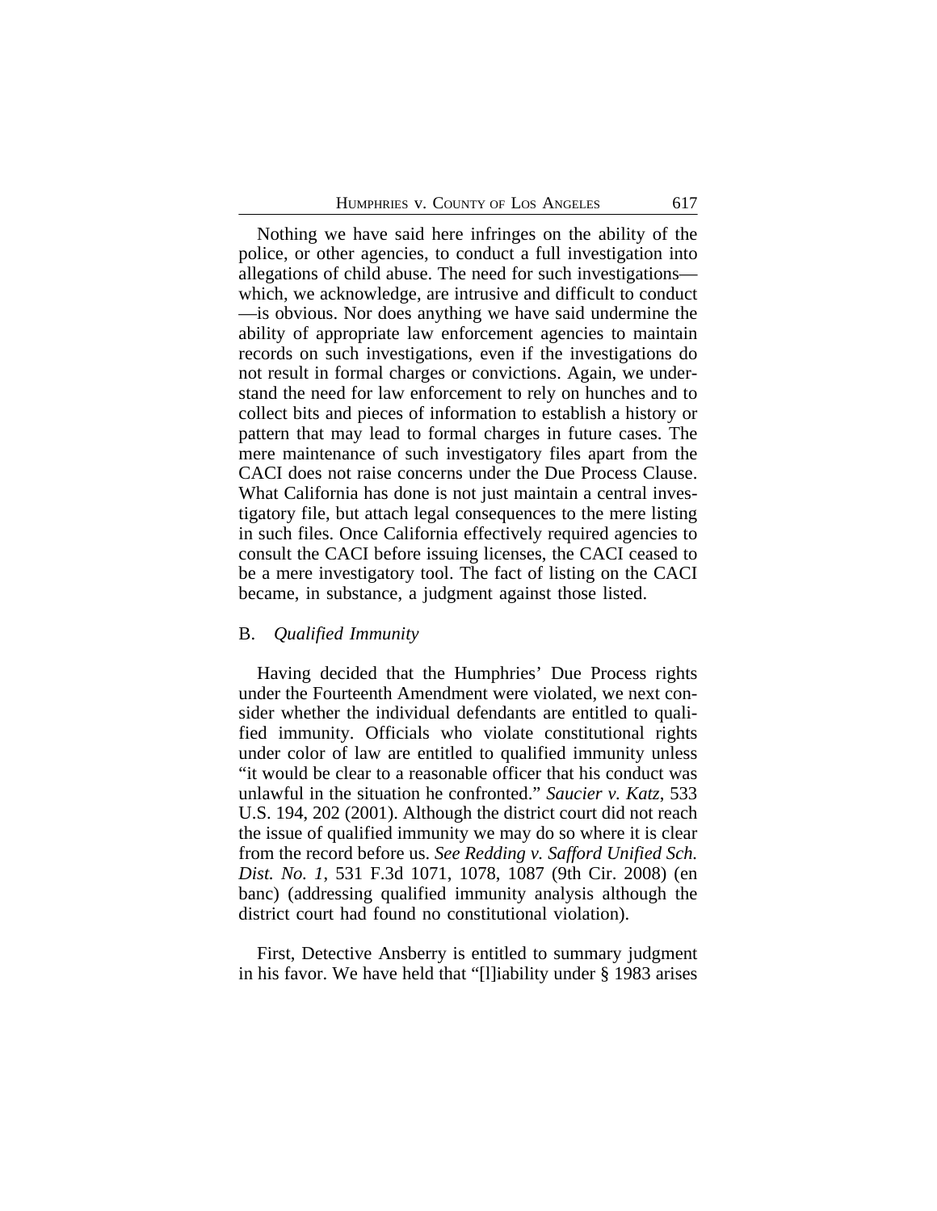Nothing we have said here infringes on the ability of the police, or other agencies, to conduct a full investigation into allegations of child abuse. The need for such investigations—which, we acknowledge, are intrusive and difficult to conduct—is obvious. Nor does anything we have said undermine the ability of appropriate law enforcement agencies to maintain records on such investigations, even if the investigations do not result in formal charges or convictions. Again, we understand the need for law enforcement to rely on hunches and to collect bits and pieces of information to establish a history or pattern that may lead to formal charges in future cases. The mere maintenance of such investigatory files apart from the CACI does not raise concerns under the Due Process Clause. What California has done is not just maintain a central investigatory file, but attach legal consequences to the mere listing in such files. Once California effectively required agencies to consult the CACI before issuing licenses, the CACI ceased to be a mere investigatory tool. The fact of listing on the CACI became, in substance, a judgment against those listed.

### B. *Qualified Immunity*

Having decided that the Humphries' Due Process rights under the Fourteenth Amendment were violated, we next consider whether the individual defendants are entitled to qualified immunity. Officials who violate constitutional rights under color of law are entitled to qualified immunity unless "it would be clear to a reasonable officer that his conduct was unlawful in the situation he confronted." *Saucier v. Katz*, 533 U.S. 194, 202 (2001). Although the district court did not reach the issue of qualified immunity we may do so where it is clear from the record before us. *See Redding v. Safford Unified Sch. Dist. No. 1*, 531 F.3d 1071, 1078, 1087 (9th Cir. 2008) (en banc) (addressing qualified immunity analysis although the district court had found no constitutional violation).

First, Detective Ansberry is entitled to summary judgment in his favor. We have held that "[l]iability under § 1983 arises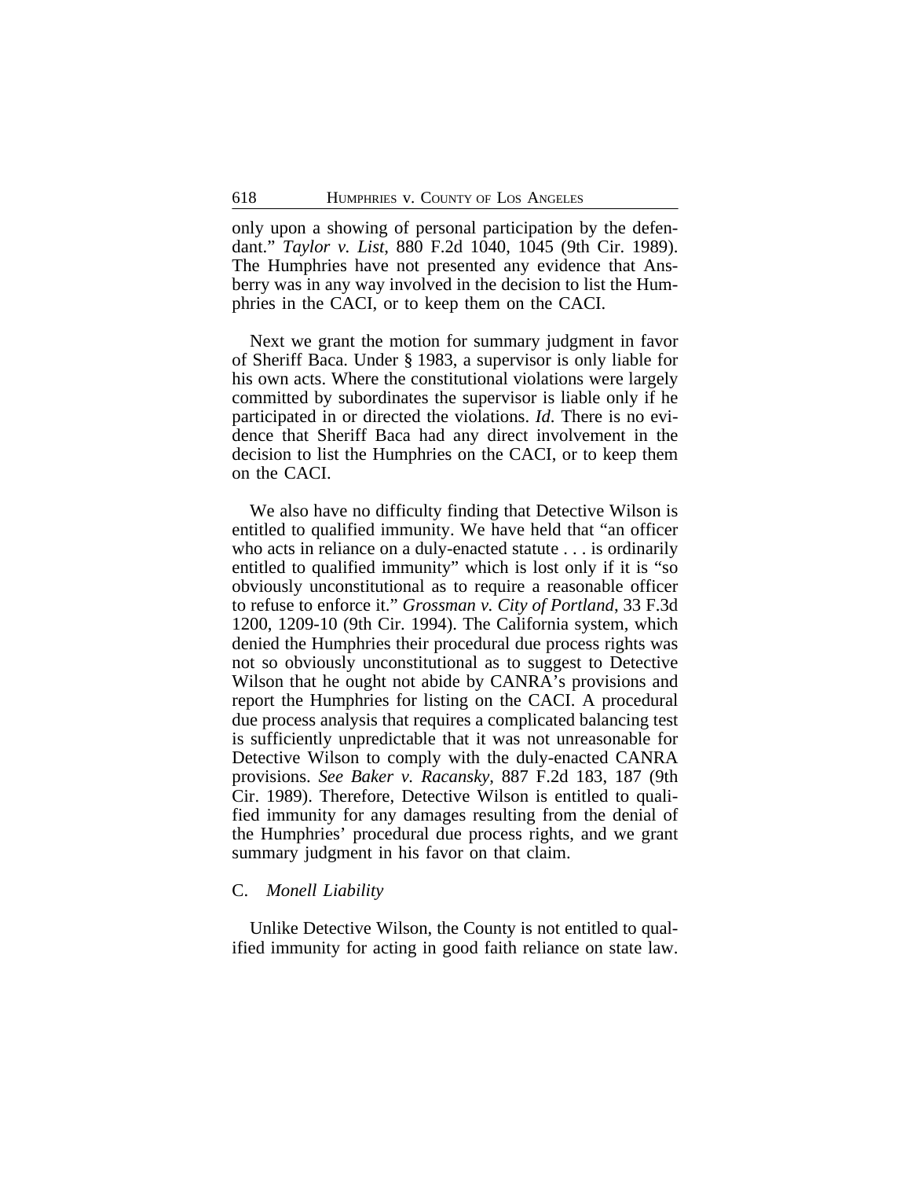only upon a showing of personal participation by the defendant." *Taylor v. List*, 880 F.2d 1040, 1045 (9th Cir. 1989). The Humphries have not presented any evidence that Ansberry was in any way involved in the decision to list the Humphries in the CACI, or to keep them on the CACI.

Next we grant the motion for summary judgment in favor of Sheriff Baca. Under § 1983, a supervisor is only liable for his own acts. Where the constitutional violations were largely committed by subordinates the supervisor is liable only if he participated in or directed the violations. *Id*. There is no evidence that Sheriff Baca had any direct involvement in the decision to list the Humphries on the CACI, or to keep them on the CACI.

We also have no difficulty finding that Detective Wilson is entitled to qualified immunity. We have held that "an officer who acts in reliance on a duly-enacted statute . . . is ordinarily entitled to qualified immunity" which is lost only if it is "so obviously unconstitutional as to require a reasonable officer to refuse to enforce it." *Grossman v. City of Portland*, 33 F.3d 1200, 1209-10 (9th Cir. 1994). The California system, which denied the Humphries their procedural due process rights was not so obviously unconstitutional as to suggest to Detective Wilson that he ought not abide by CANRA's provisions and report the Humphries for listing on the CACI. A procedural due process analysis that requires a complicated balancing test is sufficiently unpredictable that it was not unreasonable for Detective Wilson to comply with the duly-enacted CANRA provisions. *See Baker v. Racansky*, 887 F.2d 183, 187 (9th Cir. 1989). Therefore, Detective Wilson is entitled to qualified immunity for any damages resulting from the denial of the Humphries' procedural due process rights, and we grant summary judgment in his favor on that claim.

C. *Monell Liability*

Unlike Detective Wilson, the County is not entitled to qualified immunity for acting in good faith reliance on state law.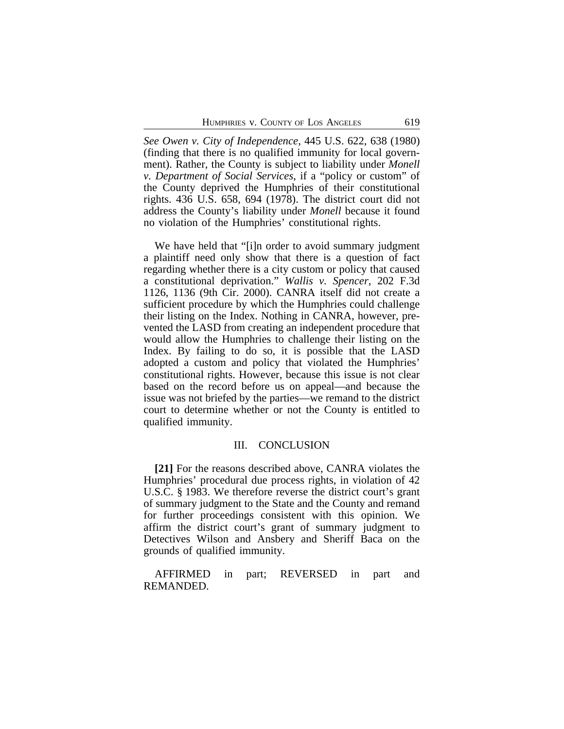*See Owen v. City of Independence*, 445 U.S. 622, 638 (1980) (finding that there is no qualified immunity for local government). Rather, the County is subject to liability under *Monell v. Department of Social Services*, if a "policy or custom" of the County deprived the Humphries of their constitutional rights. 436 U.S. 658, 694 (1978). The district court did not address the County's liability under *Monell* because it found no violation of the Humphries' constitutional rights.

We have held that "[i]n order to avoid summary judgment a plaintiff need only show that there is a question of fact regarding whether there is a city custom or policy that caused a constitutional deprivation." *Wallis v. Spencer*, 202 F.3d 1126, 1136 (9th Cir. 2000). CANRA itself did not create a sufficient procedure by which the Humphries could challenge their listing on the Index. Nothing in CANRA, however, prevented the LASD from creating an independent procedure that would allow the Humphries to challenge their listing on the Index. By failing to do so, it is possible that the LASD adopted a custom and policy that violated the Humphries' constitutional rights. However, because this issue is not clear based on the record before us on appeal—and because the issue was not briefed by the parties—we remand to the district court to determine whether or not the County is entitled to qualified immunity.

## III. CONCLUSION

**[21]** For the reasons described above, CANRA violates the Humphries' procedural due process rights, in violation of 42 U.S.C. § 1983. We therefore reverse the district court's grant of summary judgment to the State and the County and remand for further proceedings consistent with this opinion. We affirm the district court's grant of summary judgment to Detectives Wilson and Ansbery and Sheriff Baca on the grounds of qualified immunity.

AFFIRMED in part; REVERSED in part and REMANDED.